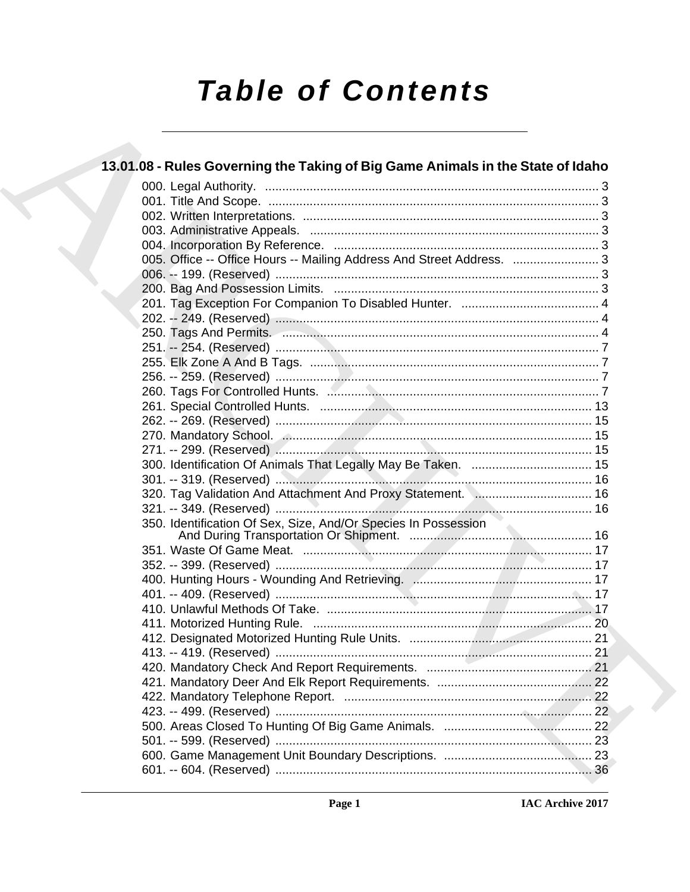# Table of Contents

## 13.01.08 - Rules Governing the Taking of Big Game Animals in the State of Idaho

000. Legal Authority. ..... 3
001. Title And Scope. ..... 3
002. Written Interpretations. ..... 3
003. Administrative Appeals. ..... 3
004. Incorporation By Reference. ..... 3
005. Office -- Office Hours -- Mailing Address And Street Address. ..... 3
006. -- 199. (Reserved) ..... 3
200. Bag And Possession Limits. ..... 3
201. Tag Exception For Companion To Disabled Hunter. ..... 4
202. -- 249. (Reserved) ..... 4
250. Tags And Permits. ..... 4
251. -- 254. (Reserved) ..... 7
255. Elk Zone A And B Tags. ..... 7
256. -- 259. (Reserved) ..... 7
260. Tags For Controlled Hunts. ..... 7
261. Special Controlled Hunts. ..... 13
262. -- 269. (Reserved) ..... 15
270. Mandatory School. ..... 15
271. -- 299. (Reserved) ..... 15
300. Identification Of Animals That Legally May Be Taken. ..... 15
301. -- 319. (Reserved) ..... 16
320. Tag Validation And Attachment And Proxy Statement. ..... 16
321. -- 349. (Reserved) ..... 16
350. Identification Of Sex, Size, And/Or Species In Possession And During Transportation Or Shipment. ..... 16
351. Waste Of Game Meat. ..... 17
352. -- 399. (Reserved) ..... 17
400. Hunting Hours - Wounding And Retrieving. ..... 17
401. -- 409. (Reserved) ..... 17
410. Unlawful Methods Of Take. ..... 17
411. Motorized Hunting Rule. ..... 20
412. Designated Motorized Hunting Rule Units. ..... 21
413. -- 419. (Reserved) ..... 21
420. Mandatory Check And Report Requirements. ..... 21
421. Mandatory Deer And Elk Report Requirements. ..... 22
422. Mandatory Telephone Report. ..... 22
423. -- 499. (Reserved) ..... 22
500. Areas Closed To Hunting Of Big Game Animals. ..... 22
501. -- 599. (Reserved) ..... 23
600. Game Management Unit Boundary Descriptions. ..... 23
601. -- 604. (Reserved) ..... 36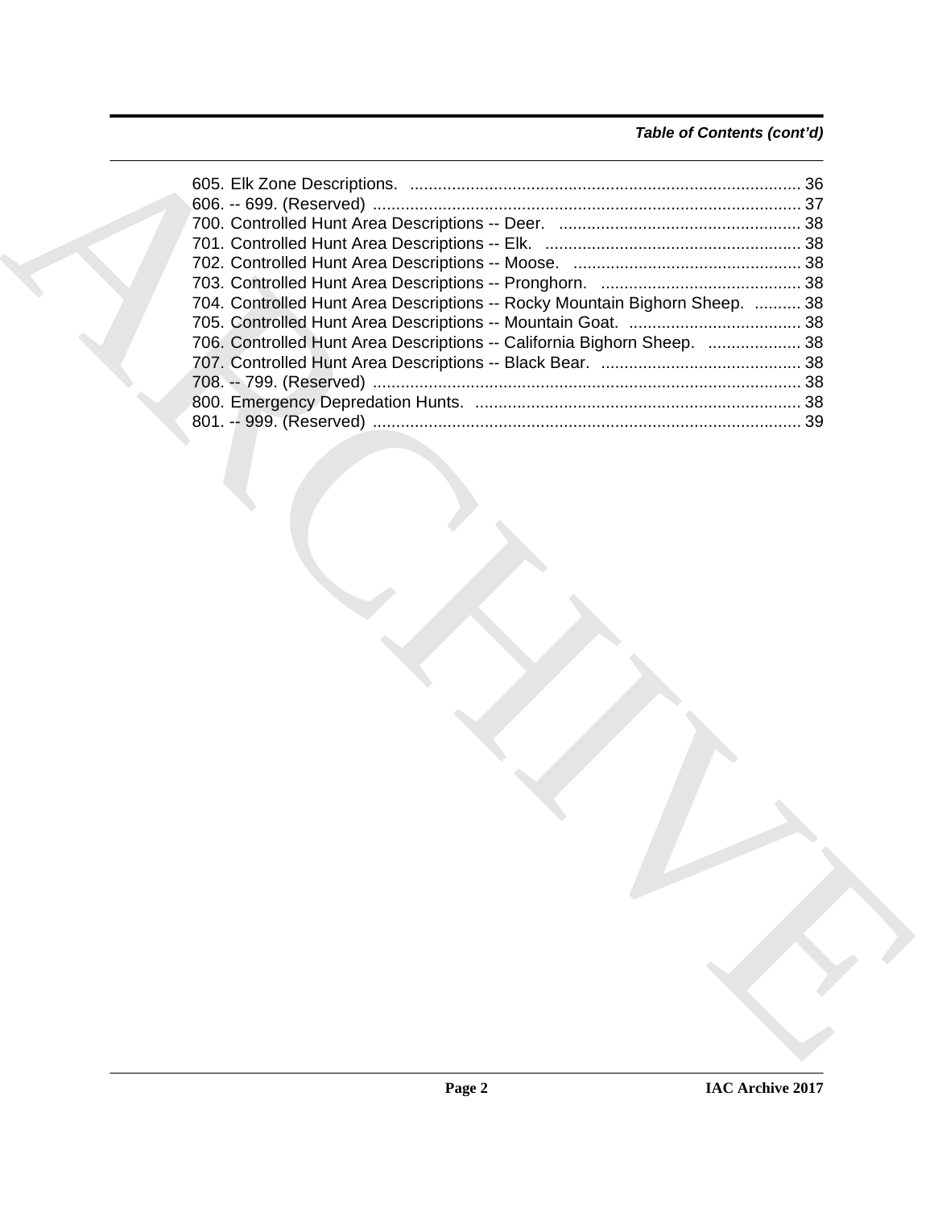*Table of Contents (cont'd)*

605. Elk Zone Descriptions. .................................................................................... 36
606. -- 699. (Reserved) ............................................................................................ 37
700. Controlled Hunt Area Descriptions -- Deer. .................................................... 38
701. Controlled Hunt Area Descriptions -- Elk. ....................................................... 38
702. Controlled Hunt Area Descriptions -- Moose. ................................................. 38
703. Controlled Hunt Area Descriptions -- Pronghorn. ........................................... 38
704. Controlled Hunt Area Descriptions -- Rocky Mountain Bighorn Sheep. .......... 38
705. Controlled Hunt Area Descriptions -- Mountain Goat. ..................................... 38
706. Controlled Hunt Area Descriptions -- California Bighorn Sheep. .................... 38
707. Controlled Hunt Area Descriptions -- Black Bear. ........................................... 38
708. -- 799. (Reserved) ............................................................................................ 38
800. Emergency Depredation Hunts. ...................................................................... 38
801. -- 999. (Reserved) ............................................................................................ 39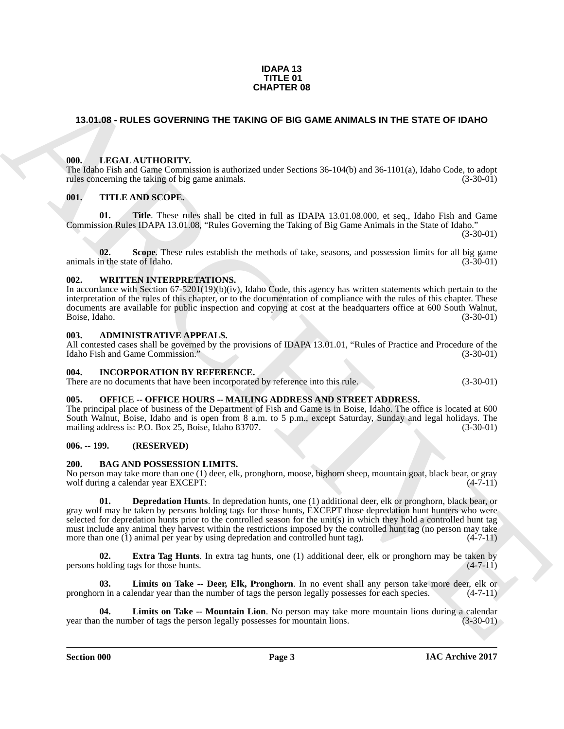**IDAPA 13**
**TITLE 01**
**CHAPTER 08**

## 13.01.08 - RULES GOVERNING THE TAKING OF BIG GAME ANIMALS IN THE STATE OF IDAHO

### 000. LEGAL AUTHORITY.

The Idaho Fish and Game Commission is authorized under Sections 36-104(b) and 36-1101(a), Idaho Code, to adopt rules concerning the taking of big game animals. (3-30-01)

### 001. TITLE AND SCOPE.

**01. Title**. These rules shall be cited in full as IDAPA 13.01.08.000, et seq., Idaho Fish and Game Commission Rules IDAPA 13.01.08, "Rules Governing the Taking of Big Game Animals in the State of Idaho." (3-30-01)

**02. Scope**. These rules establish the methods of take, seasons, and possession limits for all big game animals in the state of Idaho. (3-30-01)

### 002. WRITTEN INTERPRETATIONS.

In accordance with Section 67-5201(19)(b)(iv), Idaho Code, this agency has written statements which pertain to the interpretation of the rules of this chapter, or to the documentation of compliance with the rules of this chapter. These documents are available for public inspection and copying at cost at the headquarters office at 600 South Walnut, Boise, Idaho. (3-30-01)

### 003. ADMINISTRATIVE APPEALS.

All contested cases shall be governed by the provisions of IDAPA 13.01.01, "Rules of Practice and Procedure of the Idaho Fish and Game Commission." (3-30-01)

### 004. INCORPORATION BY REFERENCE.

There are no documents that have been incorporated by reference into this rule. (3-30-01)

### 005. OFFICE -- OFFICE HOURS -- MAILING ADDRESS AND STREET ADDRESS.

The principal place of business of the Department of Fish and Game is in Boise, Idaho. The office is located at 600 South Walnut, Boise, Idaho and is open from 8 a.m. to 5 p.m., except Saturday, Sunday and legal holidays. The mailing address is: P.O. Box 25, Boise, Idaho 83707. (3-30-01)

### 006. -- 199. (RESERVED)

### 200. BAG AND POSSESSION LIMITS.

No person may take more than one (1) deer, elk, pronghorn, moose, bighorn sheep, mountain goat, black bear, or gray wolf during a calendar year EXCEPT: (4-7-11)

**01. Depredation Hunts**. In depredation hunts, one (1) additional deer, elk or pronghorn, black bear, or gray wolf may be taken by persons holding tags for those hunts, EXCEPT those depredation hunt hunters who were selected for depredation hunts prior to the controlled season for the unit(s) in which they hold a controlled hunt tag must include any animal they harvest within the restrictions imposed by the controlled hunt tag (no person may take more than one (1) animal per year by using depredation and controlled hunt tag). (4-7-11)

**02. Extra Tag Hunts**. In extra tag hunts, one (1) additional deer, elk or pronghorn may be taken by persons holding tags for those hunts. (4-7-11)

**03. Limits on Take -- Deer, Elk, Pronghorn**. In no event shall any person take more deer, elk or pronghorn in a calendar year than the number of tags the person legally possesses for each species. (4-7-11)

**04. Limits on Take -- Mountain Lion**. No person may take more mountain lions during a calendar year than the number of tags the person legally possesses for mountain lions. (3-30-01)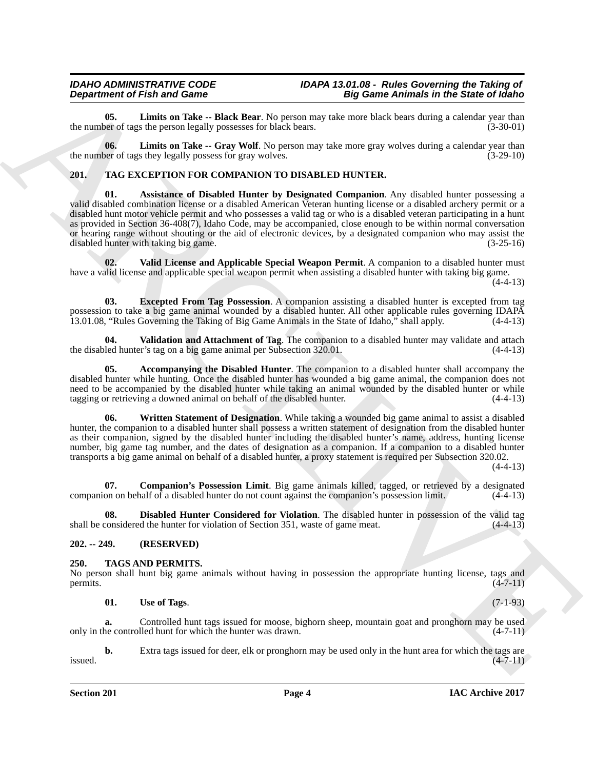**05. Limits on Take -- Black Bear**. No person may take more black bears during a calendar year than the number of tags the person legally possesses for black bears. (3-30-01)

**06. Limits on Take -- Gray Wolf**. No person may take more gray wolves during a calendar year than the number of tags they legally possess for gray wolves. (3-29-10)

## 201. TAG EXCEPTION FOR COMPANION TO DISABLED HUNTER.

**01. Assistance of Disabled Hunter by Designated Companion**. Any disabled hunter possessing a valid disabled combination license or a disabled American Veteran hunting license or a disabled archery permit or a disabled hunt motor vehicle permit and who possesses a valid tag or who is a disabled veteran participating in a hunt as provided in Section 36-408(7), Idaho Code, may be accompanied, close enough to be within normal conversation or hearing range without shouting or the aid of electronic devices, by a designated companion who may assist the disabled hunter with taking big game. (3-25-16)

**02. Valid License and Applicable Special Weapon Permit**. A companion to a disabled hunter must have a valid license and applicable special weapon permit when assisting a disabled hunter with taking big game. (4-4-13)

**03. Excepted From Tag Possession**. A companion assisting a disabled hunter is excepted from tag possession to take a big game animal wounded by a disabled hunter. All other applicable rules governing IDAPA 13.01.08, "Rules Governing the Taking of Big Game Animals in the State of Idaho," shall apply. (4-4-13)

**04. Validation and Attachment of Tag**. The companion to a disabled hunter may validate and attach the disabled hunter's tag on a big game animal per Subsection 320.01. (4-4-13)

**05. Accompanying the Disabled Hunter**. The companion to a disabled hunter shall accompany the disabled hunter while hunting. Once the disabled hunter has wounded a big game animal, the companion does not need to be accompanied by the disabled hunter while taking an animal wounded by the disabled hunter or while tagging or retrieving a downed animal on behalf of the disabled hunter. (4-4-13)

**06. Written Statement of Designation**. While taking a wounded big game animal to assist a disabled hunter, the companion to a disabled hunter shall possess a written statement of designation from the disabled hunter as their companion, signed by the disabled hunter including the disabled hunter's name, address, hunting license number, big game tag number, and the dates of designation as a companion. If a companion to a disabled hunter transports a big game animal on behalf of a disabled hunter, a proxy statement is required per Subsection 320.02. (4-4-13)

**07. Companion's Possession Limit**. Big game animals killed, tagged, or retrieved by a designated companion on behalf of a disabled hunter do not count against the companion's possession limit. (4-4-13)

**08. Disabled Hunter Considered for Violation**. The disabled hunter in possession of the valid tag shall be considered the hunter for violation of Section 351, waste of game meat. (4-4-13)

## 202. -- 249. (RESERVED)

## 250. TAGS AND PERMITS.

No person shall hunt big game animals without having in possession the appropriate hunting license, tags and permits. (4-7-11)

**01. Use of Tags**. (7-1-93)

**a.** Controlled hunt tags issued for moose, bighorn sheep, mountain goat and pronghorn may be used only in the controlled hunt for which the hunter was drawn. (4-7-11)

**b.** Extra tags issued for deer, elk or pronghorn may be used only in the hunt area for which the tags are issued. (4-7-11)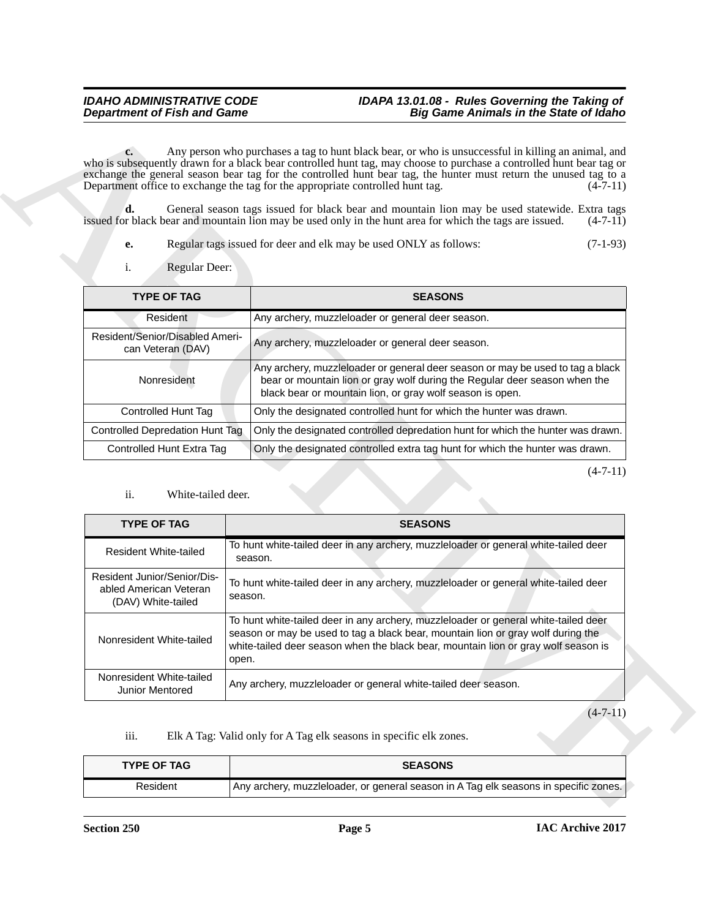**c.** Any person who purchases a tag to hunt black bear, or who is unsuccessful in killing an animal, and who is subsequently drawn for a black bear controlled hunt tag, may choose to purchase a controlled hunt bear tag or exchange the general season bear tag for the controlled hunt bear tag, the hunter must return the unused tag to a Department office to exchange the tag for the appropriate controlled hunt tag. (4-7-11)

**d.** General season tags issued for black bear and mountain lion may be used statewide. Extra tags issued for black bear and mountain lion may be used only in the hunt area for which the tags are issued. (4-7-11)

**e.** Regular tags issued for deer and elk may be used ONLY as follows: (7-1-93)

i. Regular Deer:

| TYPE OF TAG | SEASONS |
|---|---|
| Resident | Any archery, muzzleloader or general deer season. |
| Resident/Senior/Disabled American Veteran (DAV) | Any archery, muzzleloader or general deer season. |
| Nonresident | Any archery, muzzleloader or general deer season or may be used to tag a black bear or mountain lion or gray wolf during the Regular deer season when the black bear or mountain lion, or gray wolf season is open. |
| Controlled Hunt Tag | Only the designated controlled hunt for which the hunter was drawn. |
| Controlled Depredation Hunt Tag | Only the designated controlled depredation hunt for which the hunter was drawn. |
| Controlled Hunt Extra Tag | Only the designated controlled extra tag hunt for which the hunter was drawn. |

(4-7-11)

ii. White-tailed deer.

| TYPE OF TAG | SEASONS |
|---|---|
| Resident White-tailed | To hunt white-tailed deer in any archery, muzzleloader or general white-tailed deer season. |
| Resident Junior/Senior/Disabled American Veteran (DAV) White-tailed | To hunt white-tailed deer in any archery, muzzleloader or general white-tailed deer season. |
| Nonresident White-tailed | To hunt white-tailed deer in any archery, muzzleloader or general white-tailed deer season or may be used to tag a black bear, mountain lion or gray wolf during the white-tailed deer season when the black bear, mountain lion or gray wolf season is open. |
| Nonresident White-tailed Junior Mentored | Any archery, muzzleloader or general white-tailed deer season. |

(4-7-11)

iii. Elk A Tag: Valid only for A Tag elk seasons in specific elk zones.

| TYPE OF TAG | SEASONS |
|---|---|
| Resident | Any archery, muzzleloader, or general season in A Tag elk seasons in specific zones. |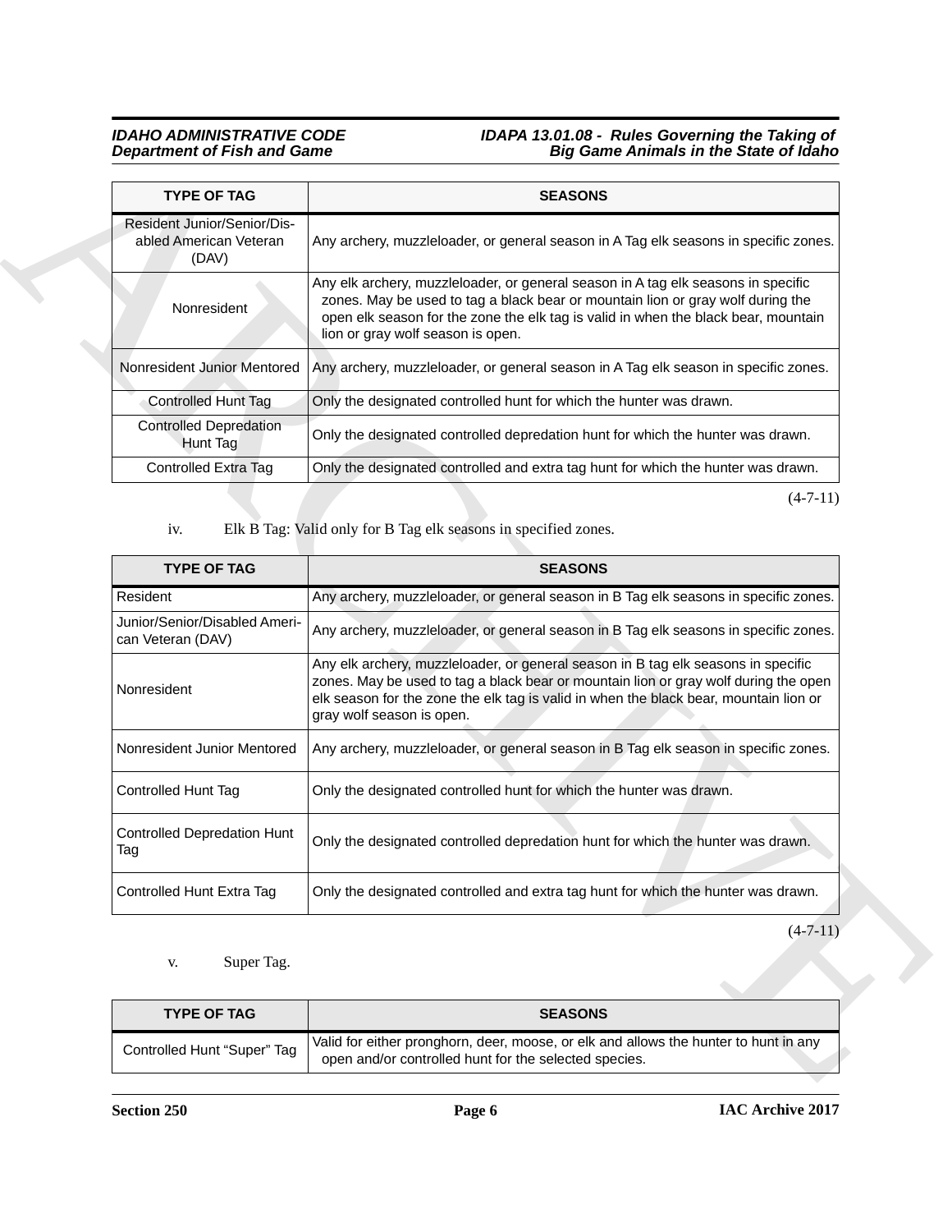| TYPE OF TAG | SEASONS |
|---|---|
| Resident Junior/Senior/Disabled American Veteran (DAV) | Any archery, muzzleloader, or general season in A Tag elk seasons in specific zones. |
| Nonresident | Any elk archery, muzzleloader, or general season in A tag elk seasons in specific zones. May be used to tag a black bear or mountain lion or gray wolf during the open elk season for the zone the elk tag is valid in when the black bear, mountain lion or gray wolf season is open. |
| Nonresident Junior Mentored | Any archery, muzzleloader, or general season in A Tag elk season in specific zones. |
| Controlled Hunt Tag | Only the designated controlled hunt for which the hunter was drawn. |
| Controlled Depredation Hunt Tag | Only the designated controlled depredation hunt for which the hunter was drawn. |
| Controlled Extra Tag | Only the designated controlled and extra tag hunt for which the hunter was drawn. |

(4-7-11)

iv. Elk B Tag: Valid only for B Tag elk seasons in specified zones.

| TYPE OF TAG | SEASONS |
|---|---|
| Resident | Any archery, muzzleloader, or general season in B Tag elk seasons in specific zones. |
| Junior/Senior/Disabled American Veteran (DAV) | Any archery, muzzleloader, or general season in B Tag elk seasons in specific zones. |
| Nonresident | Any elk archery, muzzleloader, or general season in B tag elk seasons in specific zones. May be used to tag a black bear or mountain lion or gray wolf during the open elk season for the zone the elk tag is valid in when the black bear, mountain lion or gray wolf season is open. |
| Nonresident Junior Mentored | Any archery, muzzleloader, or general season in B Tag elk season in specific zones. |
| Controlled Hunt Tag | Only the designated controlled hunt for which the hunter was drawn. |
| Controlled Depredation Hunt Tag | Only the designated controlled depredation hunt for which the hunter was drawn. |
| Controlled Hunt Extra Tag | Only the designated controlled and extra tag hunt for which the hunter was drawn. |

(4-7-11)

v. Super Tag.

| TYPE OF TAG | SEASONS |
|---|---|
| Controlled Hunt "Super" Tag | Valid for either pronghorn, deer, moose, or elk and allows the hunter to hunt in any open and/or controlled hunt for the selected species. |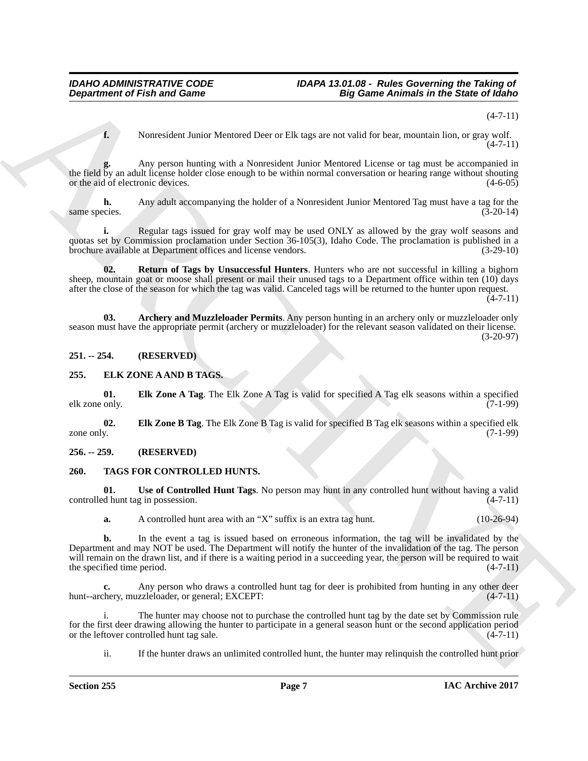(4-7-11)

**f.** Nonresident Junior Mentored Deer or Elk tags are not valid for bear, mountain lion, or gray wolf. (4-7-11)

**g.** Any person hunting with a Nonresident Junior Mentored License or tag must be accompanied in the field by an adult license holder close enough to be within normal conversation or hearing range without shouting or the aid of electronic devices. (4-6-05)

**h.** Any adult accompanying the holder of a Nonresident Junior Mentored Tag must have a tag for the same species. (3-20-14)

**i.** Regular tags issued for gray wolf may be used ONLY as allowed by the gray wolf seasons and quotas set by Commission proclamation under Section 36-105(3), Idaho Code. The proclamation is published in a brochure available at Department offices and license vendors. (3-29-10)

**02. Return of Tags by Unsuccessful Hunters**. Hunters who are not successful in killing a bighorn sheep, mountain goat or moose shall present or mail their unused tags to a Department office within ten (10) days after the close of the season for which the tag was valid. Canceled tags will be returned to the hunter upon request. (4-7-11)

**03. Archery and Muzzleloader Permits**. Any person hunting in an archery only or muzzleloader only season must have the appropriate permit (archery or muzzleloader) for the relevant season validated on their license. (3-20-97)

## 251. -- 254. (RESERVED)

## 255. ELK ZONE A AND B TAGS.

**01. Elk Zone A Tag**. The Elk Zone A Tag is valid for specified A Tag elk seasons within a specified elk zone only. (7-1-99)

**02. Elk Zone B Tag**. The Elk Zone B Tag is valid for specified B Tag elk seasons within a specified elk zone only. (7-1-99)

## 256. -- 259. (RESERVED)

## 260. TAGS FOR CONTROLLED HUNTS.

**01. Use of Controlled Hunt Tags**. No person may hunt in any controlled hunt without having a valid controlled hunt tag in possession. (4-7-11)

**a.** A controlled hunt area with an "X" suffix is an extra tag hunt. (10-26-94)

**b.** In the event a tag is issued based on erroneous information, the tag will be invalidated by the Department and may NOT be used. The Department will notify the hunter of the invalidation of the tag. The person will remain on the drawn list, and if there is a waiting period in a succeeding year, the person will be required to wait the specified time period. (4-7-11)

**c.** Any person who draws a controlled hunt tag for deer is prohibited from hunting in any other deer hunt--archery, muzzleloader, or general; EXCEPT: (4-7-11)

i. The hunter may choose not to purchase the controlled hunt tag by the date set by Commission rule for the first deer drawing allowing the hunter to participate in a general season hunt or the second application period or the leftover controlled hunt tag sale. (4-7-11)

ii. If the hunter draws an unlimited controlled hunt, the hunter may relinquish the controlled hunt prior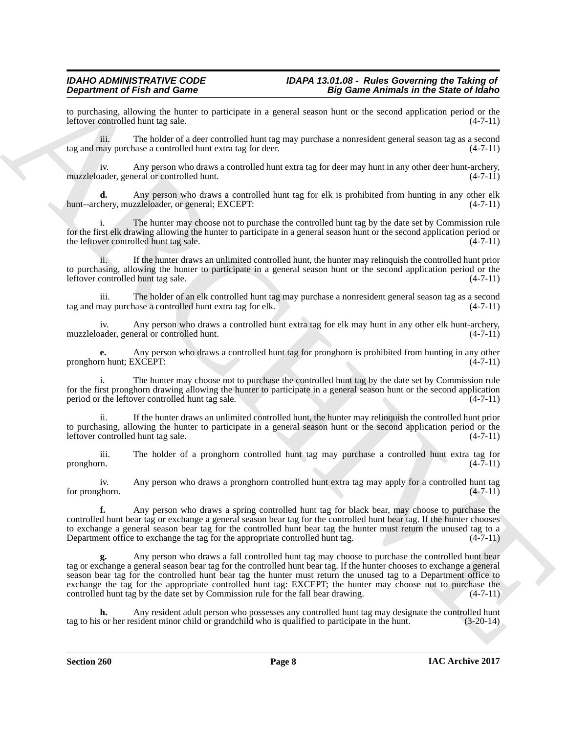to purchasing, allowing the hunter to participate in a general season hunt or the second application period or the leftover controlled hunt tag sale. (4-7-11)

iii. The holder of a deer controlled hunt tag may purchase a nonresident general season tag as a second tag and may purchase a controlled hunt extra tag for deer. (4-7-11)

iv. Any person who draws a controlled hunt extra tag for deer may hunt in any other deer hunt-archery, muzzleloader, general or controlled hunt. (4-7-11)

**d.** Any person who draws a controlled hunt tag for elk is prohibited from hunting in any other elk hunt--archery, muzzleloader, or general; EXCEPT: (4-7-11)

i. The hunter may choose not to purchase the controlled hunt tag by the date set by Commission rule for the first elk drawing allowing the hunter to participate in a general season hunt or the second application period or the leftover controlled hunt tag sale. (4-7-11)

ii. If the hunter draws an unlimited controlled hunt, the hunter may relinquish the controlled hunt prior to purchasing, allowing the hunter to participate in a general season hunt or the second application period or the leftover controlled hunt tag sale. (4-7-11)

iii. The holder of an elk controlled hunt tag may purchase a nonresident general season tag as a second tag and may purchase a controlled hunt extra tag for elk. (4-7-11)

iv. Any person who draws a controlled hunt extra tag for elk may hunt in any other elk hunt-archery, muzzleloader, general or controlled hunt. (4-7-11)

**e.** Any person who draws a controlled hunt tag for pronghorn is prohibited from hunting in any other pronghorn hunt; EXCEPT: (4-7-11)

i. The hunter may choose not to purchase the controlled hunt tag by the date set by Commission rule for the first pronghorn drawing allowing the hunter to participate in a general season hunt or the second application period or the leftover controlled hunt tag sale. (4-7-11)

ii. If the hunter draws an unlimited controlled hunt, the hunter may relinquish the controlled hunt prior to purchasing, allowing the hunter to participate in a general season hunt or the second application period or the leftover controlled hunt tag sale. (4-7-11)

iii. The holder of a pronghorn controlled hunt tag may purchase a controlled hunt extra tag for pronghorn. (4-7-11)

iv. Any person who draws a pronghorn controlled hunt extra tag may apply for a controlled hunt tag for pronghorn. (4-7-11)

**f.** Any person who draws a spring controlled hunt tag for black bear, may choose to purchase the controlled hunt bear tag or exchange a general season bear tag for the controlled hunt bear tag. If the hunter chooses to exchange a general season bear tag for the controlled hunt bear tag the hunter must return the unused tag to a Department office to exchange the tag for the appropriate controlled hunt tag. (4-7-11)

**g.** Any person who draws a fall controlled hunt tag may choose to purchase the controlled hunt bear tag or exchange a general season bear tag for the controlled hunt bear tag. If the hunter chooses to exchange a general season bear tag for the controlled hunt bear tag the hunter must return the unused tag to a Department office to exchange the tag for the appropriate controlled hunt tag: EXCEPT; the hunter may choose not to purchase the controlled hunt tag by the date set by Commission rule for the fall bear drawing. (4-7-11)

**h.** Any resident adult person who possesses any controlled hunt tag may designate the controlled hunt tag to his or her resident minor child or grandchild who is qualified to participate in the hunt. (3-20-14)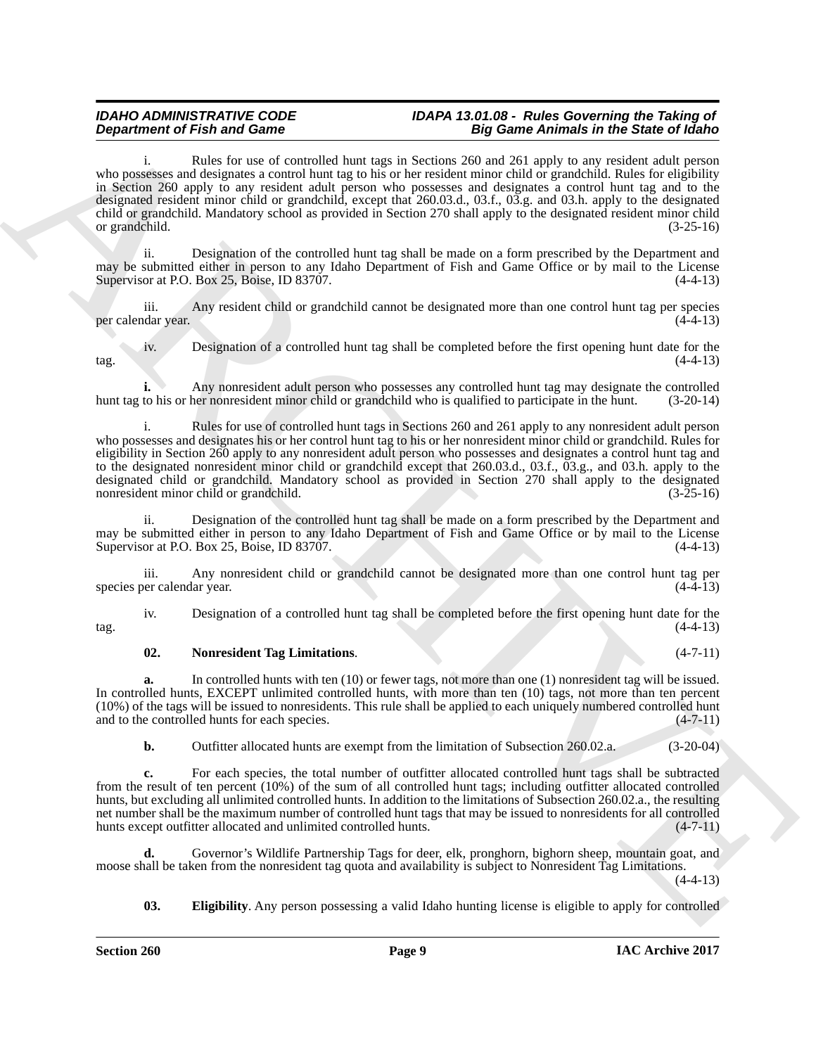i. Rules for use of controlled hunt tags in Sections 260 and 261 apply to any resident adult person who possesses and designates a control hunt tag to his or her resident minor child or grandchild. Rules for eligibility in Section 260 apply to any resident adult person who possesses and designates a control hunt tag and to the designated resident minor child or grandchild, except that 260.03.d., 03.f., 03.g. and 03.h. apply to the designated child or grandchild. Mandatory school as provided in Section 270 shall apply to the designated resident minor child or grandchild. (3-25-16)

ii. Designation of the controlled hunt tag shall be made on a form prescribed by the Department and may be submitted either in person to any Idaho Department of Fish and Game Office or by mail to the License Supervisor at P.O. Box 25, Boise, ID 83707. (4-4-13)

iii. Any resident child or grandchild cannot be designated more than one control hunt tag per species per calendar year. (4-4-13)

iv. Designation of a controlled hunt tag shall be completed before the first opening hunt date for the tag. (4-4-13)

**i.** Any nonresident adult person who possesses any controlled hunt tag may designate the controlled hunt tag to his or her nonresident minor child or grandchild who is qualified to participate in the hunt. (3-20-14)

i. Rules for use of controlled hunt tags in Sections 260 and 261 apply to any nonresident adult person who possesses and designates his or her control hunt tag to his or her nonresident minor child or grandchild. Rules for eligibility in Section 260 apply to any nonresident adult person who possesses and designates a control hunt tag and to the designated nonresident minor child or grandchild except that 260.03.d., 03.f., 03.g., and 03.h. apply to the designated child or grandchild. Mandatory school as provided in Section 270 shall apply to the designated nonresident minor child or grandchild. (3-25-16)

ii. Designation of the controlled hunt tag shall be made on a form prescribed by the Department and may be submitted either in person to any Idaho Department of Fish and Game Office or by mail to the License Supervisor at P.O. Box 25, Boise, ID 83707. (4-4-13)

iii. Any nonresident child or grandchild cannot be designated more than one control hunt tag per species per calendar year. (4-4-13)

iv. Designation of a controlled hunt tag shall be completed before the first opening hunt date for the tag. (4-4-13)

**02. Nonresident Tag Limitations**. (4-7-11)

**a.** In controlled hunts with ten (10) or fewer tags, not more than one (1) nonresident tag will be issued. In controlled hunts, EXCEPT unlimited controlled hunts, with more than ten (10) tags, not more than ten percent (10%) of the tags will be issued to nonresidents. This rule shall be applied to each uniquely numbered controlled hunt and to the controlled hunts for each species. (4-7-11)

**b.** Outfitter allocated hunts are exempt from the limitation of Subsection 260.02.a. (3-20-04)

**c.** For each species, the total number of outfitter allocated controlled hunt tags shall be subtracted from the result of ten percent (10%) of the sum of all controlled hunt tags; including outfitter allocated controlled hunts, but excluding all unlimited controlled hunts. In addition to the limitations of Subsection 260.02.a., the resulting net number shall be the maximum number of controlled hunt tags that may be issued to nonresidents for all controlled hunts except outfitter allocated and unlimited controlled hunts. (4-7-11)

**d.** Governor's Wildlife Partnership Tags for deer, elk, pronghorn, bighorn sheep, mountain goat, and moose shall be taken from the nonresident tag quota and availability is subject to Nonresident Tag Limitations. (4-4-13)

**03. Eligibility**. Any person possessing a valid Idaho hunting license is eligible to apply for controlled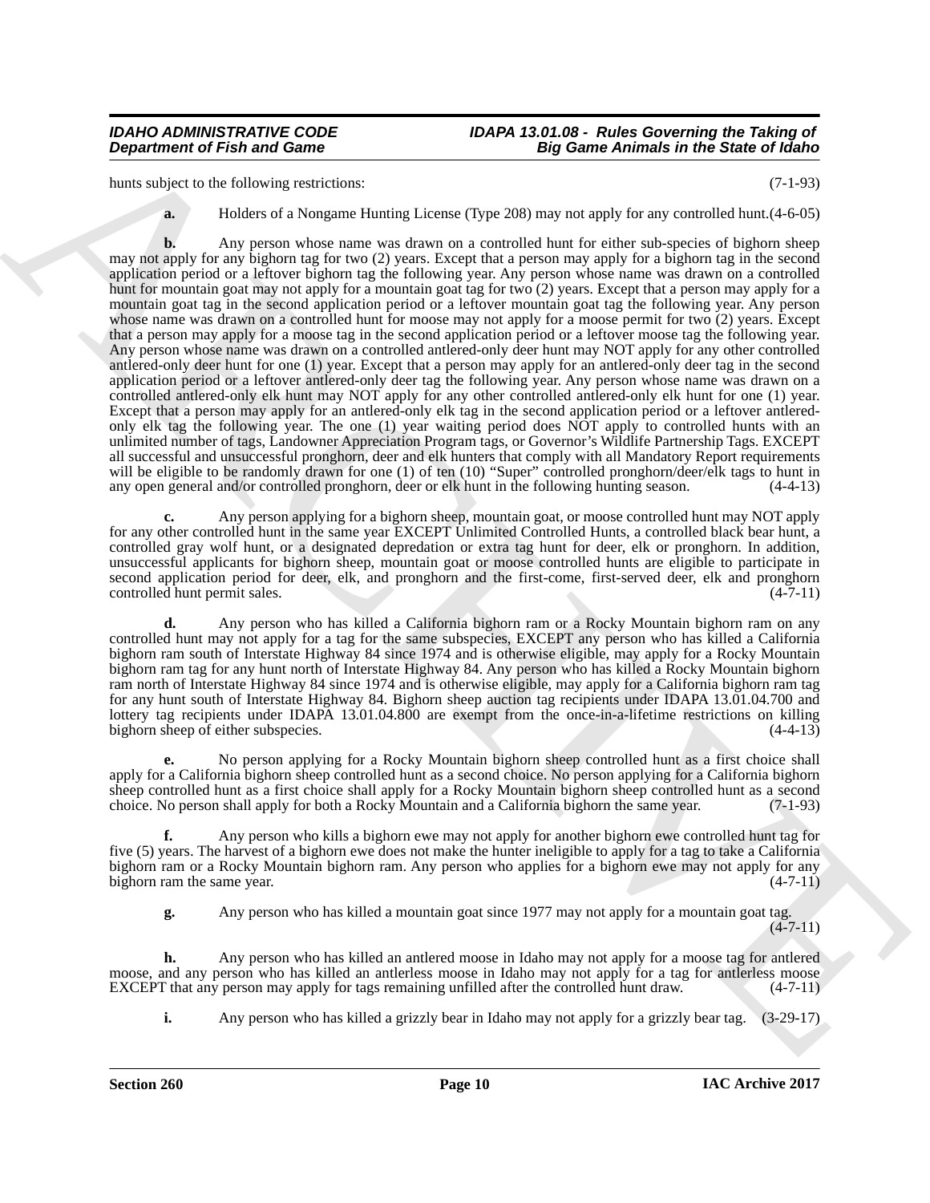hunts subject to the following restrictions: (7-1-93)

**a.** Holders of a Nongame Hunting License (Type 208) may not apply for any controlled hunt.(4-6-05)

**b.** Any person whose name was drawn on a controlled hunt for either sub-species of bighorn sheep may not apply for any bighorn tag for two (2) years. Except that a person may apply for a bighorn tag in the second application period or a leftover bighorn tag the following year. Any person whose name was drawn on a controlled hunt for mountain goat may not apply for a mountain goat tag for two (2) years. Except that a person may apply for a mountain goat tag in the second application period or a leftover mountain goat tag the following year. Any person whose name was drawn on a controlled hunt for moose may not apply for a moose permit for two (2) years. Except that a person may apply for a moose tag in the second application period or a leftover moose tag the following year. Any person whose name was drawn on a controlled antlered-only deer hunt may NOT apply for any other controlled antlered-only deer hunt for one (1) year. Except that a person may apply for an antlered-only deer tag in the second application period or a leftover antlered-only deer tag the following year. Any person whose name was drawn on a controlled antlered-only elk hunt may NOT apply for any other controlled antlered-only elk hunt for one (1) year. Except that a person may apply for an antlered-only elk tag in the second application period or a leftover antlered-only elk tag the following year. The one (1) year waiting period does NOT apply to controlled hunts with an unlimited number of tags, Landowner Appreciation Program tags, or Governor's Wildlife Partnership Tags. EXCEPT all successful and unsuccessful pronghorn, deer and elk hunters that comply with all Mandatory Report requirements will be eligible to be randomly drawn for one (1) of ten (10) "Super" controlled pronghorn/deer/elk tags to hunt in any open general and/or controlled pronghorn, deer or elk hunt in the following hunting season. (4-4-13)

**c.** Any person applying for a bighorn sheep, mountain goat, or moose controlled hunt may NOT apply for any other controlled hunt in the same year EXCEPT Unlimited Controlled Hunts, a controlled black bear hunt, a controlled gray wolf hunt, or a designated depredation or extra tag hunt for deer, elk or pronghorn. In addition, unsuccessful applicants for bighorn sheep, mountain goat or moose controlled hunts are eligible to participate in second application period for deer, elk, and pronghorn and the first-come, first-served deer, elk and pronghorn controlled hunt permit sales. (4-7-11)

**d.** Any person who has killed a California bighorn ram or a Rocky Mountain bighorn ram on any controlled hunt may not apply for a tag for the same subspecies, EXCEPT any person who has killed a California bighorn ram south of Interstate Highway 84 since 1974 and is otherwise eligible, may apply for a Rocky Mountain bighorn ram tag for any hunt north of Interstate Highway 84. Any person who has killed a Rocky Mountain bighorn ram north of Interstate Highway 84 since 1974 and is otherwise eligible, may apply for a California bighorn ram tag for any hunt south of Interstate Highway 84. Bighorn sheep auction tag recipients under IDAPA 13.01.04.700 and lottery tag recipients under IDAPA 13.01.04.800 are exempt from the once-in-a-lifetime restrictions on killing bighorn sheep of either subspecies. (4-4-13)

**e.** No person applying for a Rocky Mountain bighorn sheep controlled hunt as a first choice shall apply for a California bighorn sheep controlled hunt as a second choice. No person applying for a California bighorn sheep controlled hunt as a first choice shall apply for a Rocky Mountain bighorn sheep controlled hunt as a second choice. No person shall apply for both a Rocky Mountain and a California bighorn the same year. (7-1-93)

**f.** Any person who kills a bighorn ewe may not apply for another bighorn ewe controlled hunt tag for five (5) years. The harvest of a bighorn ewe does not make the hunter ineligible to apply for a tag to take a California bighorn ram or a Rocky Mountain bighorn ram. Any person who applies for a bighorn ewe may not apply for any bighorn ram the same year. (4-7-11)

**g.** Any person who has killed a mountain goat since 1977 may not apply for a mountain goat tag. (4-7-11)

**h.** Any person who has killed an antlered moose in Idaho may not apply for a moose tag for antlered moose, and any person who has killed an antlerless moose in Idaho may not apply for a tag for antlerless moose EXCEPT that any person may apply for tags remaining unfilled after the controlled hunt draw. (4-7-11)

**i.** Any person who has killed a grizzly bear in Idaho may not apply for a grizzly bear tag. (3-29-17)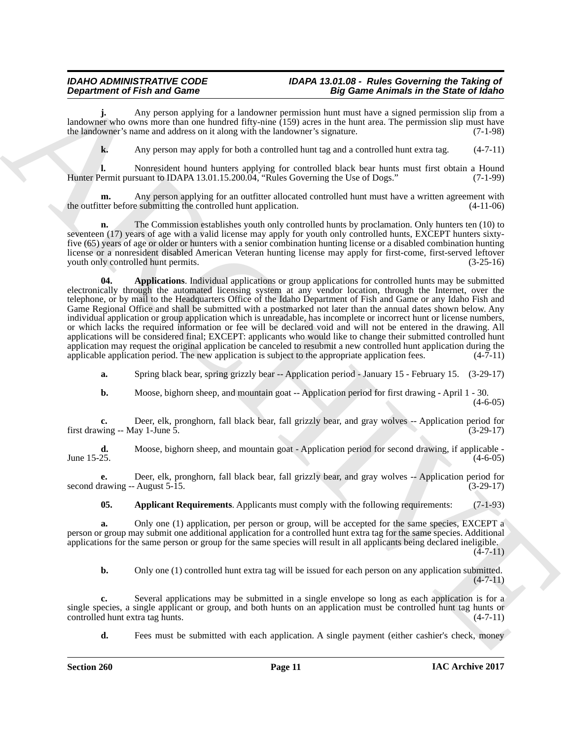**j.** Any person applying for a landowner permission hunt must have a signed permission slip from a landowner who owns more than one hundred fifty-nine (159) acres in the hunt area. The permission slip must have the landowner's name and address on it along with the landowner's signature. (7-1-98)

**k.** Any person may apply for both a controlled hunt tag and a controlled hunt extra tag. (4-7-11)

**l.** Nonresident hound hunters applying for controlled black bear hunts must first obtain a Hound Hunter Permit pursuant to IDAPA 13.01.15.200.04, "Rules Governing the Use of Dogs." (7-1-99)

**m.** Any person applying for an outfitter allocated controlled hunt must have a written agreement with the outfitter before submitting the controlled hunt application. (4-11-06)

**n.** The Commission establishes youth only controlled hunts by proclamation. Only hunters ten (10) to seventeen (17) years of age with a valid license may apply for youth only controlled hunts, EXCEPT hunters sixty-five (65) years of age or older or hunters with a senior combination hunting license or a disabled combination hunting license or a nonresident disabled American Veteran hunting license may apply for first-come, first-served leftover youth only controlled hunt permits. (3-25-16)

**04. Applications**. Individual applications or group applications for controlled hunts may be submitted electronically through the automated licensing system at any vendor location, through the Internet, over the telephone, or by mail to the Headquarters Office of the Idaho Department of Fish and Game or any Idaho Fish and Game Regional Office and shall be submitted with a postmarked not later than the annual dates shown below. Any individual application or group application which is unreadable, has incomplete or incorrect hunt or license numbers, or which lacks the required information or fee will be declared void and will not be entered in the drawing. All applications will be considered final; EXCEPT: applicants who would like to change their submitted controlled hunt application may request the original application be canceled to resubmit a new controlled hunt application during the applicable application period. The new application is subject to the appropriate application fees. (4-7-11)

**a.** Spring black bear, spring grizzly bear -- Application period - January 15 - February 15. (3-29-17)

**b.** Moose, bighorn sheep, and mountain goat -- Application period for first drawing - April 1 - 30. (4-6-05)

**c.** Deer, elk, pronghorn, fall black bear, fall grizzly bear, and gray wolves -- Application period for first drawing -- May 1-June 5. (3-29-17)

**d.** Moose, bighorn sheep, and mountain goat - Application period for second drawing, if applicable - June 15-25. (4-6-05)

**e.** Deer, elk, pronghorn, fall black bear, fall grizzly bear, and gray wolves -- Application period for second drawing -- August 5-15. (3-29-17)

**05. Applicant Requirements**. Applicants must comply with the following requirements: (7-1-93)

**a.** Only one (1) application, per person or group, will be accepted for the same species, EXCEPT a person or group may submit one additional application for a controlled hunt extra tag for the same species. Additional applications for the same person or group for the same species will result in all applicants being declared ineligible. (4-7-11)

**b.** Only one (1) controlled hunt extra tag will be issued for each person on any application submitted. (4-7-11)

**c.** Several applications may be submitted in a single envelope so long as each application is for a single species, a single applicant or group, and both hunts on an application must be controlled hunt tag hunts or controlled hunt extra tag hunts. (4-7-11)

**d.** Fees must be submitted with each application. A single payment (either cashier's check, money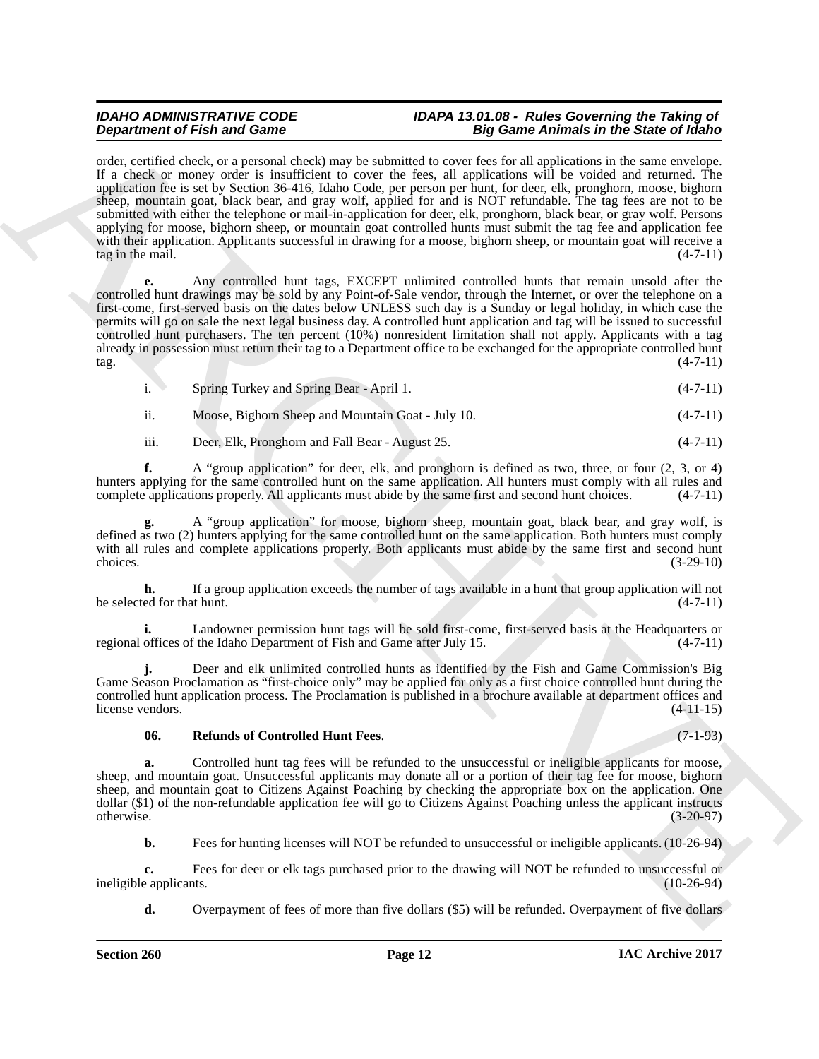order, certified check, or a personal check) may be submitted to cover fees for all applications in the same envelope. If a check or money order is insufficient to cover the fees, all applications will be voided and returned. The application fee is set by Section 36-416, Idaho Code, per person per hunt, for deer, elk, pronghorn, moose, bighorn sheep, mountain goat, black bear, and gray wolf, applied for and is NOT refundable. The tag fees are not to be submitted with either the telephone or mail-in-application for deer, elk, pronghorn, black bear, or gray wolf. Persons applying for moose, bighorn sheep, or mountain goat controlled hunts must submit the tag fee and application fee with their application. Applicants successful in drawing for a moose, bighorn sheep, or mountain goat will receive a tag in the mail. (4-7-11)

**e.** Any controlled hunt tags, EXCEPT unlimited controlled hunts that remain unsold after the controlled hunt drawings may be sold by any Point-of-Sale vendor, through the Internet, or over the telephone on a first-come, first-served basis on the dates below UNLESS such day is a Sunday or legal holiday, in which case the permits will go on sale the next legal business day. A controlled hunt application and tag will be issued to successful controlled hunt purchasers. The ten percent (10%) nonresident limitation shall not apply. Applicants with a tag already in possession must return their tag to a Department office to be exchanged for the appropriate controlled hunt tag. (4-7-11)

i. Spring Turkey and Spring Bear - April 1. (4-7-11)

ii. Moose, Bighorn Sheep and Mountain Goat - July 10. (4-7-11)

iii. Deer, Elk, Pronghorn and Fall Bear - August 25. (4-7-11)

**f.** A "group application" for deer, elk, and pronghorn is defined as two, three, or four (2, 3, or 4) hunters applying for the same controlled hunt on the same application. All hunters must comply with all rules and complete applications properly. All applicants must abide by the same first and second hunt choices. (4-7-11)

**g.** A "group application" for moose, bighorn sheep, mountain goat, black bear, and gray wolf, is defined as two (2) hunters applying for the same controlled hunt on the same application. Both hunters must comply with all rules and complete applications properly. Both applicants must abide by the same first and second hunt choices. (3-29-10)

**h.** If a group application exceeds the number of tags available in a hunt that group application will not be selected for that hunt. (4-7-11)

**i.** Landowner permission hunt tags will be sold first-come, first-served basis at the Headquarters or regional offices of the Idaho Department of Fish and Game after July 15. (4-7-11)

**j.** Deer and elk unlimited controlled hunts as identified by the Fish and Game Commission's Big Game Season Proclamation as "first-choice only" may be applied for only as a first choice controlled hunt during the controlled hunt application process. The Proclamation is published in a brochure available at department offices and license vendors. (4-11-15)

**06. Refunds of Controlled Hunt Fees**. (7-1-93)

**a.** Controlled hunt tag fees will be refunded to the unsuccessful or ineligible applicants for moose, sheep, and mountain goat. Unsuccessful applicants may donate all or a portion of their tag fee for moose, bighorn sheep, and mountain goat to Citizens Against Poaching by checking the appropriate box on the application. One dollar ($1) of the non-refundable application fee will go to Citizens Against Poaching unless the applicant instructs otherwise. (3-20-97)

**b.** Fees for hunting licenses will NOT be refunded to unsuccessful or ineligible applicants. (10-26-94)

**c.** Fees for deer or elk tags purchased prior to the drawing will NOT be refunded to unsuccessful or ineligible applicants. (10-26-94)

**d.** Overpayment of fees of more than five dollars ($5) will be refunded. Overpayment of five dollars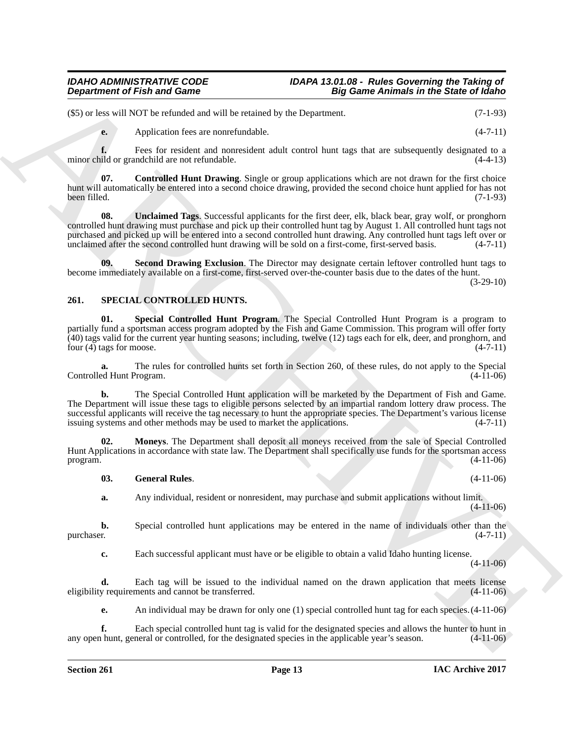($5) or less will NOT be refunded and will be retained by the Department. (7-1-93)

**e.** Application fees are nonrefundable. (4-7-11)

**f.** Fees for resident and nonresident adult control hunt tags that are subsequently designated to a minor child or grandchild are not refundable. (4-4-13)

**07. Controlled Hunt Drawing**. Single or group applications which are not drawn for the first choice hunt will automatically be entered into a second choice drawing, provided the second choice hunt applied for has not been filled. (7-1-93)

**08. Unclaimed Tags**. Successful applicants for the first deer, elk, black bear, gray wolf, or pronghorn controlled hunt drawing must purchase and pick up their controlled hunt tag by August 1. All controlled hunt tags not purchased and picked up will be entered into a second controlled hunt drawing. Any controlled hunt tags left over or unclaimed after the second controlled hunt drawing will be sold on a first-come, first-served basis. (4-7-11)

**09. Second Drawing Exclusion**. The Director may designate certain leftover controlled hunt tags to become immediately available on a first-come, first-served over-the-counter basis due to the dates of the hunt. (3-29-10)

## 261. SPECIAL CONTROLLED HUNTS.

**01. Special Controlled Hunt Program**. The Special Controlled Hunt Program is a program to partially fund a sportsman access program adopted by the Fish and Game Commission. This program will offer forty (40) tags valid for the current year hunting seasons; including, twelve (12) tags each for elk, deer, and pronghorn, and four (4) tags for moose. (4-7-11)

**a.** The rules for controlled hunts set forth in Section 260, of these rules, do not apply to the Special Controlled Hunt Program. (4-11-06)

**b.** The Special Controlled Hunt application will be marketed by the Department of Fish and Game. The Department will issue these tags to eligible persons selected by an impartial random lottery draw process. The successful applicants will receive the tag necessary to hunt the appropriate species. The Department's various license issuing systems and other methods may be used to market the applications. (4-7-11)

**02. Moneys**. The Department shall deposit all moneys received from the sale of Special Controlled Hunt Applications in accordance with state law. The Department shall specifically use funds for the sportsman access program. (4-11-06)

**03. General Rules**. (4-11-06)

**a.** Any individual, resident or nonresident, may purchase and submit applications without limit. (4-11-06)

**b.** Special controlled hunt applications may be entered in the name of individuals other than the purchaser. (4-7-11)

**c.** Each successful applicant must have or be eligible to obtain a valid Idaho hunting license. (4-11-06)

**d.** Each tag will be issued to the individual named on the drawn application that meets license eligibility requirements and cannot be transferred. (4-11-06)

**e.** An individual may be drawn for only one (1) special controlled hunt tag for each species. (4-11-06)

**f.** Each special controlled hunt tag is valid for the designated species and allows the hunter to hunt in any open hunt, general or controlled, for the designated species in the applicable year's season. (4-11-06)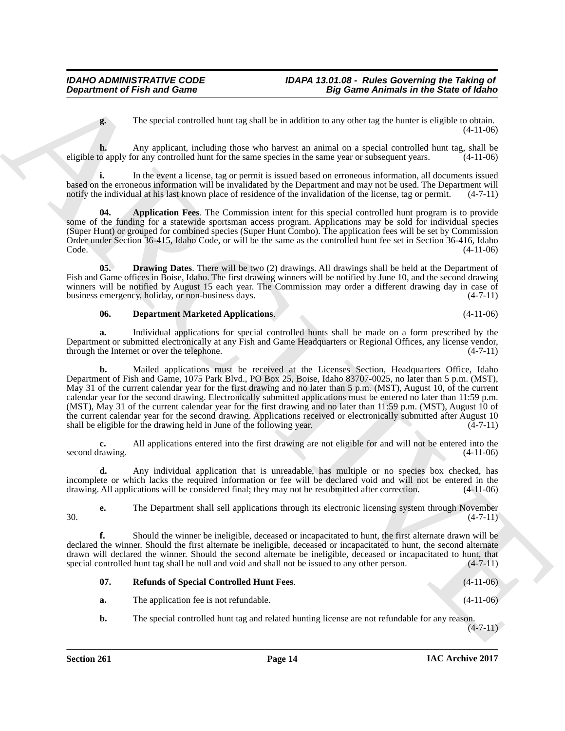**g.** The special controlled hunt tag shall be in addition to any other tag the hunter is eligible to obtain. (4-11-06)

**h.** Any applicant, including those who harvest an animal on a special controlled hunt tag, shall be eligible to apply for any controlled hunt for the same species in the same year or subsequent years. (4-11-06)

**i.** In the event a license, tag or permit is issued based on erroneous information, all documents issued based on the erroneous information will be invalidated by the Department and may not be used. The Department will notify the individual at his last known place of residence of the invalidation of the license, tag or permit. (4-7-11)

**04. Application Fees**. The Commission intent for this special controlled hunt program is to provide some of the funding for a statewide sportsman access program. Applications may be sold for individual species (Super Hunt) or grouped for combined species (Super Hunt Combo). The application fees will be set by Commission Order under Section 36-415, Idaho Code, or will be the same as the controlled hunt fee set in Section 36-416, Idaho Code. (4-11-06)

**05. Drawing Dates**. There will be two (2) drawings. All drawings shall be held at the Department of Fish and Game offices in Boise, Idaho. The first drawing winners will be notified by June 10, and the second drawing winners will be notified by August 15 each year. The Commission may order a different drawing day in case of business emergency, holiday, or non-business days. (4-7-11)

**06. Department Marketed Applications**. (4-11-06)

**a.** Individual applications for special controlled hunts shall be made on a form prescribed by the Department or submitted electronically at any Fish and Game Headquarters or Regional Offices, any license vendor, through the Internet or over the telephone. (4-7-11)

**b.** Mailed applications must be received at the Licenses Section, Headquarters Office, Idaho Department of Fish and Game, 1075 Park Blvd., PO Box 25, Boise, Idaho 83707-0025, no later than 5 p.m. (MST), May 31 of the current calendar year for the first drawing and no later than 5 p.m. (MST), August 10, of the current calendar year for the second drawing. Electronically submitted applications must be entered no later than 11:59 p.m. (MST), May 31 of the current calendar year for the first drawing and no later than 11:59 p.m. (MST), August 10 of the current calendar year for the second drawing. Applications received or electronically submitted after August 10 shall be eligible for the drawing held in June of the following year. (4-7-11)

**c.** All applications entered into the first drawing are not eligible for and will not be entered into the second drawing. (4-11-06)

**d.** Any individual application that is unreadable, has multiple or no species box checked, has incomplete or which lacks the required information or fee will be declared void and will not be entered in the drawing. All applications will be considered final; they may not be resubmitted after correction. (4-11-06)

**e.** The Department shall sell applications through its electronic licensing system through November 30. (4-7-11)

**f.** Should the winner be ineligible, deceased or incapacitated to hunt, the first alternate drawn will be declared the winner. Should the first alternate be ineligible, deceased or incapacitated to hunt, the second alternate drawn will declared the winner. Should the second alternate be ineligible, deceased or incapacitated to hunt, that special controlled hunt tag shall be null and void and shall not be issued to any other person. (4-7-11)

**07. Refunds of Special Controlled Hunt Fees**. (4-11-06)

**a.** The application fee is not refundable. (4-11-06)

**b.** The special controlled hunt tag and related hunting license are not refundable for any reason. (4-7-11)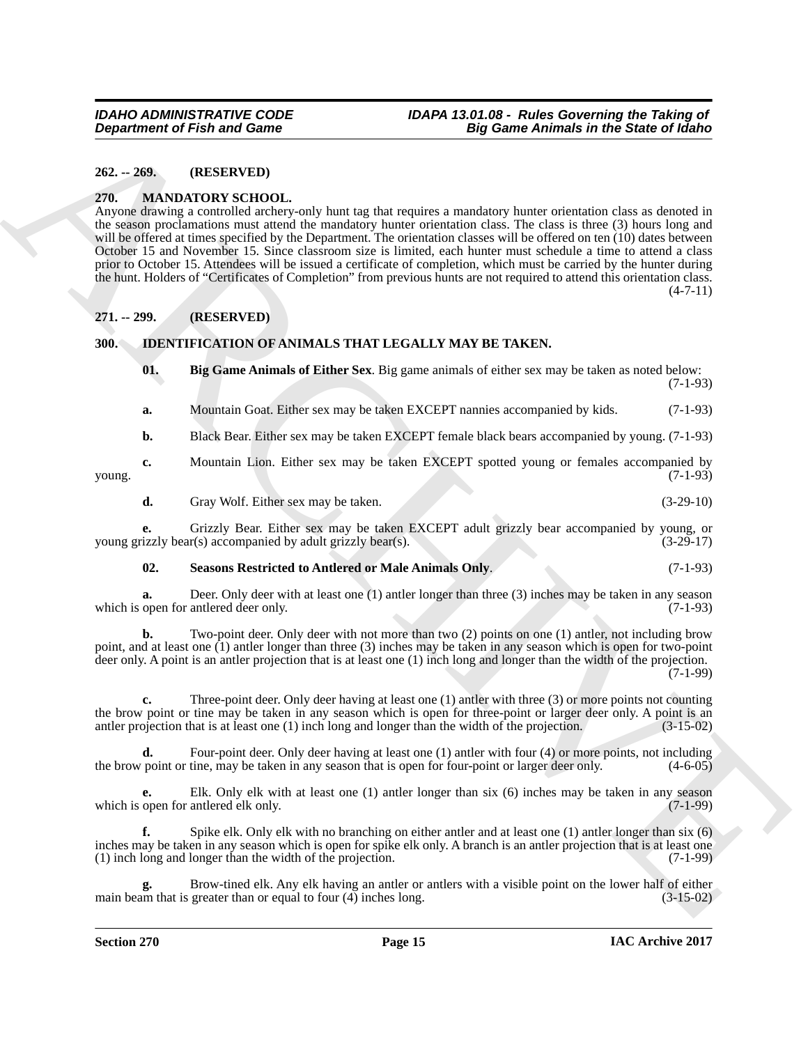**262. -- 269. (RESERVED)**

**270. MANDATORY SCHOOL.**

Anyone drawing a controlled archery-only hunt tag that requires a mandatory hunter orientation class as denoted in the season proclamations must attend the mandatory hunter orientation class. The class is three (3) hours long and will be offered at times specified by the Department. The orientation classes will be offered on ten (10) dates between October 15 and November 15. Since classroom size is limited, each hunter must schedule a time to attend a class prior to October 15. Attendees will be issued a certificate of completion, which must be carried by the hunter during the hunt. Holders of "Certificates of Completion" from previous hunts are not required to attend this orientation class. (4-7-11)

**271. -- 299. (RESERVED)**

**300. IDENTIFICATION OF ANIMALS THAT LEGALLY MAY BE TAKEN.**

**01. Big Game Animals of Either Sex**. Big game animals of either sex may be taken as noted below: (7-1-93)

**a.** Mountain Goat. Either sex may be taken EXCEPT nannies accompanied by kids. (7-1-93)

**b.** Black Bear. Either sex may be taken EXCEPT female black bears accompanied by young. (7-1-93)

**c.** Mountain Lion. Either sex may be taken EXCEPT spotted young or females accompanied by young. (7-1-93)

**d.** Gray Wolf. Either sex may be taken. (3-29-10)

**e.** Grizzly Bear. Either sex may be taken EXCEPT adult grizzly bear accompanied by young, or young grizzly bear(s) accompanied by adult grizzly bear(s). (3-29-17)

**02. Seasons Restricted to Antlered or Male Animals Only**. (7-1-93)

**a.** Deer. Only deer with at least one (1) antler longer than three (3) inches may be taken in any season which is open for antlered deer only. (7-1-93)

**b.** Two-point deer. Only deer with not more than two (2) points on one (1) antler, not including brow point, and at least one (1) antler longer than three (3) inches may be taken in any season which is open for two-point deer only. A point is an antler projection that is at least one (1) inch long and longer than the width of the projection. (7-1-99)

**c.** Three-point deer. Only deer having at least one (1) antler with three (3) or more points not counting the brow point or tine may be taken in any season which is open for three-point or larger deer only. A point is an antler projection that is at least one (1) inch long and longer than the width of the projection. (3-15-02)

**d.** Four-point deer. Only deer having at least one (1) antler with four (4) or more points, not including the brow point or tine, may be taken in any season that is open for four-point or larger deer only. (4-6-05)

**e.** Elk. Only elk with at least one (1) antler longer than six (6) inches may be taken in any season which is open for antlered elk only. (7-1-99)

**f.** Spike elk. Only elk with no branching on either antler and at least one (1) antler longer than six (6) inches may be taken in any season which is open for spike elk only. A branch is an antler projection that is at least one (1) inch long and longer than the width of the projection. (7-1-99)

**g.** Brow-tined elk. Any elk having an antler or antlers with a visible point on the lower half of either main beam that is greater than or equal to four (4) inches long. (3-15-02)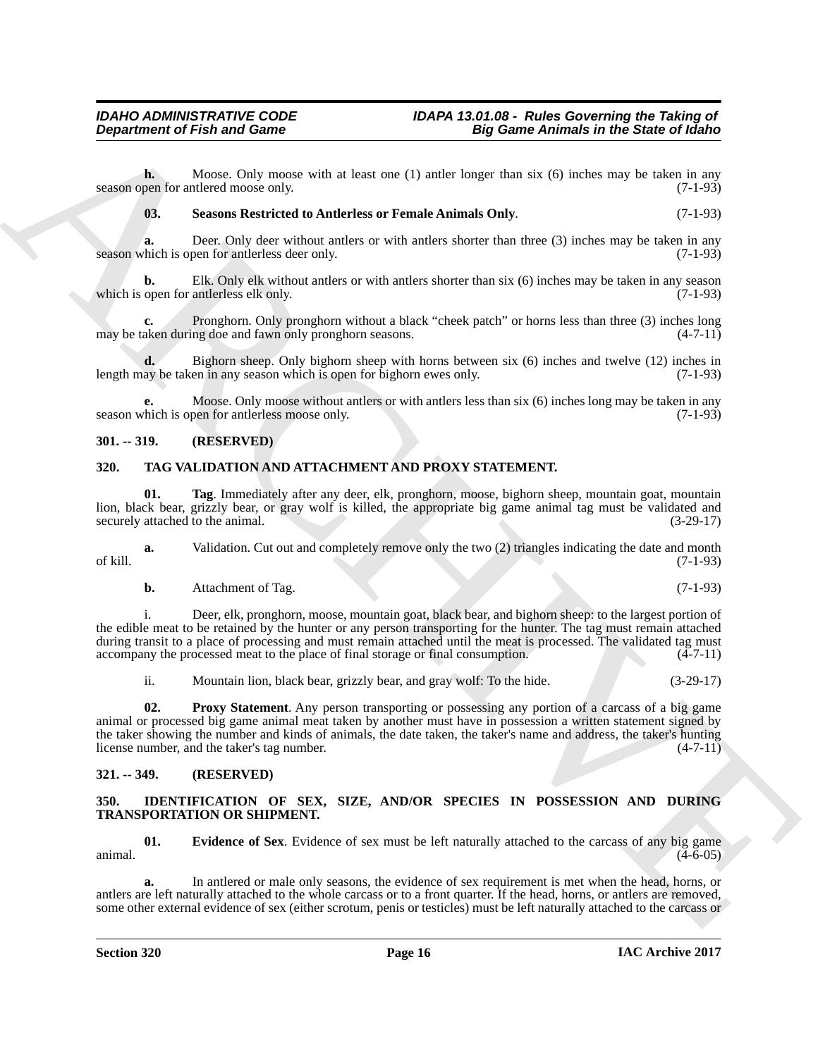**h.** Moose. Only moose with at least one (1) antler longer than six (6) inches may be taken in any season open for antlered moose only. (7-1-93)

**03. Seasons Restricted to Antlerless or Female Animals Only**. (7-1-93)

**a.** Deer. Only deer without antlers or with antlers shorter than three (3) inches may be taken in any season which is open for antlerless deer only. (7-1-93)

**b.** Elk. Only elk without antlers or with antlers shorter than six (6) inches may be taken in any season which is open for antlerless elk only. (7-1-93)

**c.** Pronghorn. Only pronghorn without a black "cheek patch" or horns less than three (3) inches long may be taken during doe and fawn only pronghorn seasons. (4-7-11)

**d.** Bighorn sheep. Only bighorn sheep with horns between six (6) inches and twelve (12) inches in length may be taken in any season which is open for bighorn ewes only. (7-1-93)

**e.** Moose. Only moose without antlers or with antlers less than six (6) inches long may be taken in any season which is open for antlerless moose only. (7-1-93)

## 301. -- 319. (RESERVED)

## 320. TAG VALIDATION AND ATTACHMENT AND PROXY STATEMENT.

**01. Tag**. Immediately after any deer, elk, pronghorn, moose, bighorn sheep, mountain goat, mountain lion, black bear, grizzly bear, or gray wolf is killed, the appropriate big game animal tag must be validated and securely attached to the animal. (3-29-17)

**a.** Validation. Cut out and completely remove only the two (2) triangles indicating the date and month of kill. (7-1-93)

**b.** Attachment of Tag. (7-1-93)

i. Deer, elk, pronghorn, moose, mountain goat, black bear, and bighorn sheep: to the largest portion of the edible meat to be retained by the hunter or any person transporting for the hunter. The tag must remain attached during transit to a place of processing and must remain attached until the meat is processed. The validated tag must accompany the processed meat to the place of final storage or final consumption. (4-7-11)

ii. Mountain lion, black bear, grizzly bear, and gray wolf: To the hide. (3-29-17)

**02. Proxy Statement**. Any person transporting or possessing any portion of a carcass of a big game animal or processed big game animal meat taken by another must have in possession a written statement signed by the taker showing the number and kinds of animals, the date taken, the taker's name and address, the taker's hunting license number, and the taker's tag number. (4-7-11)

## 321. -- 349. (RESERVED)

## 350. IDENTIFICATION OF SEX, SIZE, AND/OR SPECIES IN POSSESSION AND DURING TRANSPORTATION OR SHIPMENT.

**01. Evidence of Sex**. Evidence of sex must be left naturally attached to the carcass of any big game animal. (4-6-05)

**a.** In antlered or male only seasons, the evidence of sex requirement is met when the head, horns, or antlers are left naturally attached to the whole carcass or to a front quarter. If the head, horns, or antlers are removed, some other external evidence of sex (either scrotum, penis or testicles) must be left naturally attached to the carcass or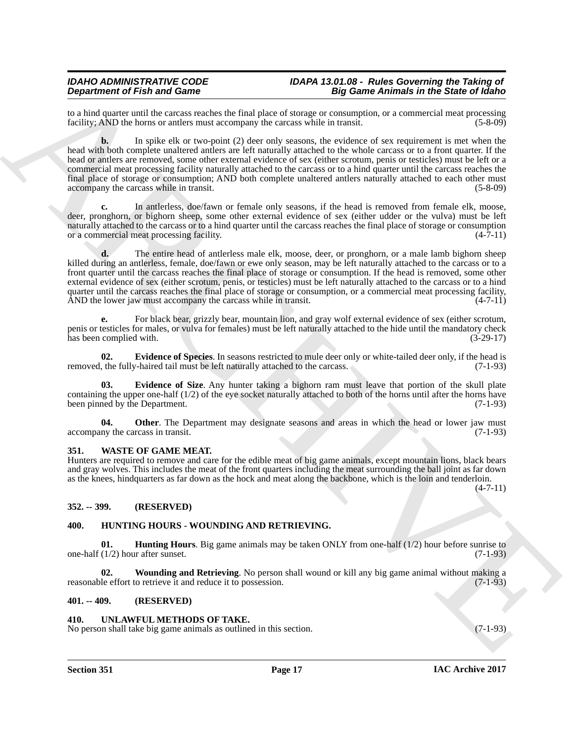to a hind quarter until the carcass reaches the final place of storage or consumption, or a commercial meat processing facility; AND the horns or antlers must accompany the carcass while in transit. (5-8-09)

**b.** In spike elk or two-point (2) deer only seasons, the evidence of sex requirement is met when the head with both complete unaltered antlers are left naturally attached to the whole carcass or to a front quarter. If the head or antlers are removed, some other external evidence of sex (either scrotum, penis or testicles) must be left or a commercial meat processing facility naturally attached to the carcass or to a hind quarter until the carcass reaches the final place of storage or consumption; AND both complete unaltered antlers naturally attached to each other must accompany the carcass while in transit. (5-8-09)

**c.** In antlerless, doe/fawn or female only seasons, if the head is removed from female elk, moose, deer, pronghorn, or bighorn sheep, some other external evidence of sex (either udder or the vulva) must be left naturally attached to the carcass or to a hind quarter until the carcass reaches the final place of storage or consumption or a commercial meat processing facility. (4-7-11)

**d.** The entire head of antlerless male elk, moose, deer, or pronghorn, or a male lamb bighorn sheep killed during an antlerless, female, doe/fawn or ewe only season, may be left naturally attached to the carcass or to a front quarter until the carcass reaches the final place of storage or consumption. If the head is removed, some other external evidence of sex (either scrotum, penis, or testicles) must be left naturally attached to the carcass or to a hind quarter until the carcass reaches the final place of storage or consumption, or a commercial meat processing facility, AND the lower jaw must accompany the carcass while in transit. (4-7-11)

**e.** For black bear, grizzly bear, mountain lion, and gray wolf external evidence of sex (either scrotum, penis or testicles for males, or vulva for females) must be left naturally attached to the hide until the mandatory check has been complied with. (3-29-17)

**02. Evidence of Species**. In seasons restricted to mule deer only or white-tailed deer only, if the head is removed, the fully-haired tail must be left naturally attached to the carcass. (7-1-93)

**03. Evidence of Size**. Any hunter taking a bighorn ram must leave that portion of the skull plate containing the upper one-half (1/2) of the eye socket naturally attached to both of the horns until after the horns have been pinned by the Department. (7-1-93)

**04. Other**. The Department may designate seasons and areas in which the head or lower jaw must accompany the carcass in transit. (7-1-93)

## 351. WASTE OF GAME MEAT.

Hunters are required to remove and care for the edible meat of big game animals, except mountain lions, black bears and gray wolves. This includes the meat of the front quarters including the meat surrounding the ball joint as far down as the knees, hindquarters as far down as the hock and meat along the backbone, which is the loin and tenderloin. (4-7-11)

## 352. -- 399. (RESERVED)

## 400. HUNTING HOURS - WOUNDING AND RETRIEVING.

**01. Hunting Hours**. Big game animals may be taken ONLY from one-half (1/2) hour before sunrise to one-half (1/2) hour after sunset. (7-1-93)

**02. Wounding and Retrieving**. No person shall wound or kill any big game animal without making a reasonable effort to retrieve it and reduce it to possession. (7-1-93)

## 401. -- 409. (RESERVED)

## 410. UNLAWFUL METHODS OF TAKE.

No person shall take big game animals as outlined in this section. (7-1-93)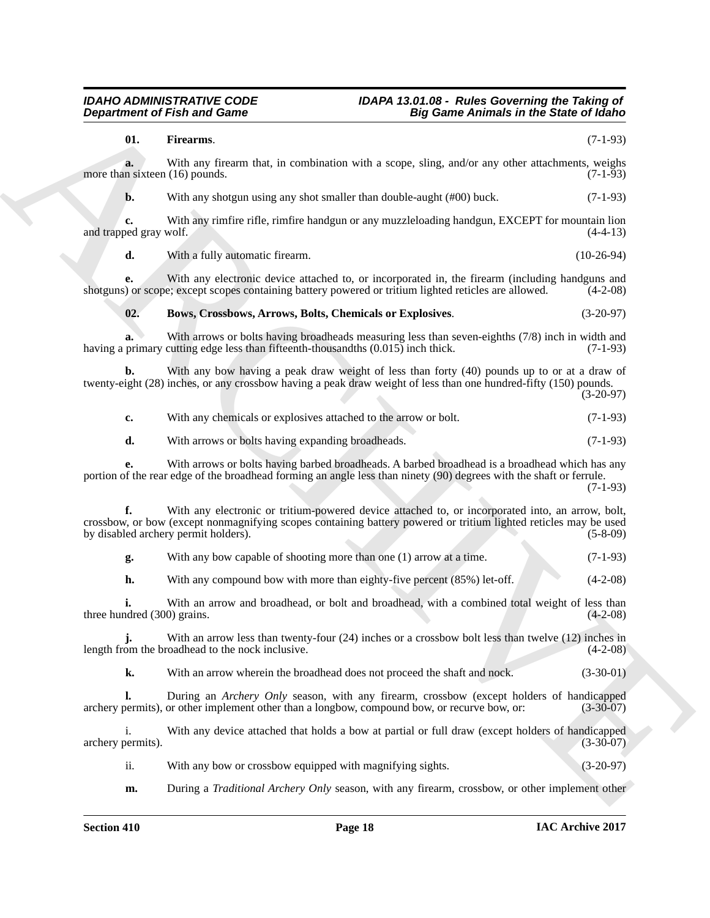**01. Firearms**. (7-1-93)

**a.** With any firearm that, in combination with a scope, sling, and/or any other attachments, weighs more than sixteen (16) pounds. (7-1-93)

**b.** With any shotgun using any shot smaller than double-aught (#00) buck. (7-1-93)

**c.** With any rimfire rifle, rimfire handgun or any muzzleloading handgun, EXCEPT for mountain lion and trapped gray wolf. (4-4-13)

**d.** With a fully automatic firearm. (10-26-94)

**e.** With any electronic device attached to, or incorporated in, the firearm (including handguns and shotguns) or scope; except scopes containing battery powered or tritium lighted reticles are allowed. (4-2-08)

**02. Bows, Crossbows, Arrows, Bolts, Chemicals or Explosives**. (3-20-97)

**a.** With arrows or bolts having broadheads measuring less than seven-eighths (7/8) inch in width and having a primary cutting edge less than fifteenth-thousandths (0.015) inch thick. (7-1-93)

**b.** With any bow having a peak draw weight of less than forty (40) pounds up to or at a draw of twenty-eight (28) inches, or any crossbow having a peak draw weight of less than one hundred-fifty (150) pounds. (3-20-97)

**c.** With any chemicals or explosives attached to the arrow or bolt. (7-1-93)

**d.** With arrows or bolts having expanding broadheads. (7-1-93)

**e.** With arrows or bolts having barbed broadheads. A barbed broadhead is a broadhead which has any portion of the rear edge of the broadhead forming an angle less than ninety (90) degrees with the shaft or ferrule. (7-1-93)

**f.** With any electronic or tritium-powered device attached to, or incorporated into, an arrow, bolt, crossbow, or bow (except nonmagnifying scopes containing battery powered or tritium lighted reticles may be used by disabled archery permit holders). (5-8-09)

**g.** With any bow capable of shooting more than one (1) arrow at a time. (7-1-93)

**h.** With any compound bow with more than eighty-five percent (85%) let-off. (4-2-08)

**i.** With an arrow and broadhead, or bolt and broadhead, with a combined total weight of less than three hundred (300) grains. (4-2-08)

**j.** With an arrow less than twenty-four (24) inches or a crossbow bolt less than twelve (12) inches in length from the broadhead to the nock inclusive. (4-2-08)

**k.** With an arrow wherein the broadhead does not proceed the shaft and nock. (3-30-01)

**l.** During an *Archery Only* season, with any firearm, crossbow (except holders of handicapped archery permits), or other implement other than a longbow, compound bow, or recurve bow, or: (3-30-07)

i. With any device attached that holds a bow at partial or full draw (except holders of handicapped archery permits). (3-30-07)

ii. With any bow or crossbow equipped with magnifying sights. (3-20-97)

**m.** During a *Traditional Archery Only* season, with any firearm, crossbow, or other implement other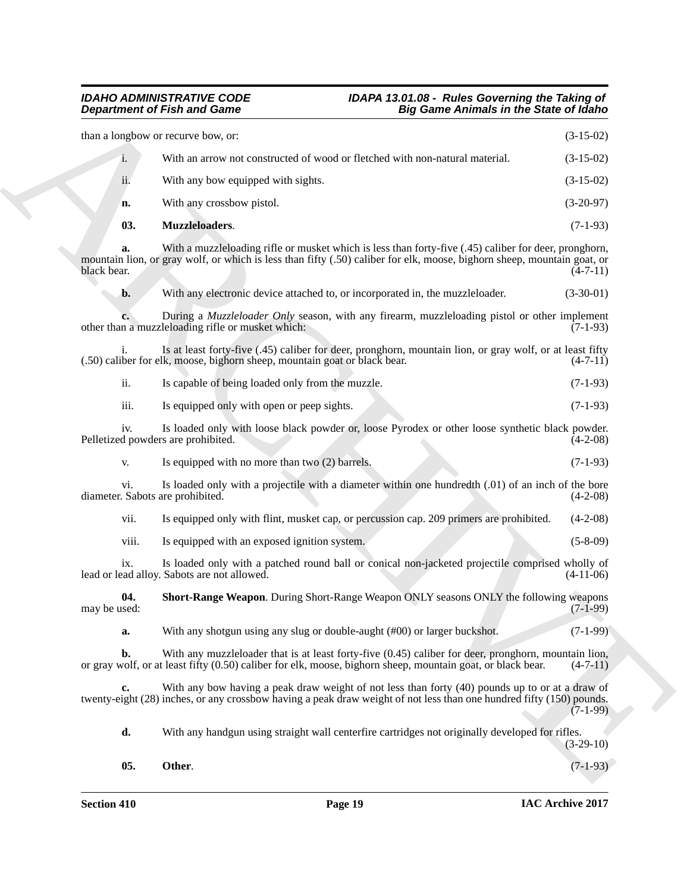than a longbow or recurve bow, or: (3-15-02)

i. With an arrow not constructed of wood or fletched with non-natural material. (3-15-02)

ii. With any bow equipped with sights. (3-15-02)

**n.** With any crossbow pistol. (3-20-97)

**03. Muzzleloaders**. (7-1-93)

**a.** With a muzzleloading rifle or musket which is less than forty-five (.45) caliber for deer, pronghorn, mountain lion, or gray wolf, or which is less than fifty (.50) caliber for elk, moose, bighorn sheep, mountain goat, or black bear. (4-7-11)

**b.** With any electronic device attached to, or incorporated in, the muzzleloader. (3-30-01)

**c.** During a *Muzzleloader Only* season, with any firearm, muzzleloading pistol or other implement other than a muzzleloading rifle or musket which: (7-1-93)

i. Is at least forty-five (.45) caliber for deer, pronghorn, mountain lion, or gray wolf, or at least fifty (.50) caliber for elk, moose, bighorn sheep, mountain goat or black bear. (4-7-11)

ii. Is capable of being loaded only from the muzzle. (7-1-93)

iii. Is equipped only with open or peep sights. (7-1-93)

iv. Is loaded only with loose black powder or, loose Pyrodex or other loose synthetic black powder. Pelletized powders are prohibited. (4-2-08)

v. Is equipped with no more than two (2) barrels. (7-1-93)

vi. Is loaded only with a projectile with a diameter within one hundredth (.01) of an inch of the bore diameter. Sabots are prohibited. (4-2-08)

vii. Is equipped only with flint, musket cap, or percussion cap. 209 primers are prohibited. (4-2-08)

viii. Is equipped with an exposed ignition system. (5-8-09)

ix. Is loaded only with a patched round ball or conical non-jacketed projectile comprised wholly of lead or lead alloy. Sabots are not allowed. (4-11-06)

**04. Short-Range Weapon**. During Short-Range Weapon ONLY seasons ONLY the following weapons may be used: (7-1-99)

**a.** With any shotgun using any slug or double-aught (#00) or larger buckshot. (7-1-99)

**b.** With any muzzleloader that is at least forty-five (0.45) caliber for deer, pronghorn, mountain lion, or gray wolf, or at least fifty (0.50) caliber for elk, moose, bighorn sheep, mountain goat, or black bear. (4-7-11)

**c.** With any bow having a peak draw weight of not less than forty (40) pounds up to or at a draw of twenty-eight (28) inches, or any crossbow having a peak draw weight of not less than one hundred fifty (150) pounds. (7-1-99)

**d.** With any handgun using straight wall centerfire cartridges not originally developed for rifles. (3-29-10)

**05. Other**. (7-1-93)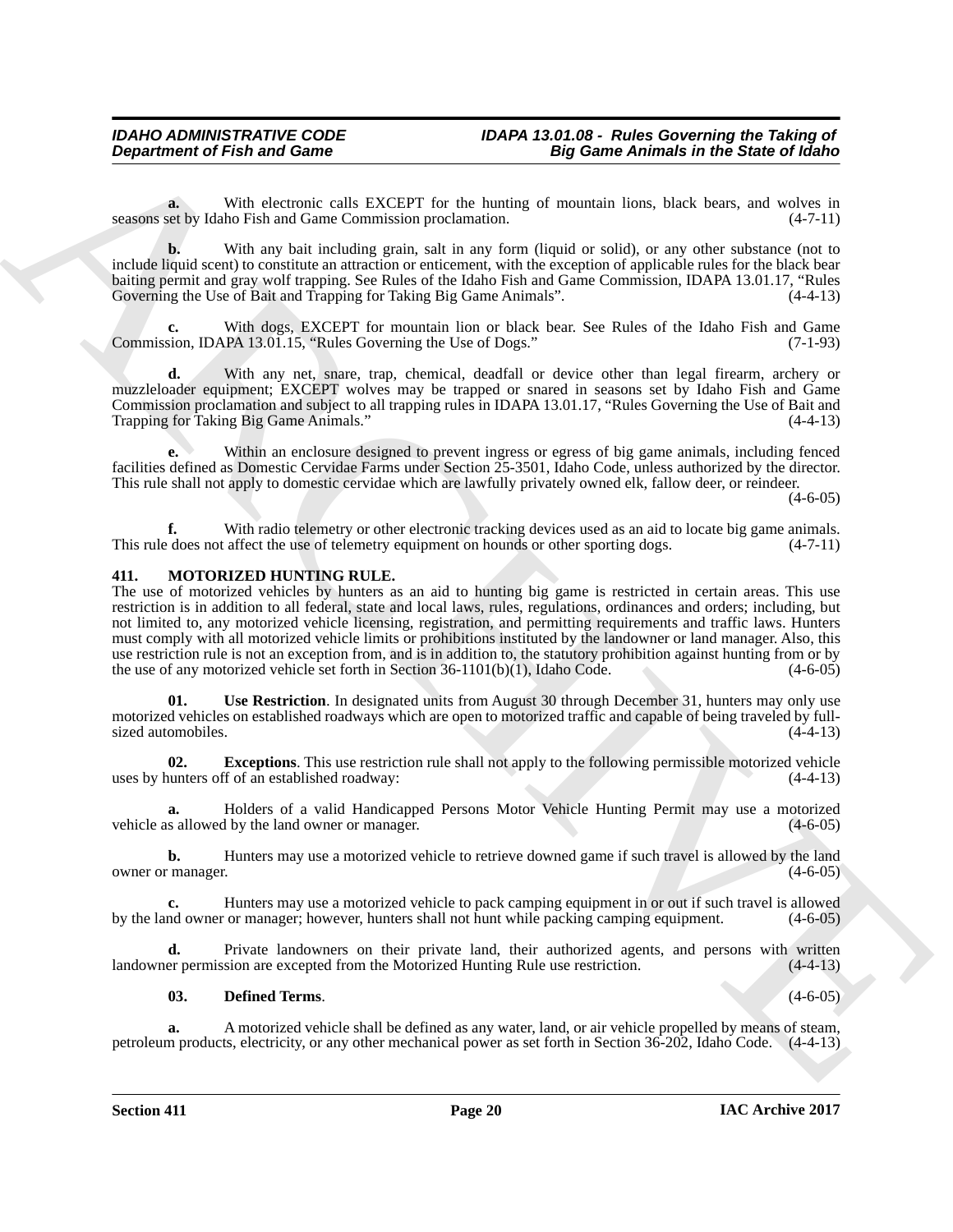**a.** With electronic calls EXCEPT for the hunting of mountain lions, black bears, and wolves in seasons set by Idaho Fish and Game Commission proclamation. (4-7-11)

**b.** With any bait including grain, salt in any form (liquid or solid), or any other substance (not to include liquid scent) to constitute an attraction or enticement, with the exception of applicable rules for the black bear baiting permit and gray wolf trapping. See Rules of the Idaho Fish and Game Commission, IDAPA 13.01.17, "Rules Governing the Use of Bait and Trapping for Taking Big Game Animals". (4-4-13)

**c.** With dogs, EXCEPT for mountain lion or black bear. See Rules of the Idaho Fish and Game Commission, IDAPA 13.01.15, "Rules Governing the Use of Dogs." (7-1-93)

**d.** With any net, snare, trap, chemical, deadfall or device other than legal firearm, archery or muzzleloader equipment; EXCEPT wolves may be trapped or snared in seasons set by Idaho Fish and Game Commission proclamation and subject to all trapping rules in IDAPA 13.01.17, "Rules Governing the Use of Bait and Trapping for Taking Big Game Animals." (4-4-13)

**e.** Within an enclosure designed to prevent ingress or egress of big game animals, including fenced facilities defined as Domestic Cervidae Farms under Section 25-3501, Idaho Code, unless authorized by the director. This rule shall not apply to domestic cervidae which are lawfully privately owned elk, fallow deer, or reindeer. (4-6-05)

**f.** With radio telemetry or other electronic tracking devices used as an aid to locate big game animals. This rule does not affect the use of telemetry equipment on hounds or other sporting dogs. (4-7-11)

## 411. MOTORIZED HUNTING RULE.

The use of motorized vehicles by hunters as an aid to hunting big game is restricted in certain areas. This use restriction is in addition to all federal, state and local laws, rules, regulations, ordinances and orders; including, but not limited to, any motorized vehicle licensing, registration, and permitting requirements and traffic laws. Hunters must comply with all motorized vehicle limits or prohibitions instituted by the landowner or land manager. Also, this use restriction rule is not an exception from, and is in addition to, the statutory prohibition against hunting from or by the use of any motorized vehicle set forth in Section 36-1101(b)(1), Idaho Code. (4-6-05)

**01. Use Restriction**. In designated units from August 30 through December 31, hunters may only use motorized vehicles on established roadways which are open to motorized traffic and capable of being traveled by full-sized automobiles. (4-4-13)

**02. Exceptions**. This use restriction rule shall not apply to the following permissible motorized vehicle uses by hunters off of an established roadway: (4-4-13)

**a.** Holders of a valid Handicapped Persons Motor Vehicle Hunting Permit may use a motorized vehicle as allowed by the land owner or manager. (4-6-05)

**b.** Hunters may use a motorized vehicle to retrieve downed game if such travel is allowed by the land owner or manager. (4-6-05)

**c.** Hunters may use a motorized vehicle to pack camping equipment in or out if such travel is allowed by the land owner or manager; however, hunters shall not hunt while packing camping equipment. (4-6-05)

**d.** Private landowners on their private land, their authorized agents, and persons with written landowner permission are excepted from the Motorized Hunting Rule use restriction. (4-4-13)

**03. Defined Terms**. (4-6-05)

**a.** A motorized vehicle shall be defined as any water, land, or air vehicle propelled by means of steam, petroleum products, electricity, or any other mechanical power as set forth in Section 36-202, Idaho Code. (4-4-13)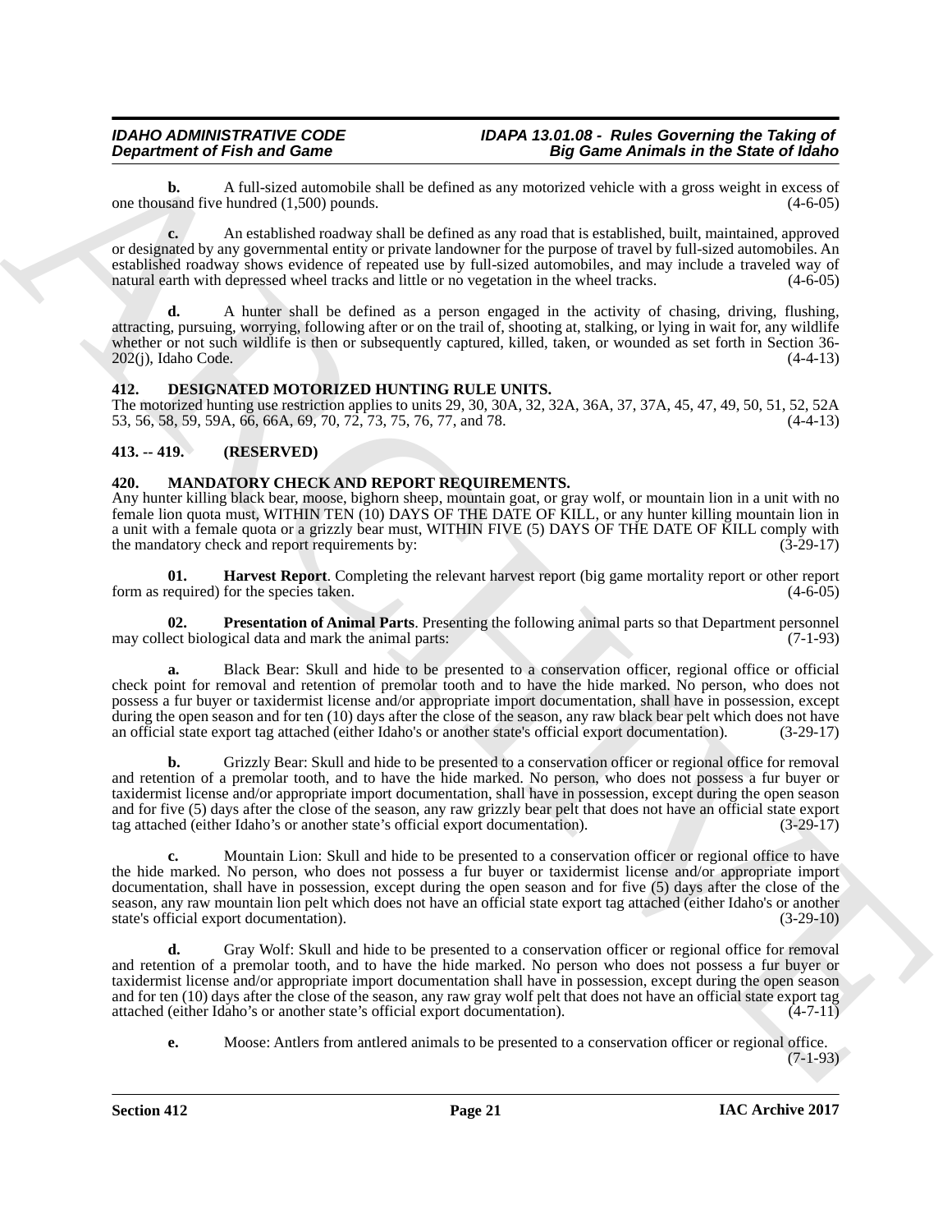**b.** A full-sized automobile shall be defined as any motorized vehicle with a gross weight in excess of one thousand five hundred (1,500) pounds. (4-6-05)

**c.** An established roadway shall be defined as any road that is established, built, maintained, approved or designated by any governmental entity or private landowner for the purpose of travel by full-sized automobiles. An established roadway shows evidence of repeated use by full-sized automobiles, and may include a traveled way of natural earth with depressed wheel tracks and little or no vegetation in the wheel tracks. (4-6-05)

**d.** A hunter shall be defined as a person engaged in the activity of chasing, driving, flushing, attracting, pursuing, worrying, following after or on the trail of, shooting at, stalking, or lying in wait for, any wildlife whether or not such wildlife is then or subsequently captured, killed, taken, or wounded as set forth in Section 36-202(j), Idaho Code. (4-4-13)

## 412. DESIGNATED MOTORIZED HUNTING RULE UNITS.

The motorized hunting use restriction applies to units 29, 30, 30A, 32, 32A, 36A, 37, 37A, 45, 47, 49, 50, 51, 52, 52A 53, 56, 58, 59, 59A, 66, 66A, 69, 70, 72, 73, 75, 76, 77, and 78. (4-4-13)

## 413. -- 419. (RESERVED)

## 420. MANDATORY CHECK AND REPORT REQUIREMENTS.

Any hunter killing black bear, moose, bighorn sheep, mountain goat, or gray wolf, or mountain lion in a unit with no female lion quota must, WITHIN TEN (10) DAYS OF THE DATE OF KILL, or any hunter killing mountain lion in a unit with a female quota or a grizzly bear must, WITHIN FIVE (5) DAYS OF THE DATE OF KILL comply with the mandatory check and report requirements by: (3-29-17)

**01. Harvest Report**. Completing the relevant harvest report (big game mortality report or other report form as required) for the species taken. (4-6-05)

**02. Presentation of Animal Parts**. Presenting the following animal parts so that Department personnel may collect biological data and mark the animal parts: (7-1-93)

**a.** Black Bear: Skull and hide to be presented to a conservation officer, regional office or official check point for removal and retention of premolar tooth and to have the hide marked. No person, who does not possess a fur buyer or taxidermist license and/or appropriate import documentation, shall have in possession, except during the open season and for ten (10) days after the close of the season, any raw black bear pelt which does not have an official state export tag attached (either Idaho's or another state's official export documentation). (3-29-17)

**b.** Grizzly Bear: Skull and hide to be presented to a conservation officer or regional office for removal and retention of a premolar tooth, and to have the hide marked. No person, who does not possess a fur buyer or taxidermist license and/or appropriate import documentation, shall have in possession, except during the open season and for five (5) days after the close of the season, any raw grizzly bear pelt that does not have an official state export tag attached (either Idaho's or another state's official export documentation). (3-29-17)

**c.** Mountain Lion: Skull and hide to be presented to a conservation officer or regional office to have the hide marked. No person, who does not possess a fur buyer or taxidermist license and/or appropriate import documentation, shall have in possession, except during the open season and for five (5) days after the close of the season, any raw mountain lion pelt which does not have an official state export tag attached (either Idaho's or another state's official export documentation). (3-29-10)

**d.** Gray Wolf: Skull and hide to be presented to a conservation officer or regional office for removal and retention of a premolar tooth, and to have the hide marked. No person who does not possess a fur buyer or taxidermist license and/or appropriate import documentation shall have in possession, except during the open season and for ten (10) days after the close of the season, any raw gray wolf pelt that does not have an official state export tag attached (either Idaho's or another state's official export documentation). (4-7-11)

**e.** Moose: Antlers from antlered animals to be presented to a conservation officer or regional office. (7-1-93)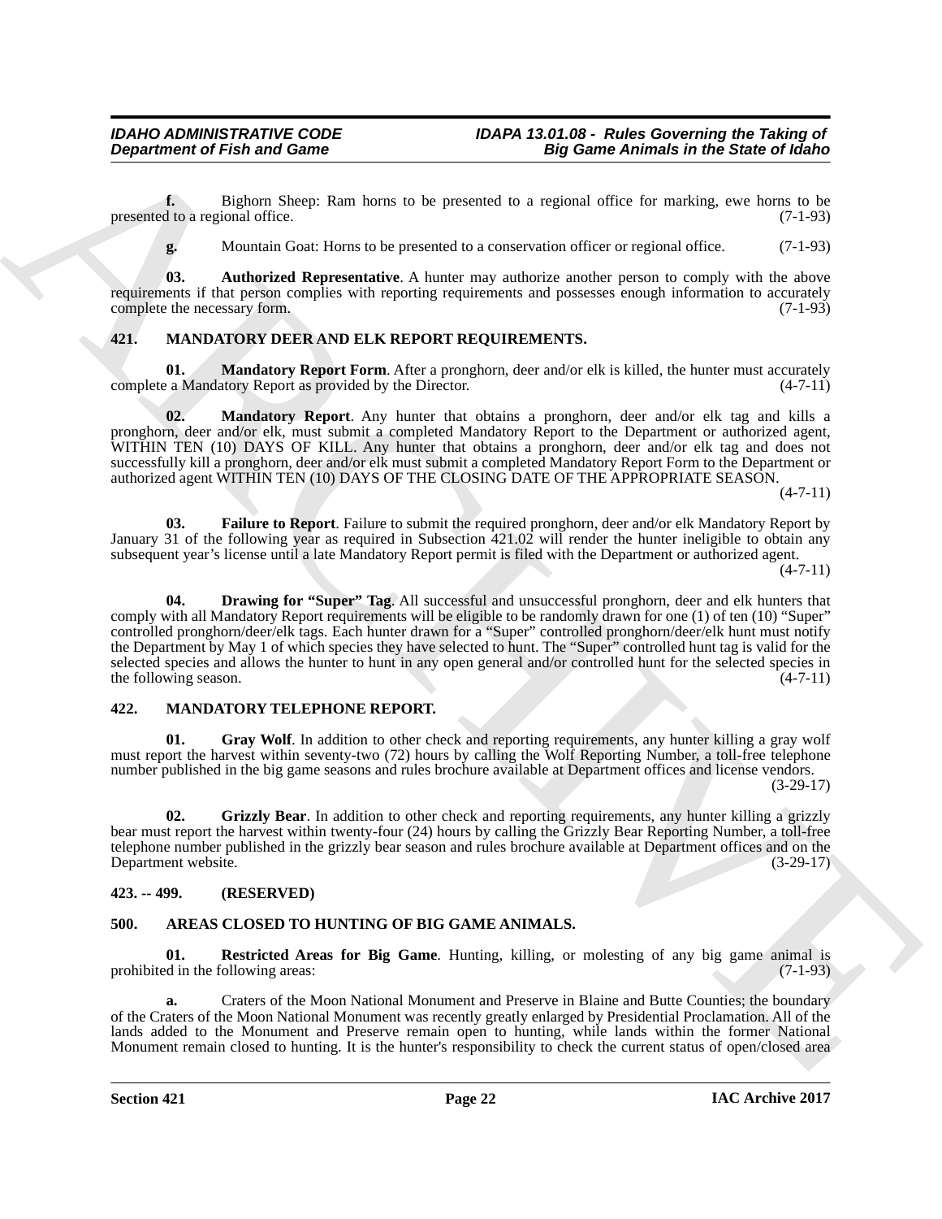**f.** Bighorn Sheep: Ram horns to be presented to a regional office for marking, ewe horns to be presented to a regional office. (7-1-93)

**g.** Mountain Goat: Horns to be presented to a conservation officer or regional office. (7-1-93)

**03. Authorized Representative**. A hunter may authorize another person to comply with the above requirements if that person complies with reporting requirements and possesses enough information to accurately complete the necessary form. (7-1-93)

## 421. MANDATORY DEER AND ELK REPORT REQUIREMENTS.

**01. Mandatory Report Form**. After a pronghorn, deer and/or elk is killed, the hunter must accurately complete a Mandatory Report as provided by the Director. (4-7-11)

**02. Mandatory Report**. Any hunter that obtains a pronghorn, deer and/or elk tag and kills a pronghorn, deer and/or elk, must submit a completed Mandatory Report to the Department or authorized agent, WITHIN TEN (10) DAYS OF KILL. Any hunter that obtains a pronghorn, deer and/or elk tag and does not successfully kill a pronghorn, deer and/or elk must submit a completed Mandatory Report Form to the Department or authorized agent WITHIN TEN (10) DAYS OF THE CLOSING DATE OF THE APPROPRIATE SEASON. (4-7-11)

**03. Failure to Report**. Failure to submit the required pronghorn, deer and/or elk Mandatory Report by January 31 of the following year as required in Subsection 421.02 will render the hunter ineligible to obtain any subsequent year's license until a late Mandatory Report permit is filed with the Department or authorized agent. (4-7-11)

**04. Drawing for "Super" Tag**. All successful and unsuccessful pronghorn, deer and elk hunters that comply with all Mandatory Report requirements will be eligible to be randomly drawn for one (1) of ten (10) "Super" controlled pronghorn/deer/elk tags. Each hunter drawn for a "Super" controlled pronghorn/deer/elk hunt must notify the Department by May 1 of which species they have selected to hunt. The "Super" controlled hunt tag is valid for the selected species and allows the hunter to hunt in any open general and/or controlled hunt for the selected species in the following season. (4-7-11)

## 422. MANDATORY TELEPHONE REPORT.

**01. Gray Wolf**. In addition to other check and reporting requirements, any hunter killing a gray wolf must report the harvest within seventy-two (72) hours by calling the Wolf Reporting Number, a toll-free telephone number published in the big game seasons and rules brochure available at Department offices and license vendors. (3-29-17)

**02. Grizzly Bear**. In addition to other check and reporting requirements, any hunter killing a grizzly bear must report the harvest within twenty-four (24) hours by calling the Grizzly Bear Reporting Number, a toll-free telephone number published in the grizzly bear season and rules brochure available at Department offices and on the Department website. (3-29-17)

## 423. -- 499. (RESERVED)

## 500. AREAS CLOSED TO HUNTING OF BIG GAME ANIMALS.

**01. Restricted Areas for Big Game**. Hunting, killing, or molesting of any big game animal is prohibited in the following areas: (7-1-93)

**a.** Craters of the Moon National Monument and Preserve in Blaine and Butte Counties; the boundary of the Craters of the Moon National Monument was recently greatly enlarged by Presidential Proclamation. All of the lands added to the Monument and Preserve remain open to hunting, while lands within the former National Monument remain closed to hunting. It is the hunter's responsibility to check the current status of open/closed area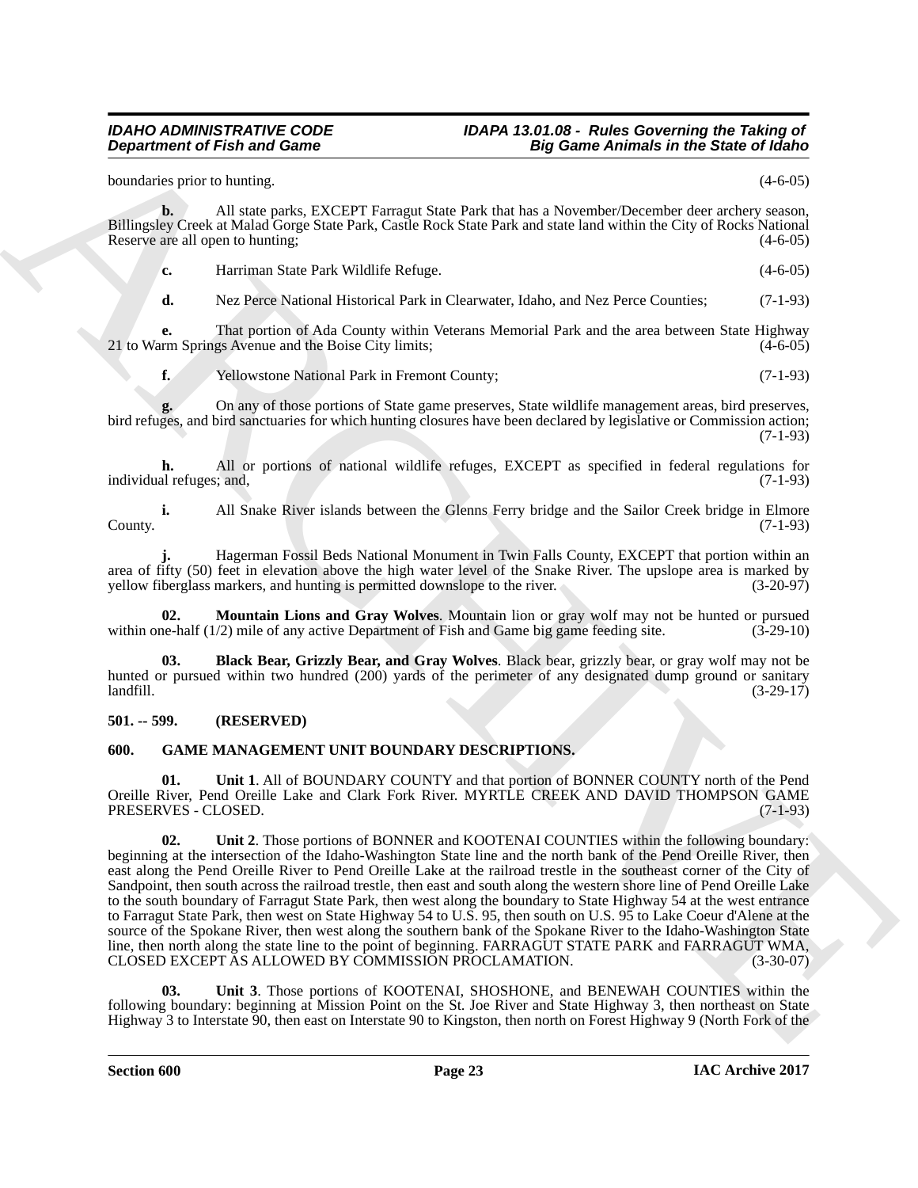boundaries prior to hunting. (4-6-05)

**b.** All state parks, EXCEPT Farragut State Park that has a November/December deer archery season, Billingsley Creek at Malad Gorge State Park, Castle Rock State Park and state land within the City of Rocks National Reserve are all open to hunting; (4-6-05)

**c.** Harriman State Park Wildlife Refuge. (4-6-05)

**d.** Nez Perce National Historical Park in Clearwater, Idaho, and Nez Perce Counties; (7-1-93)

**e.** That portion of Ada County within Veterans Memorial Park and the area between State Highway 21 to Warm Springs Avenue and the Boise City limits; (4-6-05)

**f.** Yellowstone National Park in Fremont County; (7-1-93)

**g.** On any of those portions of State game preserves, State wildlife management areas, bird preserves, bird refuges, and bird sanctuaries for which hunting closures have been declared by legislative or Commission action; (7-1-93)

**h.** All or portions of national wildlife refuges, EXCEPT as specified in federal regulations for individual refuges; and, (7-1-93)

**i.** All Snake River islands between the Glenns Ferry bridge and the Sailor Creek bridge in Elmore County. (7-1-93)

**j.** Hagerman Fossil Beds National Monument in Twin Falls County, EXCEPT that portion within an area of fifty (50) feet in elevation above the high water level of the Snake River. The upslope area is marked by yellow fiberglass markers, and hunting is permitted downslope to the river. (3-20-97)

**02. Mountain Lions and Gray Wolves**. Mountain lion or gray wolf may not be hunted or pursued within one-half (1/2) mile of any active Department of Fish and Game big game feeding site. (3-29-10)

**03. Black Bear, Grizzly Bear, and Gray Wolves**. Black bear, grizzly bear, or gray wolf may not be hunted or pursued within two hundred (200) yards of the perimeter of any designated dump ground or sanitary landfill. (3-29-17)

## 501. -- 599. (RESERVED)

## 600. GAME MANAGEMENT UNIT BOUNDARY DESCRIPTIONS.

**01. Unit 1**. All of BOUNDARY COUNTY and that portion of BONNER COUNTY north of the Pend Oreille River, Pend Oreille Lake and Clark Fork River. MYRTLE CREEK AND DAVID THOMPSON GAME PRESERVES - CLOSED. (7-1-93)

**02. Unit 2**. Those portions of BONNER and KOOTENAI COUNTIES within the following boundary: beginning at the intersection of the Idaho-Washington State line and the north bank of the Pend Oreille River, then east along the Pend Oreille River to Pend Oreille Lake at the railroad trestle in the southeast corner of the City of Sandpoint, then south across the railroad trestle, then east and south along the western shore line of Pend Oreille Lake to the south boundary of Farragut State Park, then west along the boundary to State Highway 54 at the west entrance to Farragut State Park, then west on State Highway 54 to U.S. 95, then south on U.S. 95 to Lake Coeur d'Alene at the source of the Spokane River, then west along the southern bank of the Spokane River to the Idaho-Washington State line, then north along the state line to the point of beginning. FARRAGUT STATE PARK and FARRAGUT WMA, CLOSED EXCEPT AS ALLOWED BY COMMISSION PROCLAMATION. (3-30-07)

**03. Unit 3**. Those portions of KOOTENAI, SHOSHONE, and BENEWAH COUNTIES within the following boundary: beginning at Mission Point on the St. Joe River and State Highway 3, then northeast on State Highway 3 to Interstate 90, then east on Interstate 90 to Kingston, then north on Forest Highway 9 (North Fork of the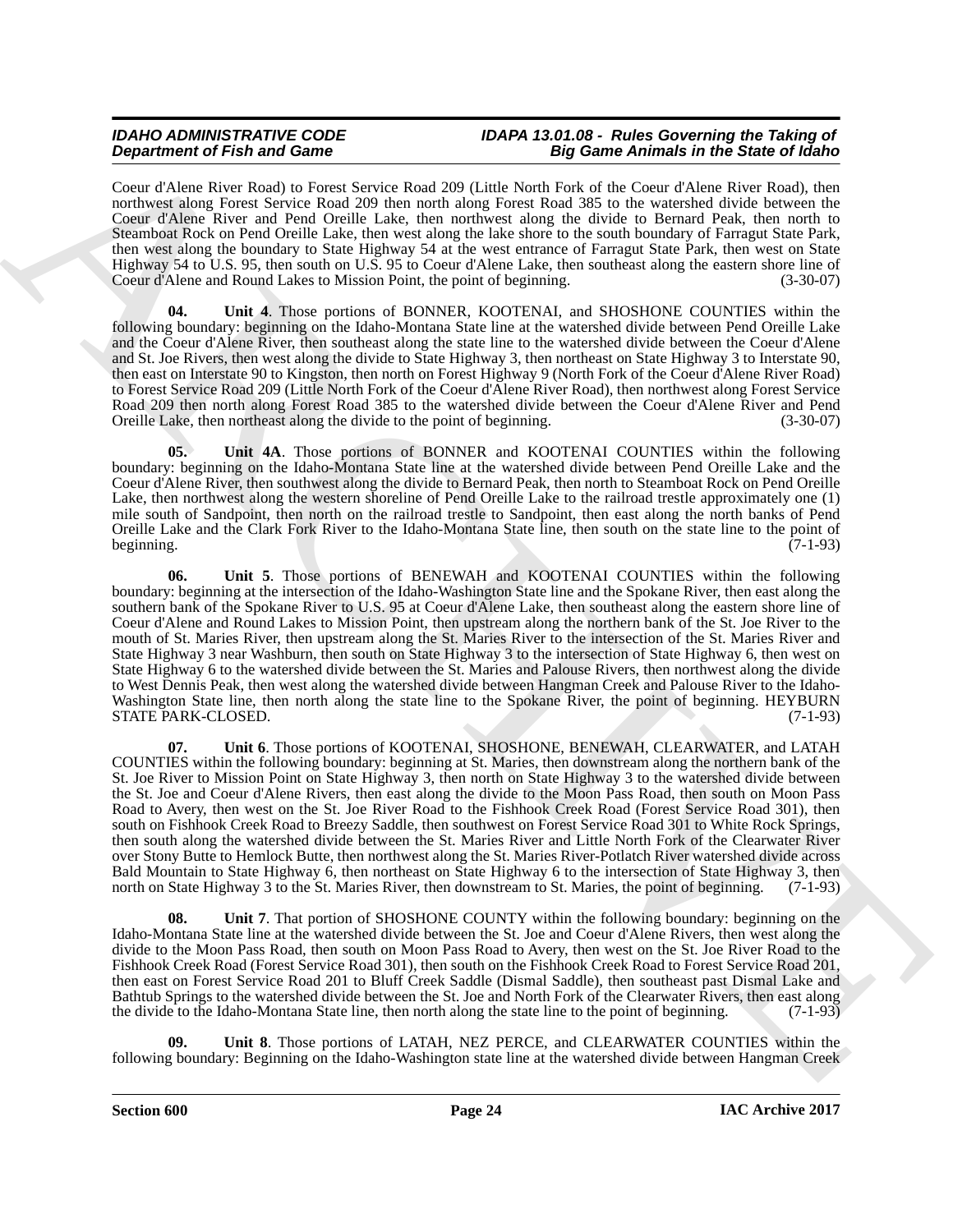Coeur d'Alene River Road) to Forest Service Road 209 (Little North Fork of the Coeur d'Alene River Road), then northwest along Forest Service Road 209 then north along Forest Road 385 to the watershed divide between the Coeur d'Alene River and Pend Oreille Lake, then northwest along the divide to Bernard Peak, then north to Steamboat Rock on Pend Oreille Lake, then west along the lake shore to the south boundary of Farragut State Park, then west along the boundary to State Highway 54 at the west entrance of Farragut State Park, then west on State Highway 54 to U.S. 95, then south on U.S. 95 to Coeur d'Alene Lake, then southeast along the eastern shore line of Coeur d'Alene and Round Lakes to Mission Point, the point of beginning. (3-30-07)

**04. Unit 4**. Those portions of BONNER, KOOTENAI, and SHOSHONE COUNTIES within the following boundary: beginning on the Idaho-Montana State line at the watershed divide between Pend Oreille Lake and the Coeur d'Alene River, then southeast along the state line to the watershed divide between the Coeur d'Alene and St. Joe Rivers, then west along the divide to State Highway 3, then northeast on State Highway 3 to Interstate 90, then east on Interstate 90 to Kingston, then north on Forest Highway 9 (North Fork of the Coeur d'Alene River Road) to Forest Service Road 209 (Little North Fork of the Coeur d'Alene River Road), then northwest along Forest Service Road 209 then north along Forest Road 385 to the watershed divide between the Coeur d'Alene River and Pend Oreille Lake, then northeast along the divide to the point of beginning. (3-30-07)

**05. Unit 4A**. Those portions of BONNER and KOOTENAI COUNTIES within the following boundary: beginning on the Idaho-Montana State line at the watershed divide between Pend Oreille Lake and the Coeur d'Alene River, then southwest along the divide to Bernard Peak, then north to Steamboat Rock on Pend Oreille Lake, then northwest along the western shoreline of Pend Oreille Lake to the railroad trestle approximately one (1) mile south of Sandpoint, then north on the railroad trestle to Sandpoint, then east along the north banks of Pend Oreille Lake and the Clark Fork River to the Idaho-Montana State line, then south on the state line to the point of beginning. (7-1-93)

**06. Unit 5**. Those portions of BENEWAH and KOOTENAI COUNTIES within the following boundary: beginning at the intersection of the Idaho-Washington State line and the Spokane River, then east along the southern bank of the Spokane River to U.S. 95 at Coeur d'Alene Lake, then southeast along the eastern shore line of Coeur d'Alene and Round Lakes to Mission Point, then upstream along the northern bank of the St. Joe River to the mouth of St. Maries River, then upstream along the St. Maries River to the intersection of the St. Maries River and State Highway 3 near Washburn, then south on State Highway 3 to the intersection of State Highway 6, then west on State Highway 6 to the watershed divide between the St. Maries and Palouse Rivers, then northwest along the divide to West Dennis Peak, then west along the watershed divide between Hangman Creek and Palouse River to the Idaho-Washington State line, then north along the state line to the Spokane River, the point of beginning. HEYBURN STATE PARK-CLOSED. (7-1-93)

**07. Unit 6**. Those portions of KOOTENAI, SHOSHONE, BENEWAH, CLEARWATER, and LATAH COUNTIES within the following boundary: beginning at St. Maries, then downstream along the northern bank of the St. Joe River to Mission Point on State Highway 3, then north on State Highway 3 to the watershed divide between the St. Joe and Coeur d'Alene Rivers, then east along the divide to the Moon Pass Road, then south on Moon Pass Road to Avery, then west on the St. Joe River Road to the Fishhook Creek Road (Forest Service Road 301), then south on Fishhook Creek Road to Breezy Saddle, then southwest on Forest Service Road 301 to White Rock Springs, then south along the watershed divide between the St. Maries River and Little North Fork of the Clearwater River over Stony Butte to Hemlock Butte, then northwest along the St. Maries River-Potlatch River watershed divide across Bald Mountain to State Highway 6, then northeast on State Highway 6 to the intersection of State Highway 3, then north on State Highway 3 to the St. Maries River, then downstream to St. Maries, the point of beginning. (7-1-93)

**08. Unit 7**. That portion of SHOSHONE COUNTY within the following boundary: beginning on the Idaho-Montana State line at the watershed divide between the St. Joe and Coeur d'Alene Rivers, then west along the divide to the Moon Pass Road, then south on Moon Pass Road to Avery, then west on the St. Joe River Road to the Fishhook Creek Road (Forest Service Road 301), then south on the Fishhook Creek Road to Forest Service Road 201, then east on Forest Service Road 201 to Bluff Creek Saddle (Dismal Saddle), then southeast past Dismal Lake and Bathtub Springs to the watershed divide between the St. Joe and North Fork of the Clearwater Rivers, then east along the divide to the Idaho-Montana State line, then north along the state line to the point of beginning. (7-1-93)

**09. Unit 8**. Those portions of LATAH, NEZ PERCE, and CLEARWATER COUNTIES within the following boundary: Beginning on the Idaho-Washington state line at the watershed divide between Hangman Creek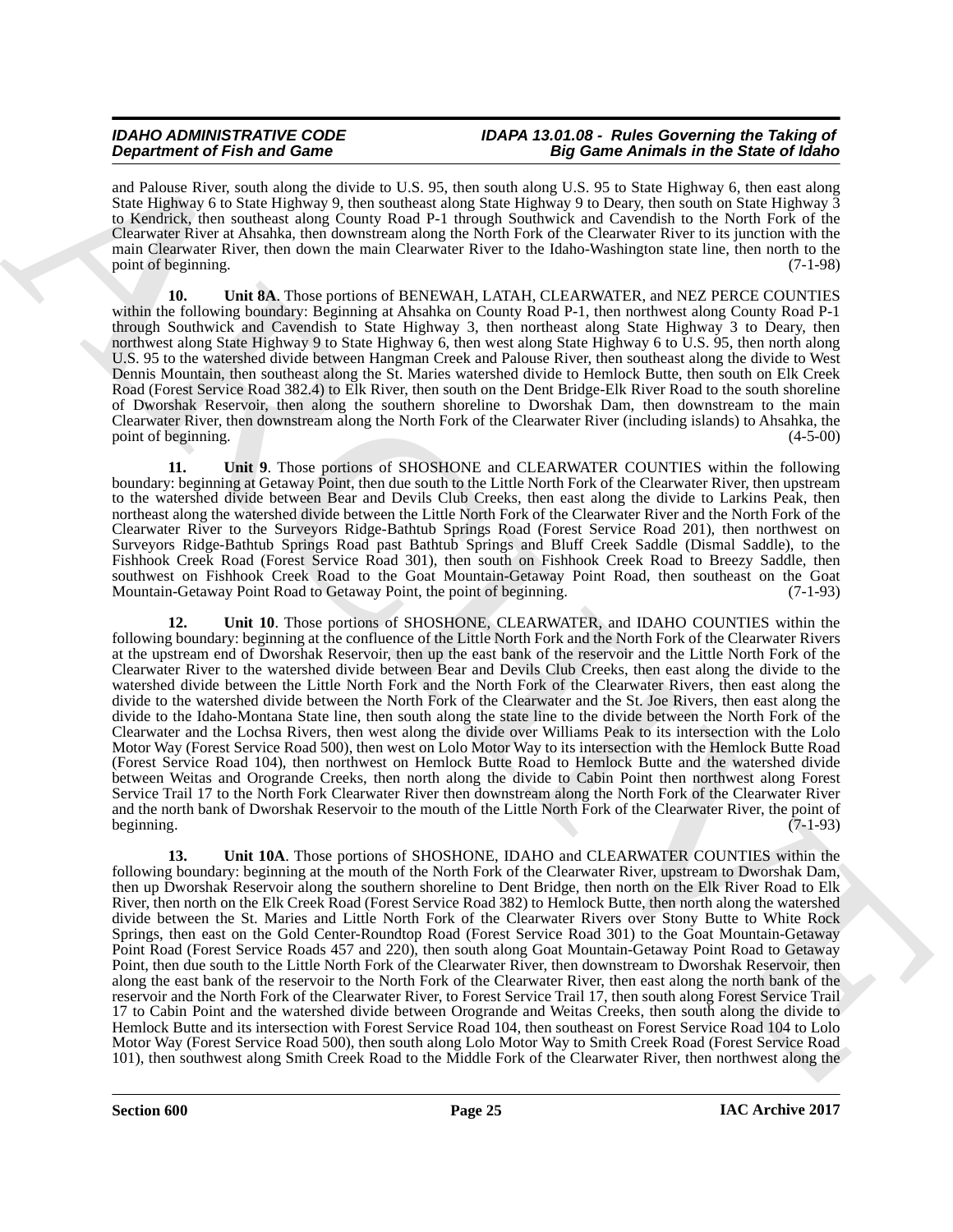and Palouse River, south along the divide to U.S. 95, then south along U.S. 95 to State Highway 6, then east along State Highway 6 to State Highway 9, then southeast along State Highway 9 to Deary, then south on State Highway 3 to Kendrick, then southeast along County Road P-1 through Southwick and Cavendish to the North Fork of the Clearwater River at Ahsahka, then downstream along the North Fork of the Clearwater River to its junction with the main Clearwater River, then down the main Clearwater River to the Idaho-Washington state line, then north to the point of beginning. (7-1-98)

**10. Unit 8A**. Those portions of BENEWAH, LATAH, CLEARWATER, and NEZ PERCE COUNTIES within the following boundary: Beginning at Ahsahka on County Road P-1, then northwest along County Road P-1 through Southwick and Cavendish to State Highway 3, then northeast along State Highway 3 to Deary, then northwest along State Highway 9 to State Highway 6, then west along State Highway 6 to U.S. 95, then north along U.S. 95 to the watershed divide between Hangman Creek and Palouse River, then southeast along the divide to West Dennis Mountain, then southeast along the St. Maries watershed divide to Hemlock Butte, then south on Elk Creek Road (Forest Service Road 382.4) to Elk River, then south on the Dent Bridge-Elk River Road to the south shoreline of Dworshak Reservoir, then along the southern shoreline to Dworshak Dam, then downstream to the main Clearwater River, then downstream along the North Fork of the Clearwater River (including islands) to Ahsahka, the point of beginning. (4-5-00)

**11. Unit 9**. Those portions of SHOSHONE and CLEARWATER COUNTIES within the following boundary: beginning at Getaway Point, then due south to the Little North Fork of the Clearwater River, then upstream to the watershed divide between Bear and Devils Club Creeks, then east along the divide to Larkins Peak, then northeast along the watershed divide between the Little North Fork of the Clearwater River and the North Fork of the Clearwater River to the Surveyors Ridge-Bathtub Springs Road (Forest Service Road 201), then northwest on Surveyors Ridge-Bathtub Springs Road past Bathtub Springs and Bluff Creek Saddle (Dismal Saddle), to the Fishhook Creek Road (Forest Service Road 301), then south on Fishhook Creek Road to Breezy Saddle, then southwest on Fishhook Creek Road to the Goat Mountain-Getaway Point Road, then southeast on the Goat Mountain-Getaway Point Road to Getaway Point, the point of beginning. (7-1-93)

**12. Unit 10**. Those portions of SHOSHONE, CLEARWATER, and IDAHO COUNTIES within the following boundary: beginning at the confluence of the Little North Fork and the North Fork of the Clearwater Rivers at the upstream end of Dworshak Reservoir, then up the east bank of the reservoir and the Little North Fork of the Clearwater River to the watershed divide between Bear and Devils Club Creeks, then east along the divide to the watershed divide between the Little North Fork and the North Fork of the Clearwater Rivers, then east along the divide to the watershed divide between the North Fork of the Clearwater and the St. Joe Rivers, then east along the divide to the Idaho-Montana State line, then south along the state line to the divide between the North Fork of the Clearwater and the Lochsa Rivers, then west along the divide over Williams Peak to its intersection with the Lolo Motor Way (Forest Service Road 500), then west on Lolo Motor Way to its intersection with the Hemlock Butte Road (Forest Service Road 104), then northwest on Hemlock Butte Road to Hemlock Butte and the watershed divide between Weitas and Orogrande Creeks, then north along the divide to Cabin Point then northwest along Forest Service Trail 17 to the North Fork Clearwater River then downstream along the North Fork of the Clearwater River and the north bank of Dworshak Reservoir to the mouth of the Little North Fork of the Clearwater River, the point of beginning. (7-1-93)

**13. Unit 10A**. Those portions of SHOSHONE, IDAHO and CLEARWATER COUNTIES within the following boundary: beginning at the mouth of the North Fork of the Clearwater River, upstream to Dworshak Dam, then up Dworshak Reservoir along the southern shoreline to Dent Bridge, then north on the Elk River Road to Elk River, then north on the Elk Creek Road (Forest Service Road 382) to Hemlock Butte, then north along the watershed divide between the St. Maries and Little North Fork of the Clearwater Rivers over Stony Butte to White Rock Springs, then east on the Gold Center-Roundtop Road (Forest Service Road 301) to the Goat Mountain-Getaway Point Road (Forest Service Roads 457 and 220), then south along Goat Mountain-Getaway Point Road to Getaway Point, then due south to the Little North Fork of the Clearwater River, then downstream to Dworshak Reservoir, then along the east bank of the reservoir to the North Fork of the Clearwater River, then east along the north bank of the reservoir and the North Fork of the Clearwater River, to Forest Service Trail 17, then south along Forest Service Trail 17 to Cabin Point and the watershed divide between Orogrande and Weitas Creeks, then south along the divide to Hemlock Butte and its intersection with Forest Service Road 104, then southeast on Forest Service Road 104 to Lolo Motor Way (Forest Service Road 500), then south along Lolo Motor Way to Smith Creek Road (Forest Service Road 101), then southwest along Smith Creek Road to the Middle Fork of the Clearwater River, then northwest along the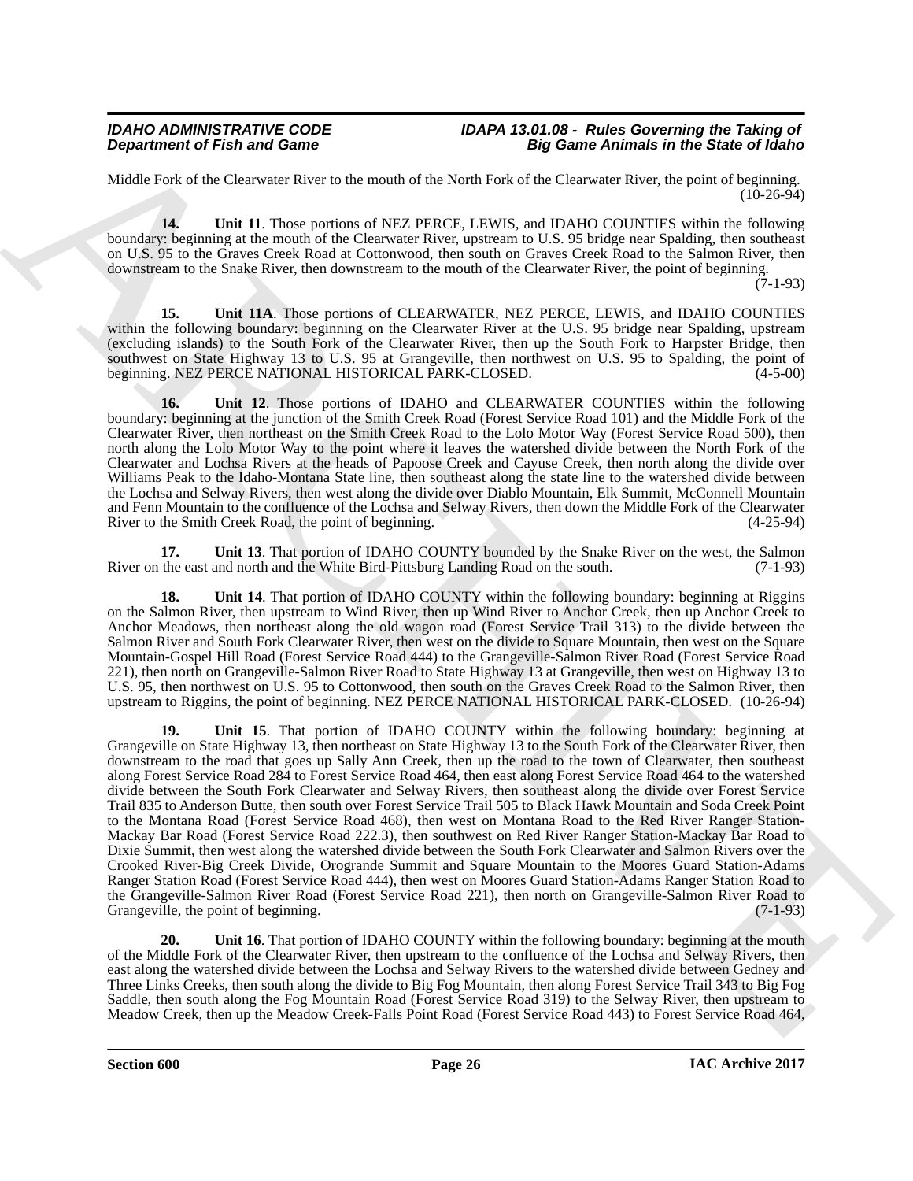Middle Fork of the Clearwater River to the mouth of the North Fork of the Clearwater River, the point of beginning. (10-26-94)

**14. Unit 11**. Those portions of NEZ PERCE, LEWIS, and IDAHO COUNTIES within the following boundary: beginning at the mouth of the Clearwater River, upstream to U.S. 95 bridge near Spalding, then southeast on U.S. 95 to the Graves Creek Road at Cottonwood, then south on Graves Creek Road to the Salmon River, then downstream to the Snake River, then downstream to the mouth of the Clearwater River, the point of beginning. (7-1-93)

**15. Unit 11A**. Those portions of CLEARWATER, NEZ PERCE, LEWIS, and IDAHO COUNTIES within the following boundary: beginning on the Clearwater River at the U.S. 95 bridge near Spalding, upstream (excluding islands) to the South Fork of the Clearwater River, then up the South Fork to Harpster Bridge, then southwest on State Highway 13 to U.S. 95 at Grangeville, then northwest on U.S. 95 to Spalding, the point of beginning. NEZ PERCE NATIONAL HISTORICAL PARK-CLOSED. (4-5-00)

**16. Unit 12**. Those portions of IDAHO and CLEARWATER COUNTIES within the following boundary: beginning at the junction of the Smith Creek Road (Forest Service Road 101) and the Middle Fork of the Clearwater River, then northeast on the Smith Creek Road to the Lolo Motor Way (Forest Service Road 500), then north along the Lolo Motor Way to the point where it leaves the watershed divide between the North Fork of the Clearwater and Lochsa Rivers at the heads of Papoose Creek and Cayuse Creek, then north along the divide over Williams Peak to the Idaho-Montana State line, then southeast along the state line to the watershed divide between the Lochsa and Selway Rivers, then west along the divide over Diablo Mountain, Elk Summit, McConnell Mountain and Fenn Mountain to the confluence of the Lochsa and Selway Rivers, then down the Middle Fork of the Clearwater River to the Smith Creek Road, the point of beginning. (4-25-94)

**17. Unit 13**. That portion of IDAHO COUNTY bounded by the Snake River on the west, the Salmon River on the east and north and the White Bird-Pittsburg Landing Road on the south. (7-1-93)

**18. Unit 14**. That portion of IDAHO COUNTY within the following boundary: beginning at Riggins on the Salmon River, then upstream to Wind River, then up Wind River to Anchor Creek, then up Anchor Creek to Anchor Meadows, then northeast along the old wagon road (Forest Service Trail 313) to the divide between the Salmon River and South Fork Clearwater River, then west on the divide to Square Mountain, then west on the Square Mountain-Gospel Hill Road (Forest Service Road 444) to the Grangeville-Salmon River Road (Forest Service Road 221), then north on Grangeville-Salmon River Road to State Highway 13 at Grangeville, then west on Highway 13 to U.S. 95, then northwest on U.S. 95 to Cottonwood, then south on the Graves Creek Road to the Salmon River, then upstream to Riggins, the point of beginning. NEZ PERCE NATIONAL HISTORICAL PARK-CLOSED. (10-26-94)

**19. Unit 15**. That portion of IDAHO COUNTY within the following boundary: beginning at Grangeville on State Highway 13, then northeast on State Highway 13 to the South Fork of the Clearwater River, then downstream to the road that goes up Sally Ann Creek, then up the road to the town of Clearwater, then southeast along Forest Service Road 284 to Forest Service Road 464, then east along Forest Service Road 464 to the watershed divide between the South Fork Clearwater and Selway Rivers, then southeast along the divide over Forest Service Trail 835 to Anderson Butte, then south over Forest Service Trail 505 to Black Hawk Mountain and Soda Creek Point to the Montana Road (Forest Service Road 468), then west on Montana Road to the Red River Ranger Station-Mackay Bar Road (Forest Service Road 222.3), then southwest on Red River Ranger Station-Mackay Bar Road to Dixie Summit, then west along the watershed divide between the South Fork Clearwater and Salmon Rivers over the Crooked River-Big Creek Divide, Orogrande Summit and Square Mountain to the Moores Guard Station-Adams Ranger Station Road (Forest Service Road 444), then west on Moores Guard Station-Adams Ranger Station Road to the Grangeville-Salmon River Road (Forest Service Road 221), then north on Grangeville-Salmon River Road to Grangeville, the point of beginning. (7-1-93)

**20. Unit 16**. That portion of IDAHO COUNTY within the following boundary: beginning at the mouth of the Middle Fork of the Clearwater River, then upstream to the confluence of the Lochsa and Selway Rivers, then east along the watershed divide between the Lochsa and Selway Rivers to the watershed divide between Gedney and Three Links Creeks, then south along the divide to Big Fog Mountain, then along Forest Service Trail 343 to Big Fog Saddle, then south along the Fog Mountain Road (Forest Service Road 319) to the Selway River, then upstream to Meadow Creek, then up the Meadow Creek-Falls Point Road (Forest Service Road 443) to Forest Service Road 464,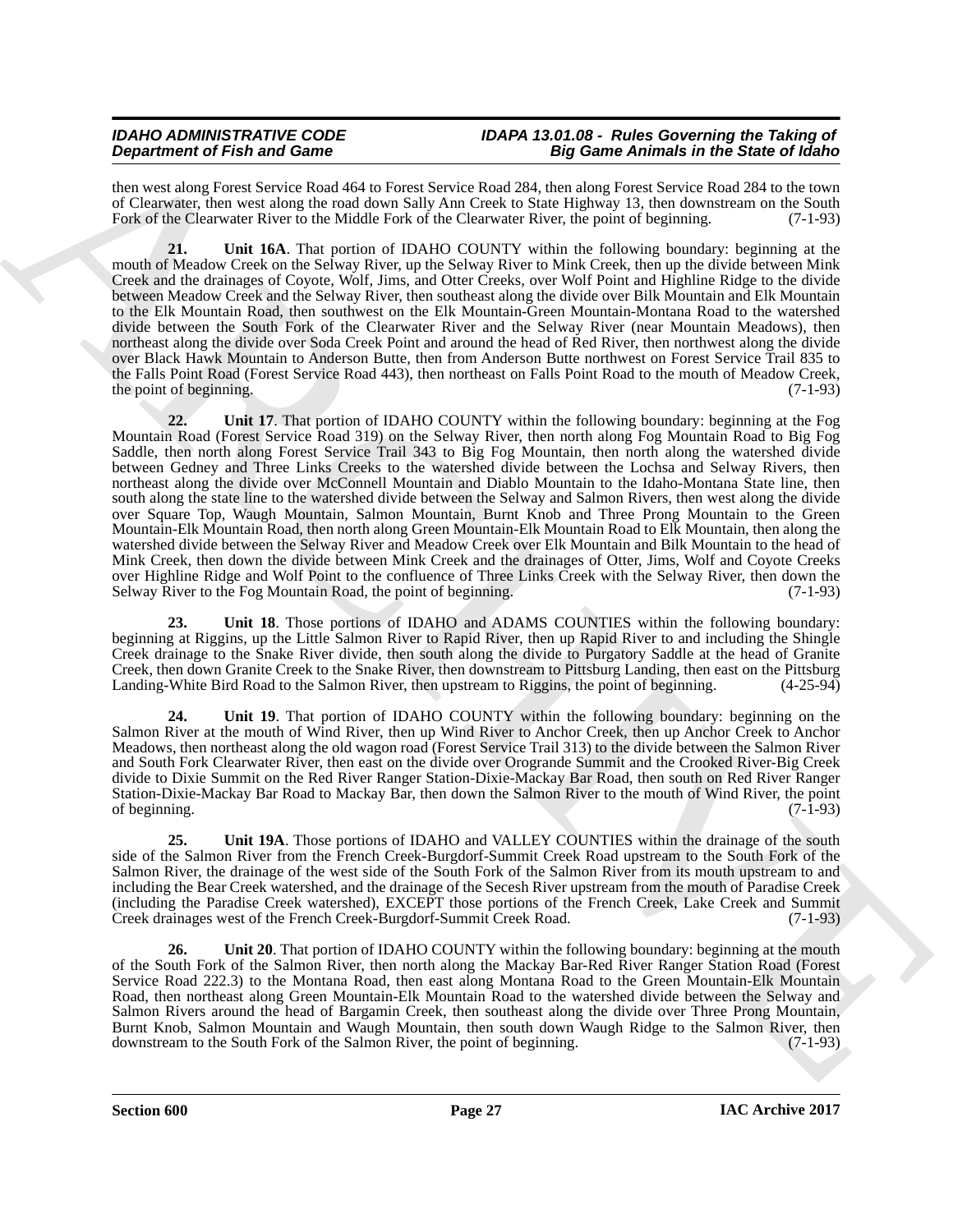then west along Forest Service Road 464 to Forest Service Road 284, then along Forest Service Road 284 to the town of Clearwater, then west along the road down Sally Ann Creek to State Highway 13, then downstream on the South Fork of the Clearwater River to the Middle Fork of the Clearwater River, the point of beginning. (7-1-93)

**21. Unit 16A**. That portion of IDAHO COUNTY within the following boundary: beginning at the mouth of Meadow Creek on the Selway River, up the Selway River to Mink Creek, then up the divide between Mink Creek and the drainages of Coyote, Wolf, Jims, and Otter Creeks, over Wolf Point and Highline Ridge to the divide between Meadow Creek and the Selway River, then southeast along the divide over Bilk Mountain and Elk Mountain to the Elk Mountain Road, then southwest on the Elk Mountain-Green Mountain-Montana Road to the watershed divide between the South Fork of the Clearwater River and the Selway River (near Mountain Meadows), then northeast along the divide over Soda Creek Point and around the head of Red River, then northwest along the divide over Black Hawk Mountain to Anderson Butte, then from Anderson Butte northwest on Forest Service Trail 835 to the Falls Point Road (Forest Service Road 443), then northeast on Falls Point Road to the mouth of Meadow Creek, the point of beginning. (7-1-93)

**22. Unit 17**. That portion of IDAHO COUNTY within the following boundary: beginning at the Fog Mountain Road (Forest Service Road 319) on the Selway River, then north along Fog Mountain Road to Big Fog Saddle, then north along Forest Service Trail 343 to Big Fog Mountain, then north along the watershed divide between Gedney and Three Links Creeks to the watershed divide between the Lochsa and Selway Rivers, then northeast along the divide over McConnell Mountain and Diablo Mountain to the Idaho-Montana State line, then south along the state line to the watershed divide between the Selway and Salmon Rivers, then west along the divide over Square Top, Waugh Mountain, Salmon Mountain, Burnt Knob and Three Prong Mountain to the Green Mountain-Elk Mountain Road, then north along Green Mountain-Elk Mountain Road to Elk Mountain, then along the watershed divide between the Selway River and Meadow Creek over Elk Mountain and Bilk Mountain to the head of Mink Creek, then down the divide between Mink Creek and the drainages of Otter, Jims, Wolf and Coyote Creeks over Highline Ridge and Wolf Point to the confluence of Three Links Creek with the Selway River, then down the Selway River to the Fog Mountain Road, the point of beginning. (7-1-93)

**23. Unit 18**. Those portions of IDAHO and ADAMS COUNTIES within the following boundary: beginning at Riggins, up the Little Salmon River to Rapid River, then up Rapid River to and including the Shingle Creek drainage to the Snake River divide, then south along the divide to Purgatory Saddle at the head of Granite Creek, then down Granite Creek to the Snake River, then downstream to Pittsburg Landing, then east on the Pittsburg Landing-White Bird Road to the Salmon River, then upstream to Riggins, the point of beginning. (4-25-94)

**24. Unit 19**. That portion of IDAHO COUNTY within the following boundary: beginning on the Salmon River at the mouth of Wind River, then up Wind River to Anchor Creek, then up Anchor Creek to Anchor Meadows, then northeast along the old wagon road (Forest Service Trail 313) to the divide between the Salmon River and South Fork Clearwater River, then east on the divide over Orogrande Summit and the Crooked River-Big Creek divide to Dixie Summit on the Red River Ranger Station-Dixie-Mackay Bar Road, then south on Red River Ranger Station-Dixie-Mackay Bar Road to Mackay Bar, then down the Salmon River to the mouth of Wind River, the point of beginning. (7-1-93)

**25. Unit 19A**. Those portions of IDAHO and VALLEY COUNTIES within the drainage of the south side of the Salmon River from the French Creek-Burgdorf-Summit Creek Road upstream to the South Fork of the Salmon River, the drainage of the west side of the South Fork of the Salmon River from its mouth upstream to and including the Bear Creek watershed, and the drainage of the Secesh River upstream from the mouth of Paradise Creek (including the Paradise Creek watershed), EXCEPT those portions of the French Creek, Lake Creek and Summit Creek drainages west of the French Creek-Burgdorf-Summit Creek Road. (7-1-93)

**26. Unit 20**. That portion of IDAHO COUNTY within the following boundary: beginning at the mouth of the South Fork of the Salmon River, then north along the Mackay Bar-Red River Ranger Station Road (Forest Service Road 222.3) to the Montana Road, then east along Montana Road to the Green Mountain-Elk Mountain Road, then northeast along Green Mountain-Elk Mountain Road to the watershed divide between the Selway and Salmon Rivers around the head of Bargamin Creek, then southeast along the divide over Three Prong Mountain, Burnt Knob, Salmon Mountain and Waugh Mountain, then south down Waugh Ridge to the Salmon River, then downstream to the South Fork of the Salmon River, the point of beginning. (7-1-93)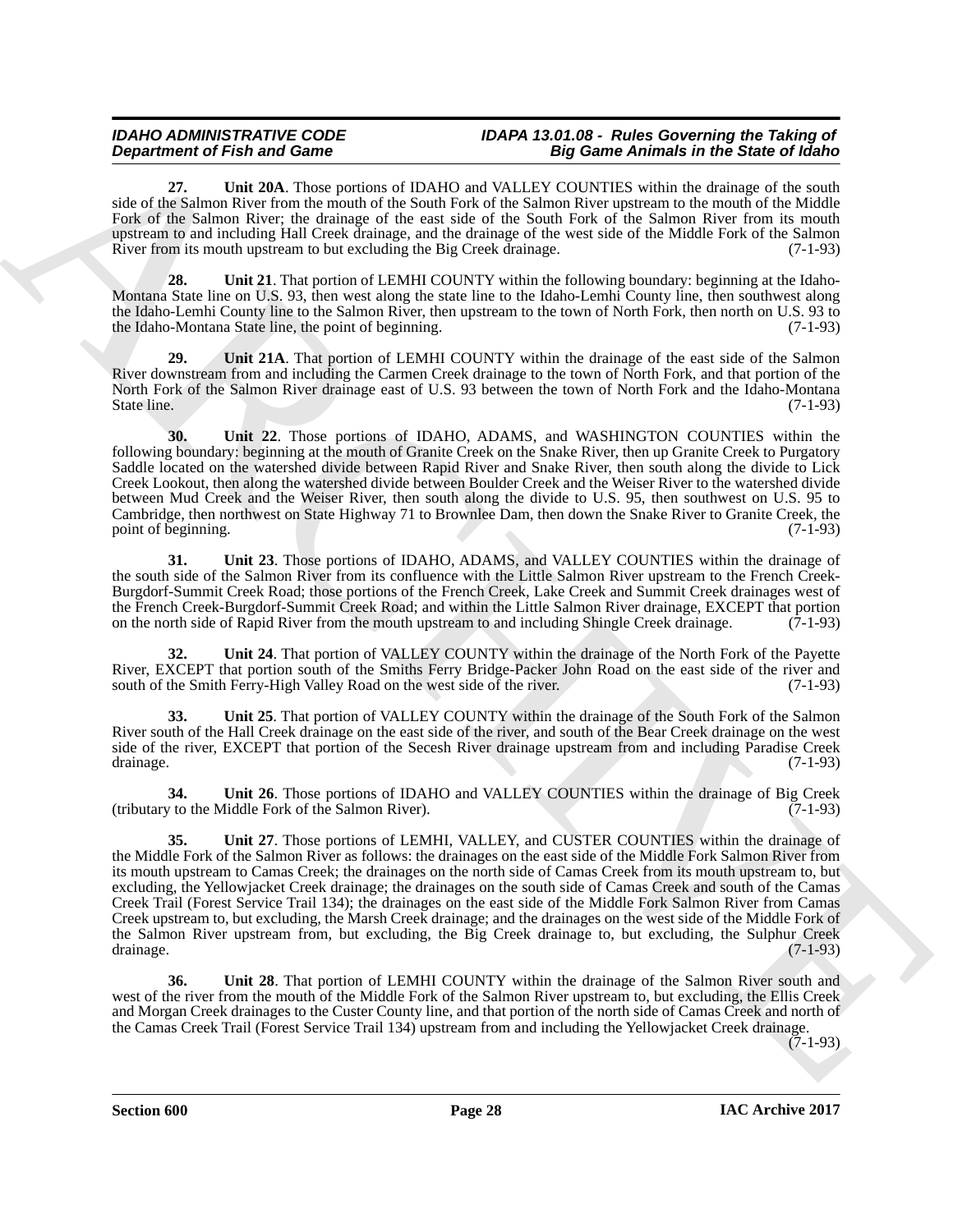**27. Unit 20A**. Those portions of IDAHO and VALLEY COUNTIES within the drainage of the south side of the Salmon River from the mouth of the South Fork of the Salmon River upstream to the mouth of the Middle Fork of the Salmon River; the drainage of the east side of the South Fork of the Salmon River from its mouth upstream to and including Hall Creek drainage, and the drainage of the west side of the Middle Fork of the Salmon River from its mouth upstream to but excluding the Big Creek drainage. (7-1-93)

**28. Unit 21**. That portion of LEMHI COUNTY within the following boundary: beginning at the Idaho-Montana State line on U.S. 93, then west along the state line to the Idaho-Lemhi County line, then southwest along the Idaho-Lemhi County line to the Salmon River, then upstream to the town of North Fork, then north on U.S. 93 to the Idaho-Montana State line, the point of beginning. (7-1-93)

**29. Unit 21A**. That portion of LEMHI COUNTY within the drainage of the east side of the Salmon River downstream from and including the Carmen Creek drainage to the town of North Fork, and that portion of the North Fork of the Salmon River drainage east of U.S. 93 between the town of North Fork and the Idaho-Montana State line. (7-1-93)

**30. Unit 22**. Those portions of IDAHO, ADAMS, and WASHINGTON COUNTIES within the following boundary: beginning at the mouth of Granite Creek on the Snake River, then up Granite Creek to Purgatory Saddle located on the watershed divide between Rapid River and Snake River, then south along the divide to Lick Creek Lookout, then along the watershed divide between Boulder Creek and the Weiser River to the watershed divide between Mud Creek and the Weiser River, then south along the divide to U.S. 95, then southwest on U.S. 95 to Cambridge, then northwest on State Highway 71 to Brownlee Dam, then down the Snake River to Granite Creek, the point of beginning. (7-1-93)

**31. Unit 23**. Those portions of IDAHO, ADAMS, and VALLEY COUNTIES within the drainage of the south side of the Salmon River from its confluence with the Little Salmon River upstream to the French Creek-Burgdorf-Summit Creek Road; those portions of the French Creek, Lake Creek and Summit Creek drainages west of the French Creek-Burgdorf-Summit Creek Road; and within the Little Salmon River drainage, EXCEPT that portion on the north side of Rapid River from the mouth upstream to and including Shingle Creek drainage. (7-1-93)

**32. Unit 24**. That portion of VALLEY COUNTY within the drainage of the North Fork of the Payette River, EXCEPT that portion south of the Smiths Ferry Bridge-Packer John Road on the east side of the river and south of the Smith Ferry-High Valley Road on the west side of the river. (7-1-93)

**33. Unit 25**. That portion of VALLEY COUNTY within the drainage of the South Fork of the Salmon River south of the Hall Creek drainage on the east side of the river, and south of the Bear Creek drainage on the west side of the river, EXCEPT that portion of the Secesh River drainage upstream from and including Paradise Creek drainage. (7-1-93)

**34. Unit 26**. Those portions of IDAHO and VALLEY COUNTIES within the drainage of Big Creek (tributary to the Middle Fork of the Salmon River). (7-1-93)

**35. Unit 27**. Those portions of LEMHI, VALLEY, and CUSTER COUNTIES within the drainage of the Middle Fork of the Salmon River as follows: the drainages on the east side of the Middle Fork Salmon River from its mouth upstream to Camas Creek; the drainages on the north side of Camas Creek from its mouth upstream to, but excluding, the Yellowjacket Creek drainage; the drainages on the south side of Camas Creek and south of the Camas Creek Trail (Forest Service Trail 134); the drainages on the east side of the Middle Fork Salmon River from Camas Creek upstream to, but excluding, the Marsh Creek drainage; and the drainages on the west side of the Middle Fork of the Salmon River upstream from, but excluding, the Big Creek drainage to, but excluding, the Sulphur Creek drainage. (7-1-93)

**36. Unit 28**. That portion of LEMHI COUNTY within the drainage of the Salmon River south and west of the river from the mouth of the Middle Fork of the Salmon River upstream to, but excluding, the Ellis Creek and Morgan Creek drainages to the Custer County line, and that portion of the north side of Camas Creek and north of the Camas Creek Trail (Forest Service Trail 134) upstream from and including the Yellowjacket Creek drainage. (7-1-93)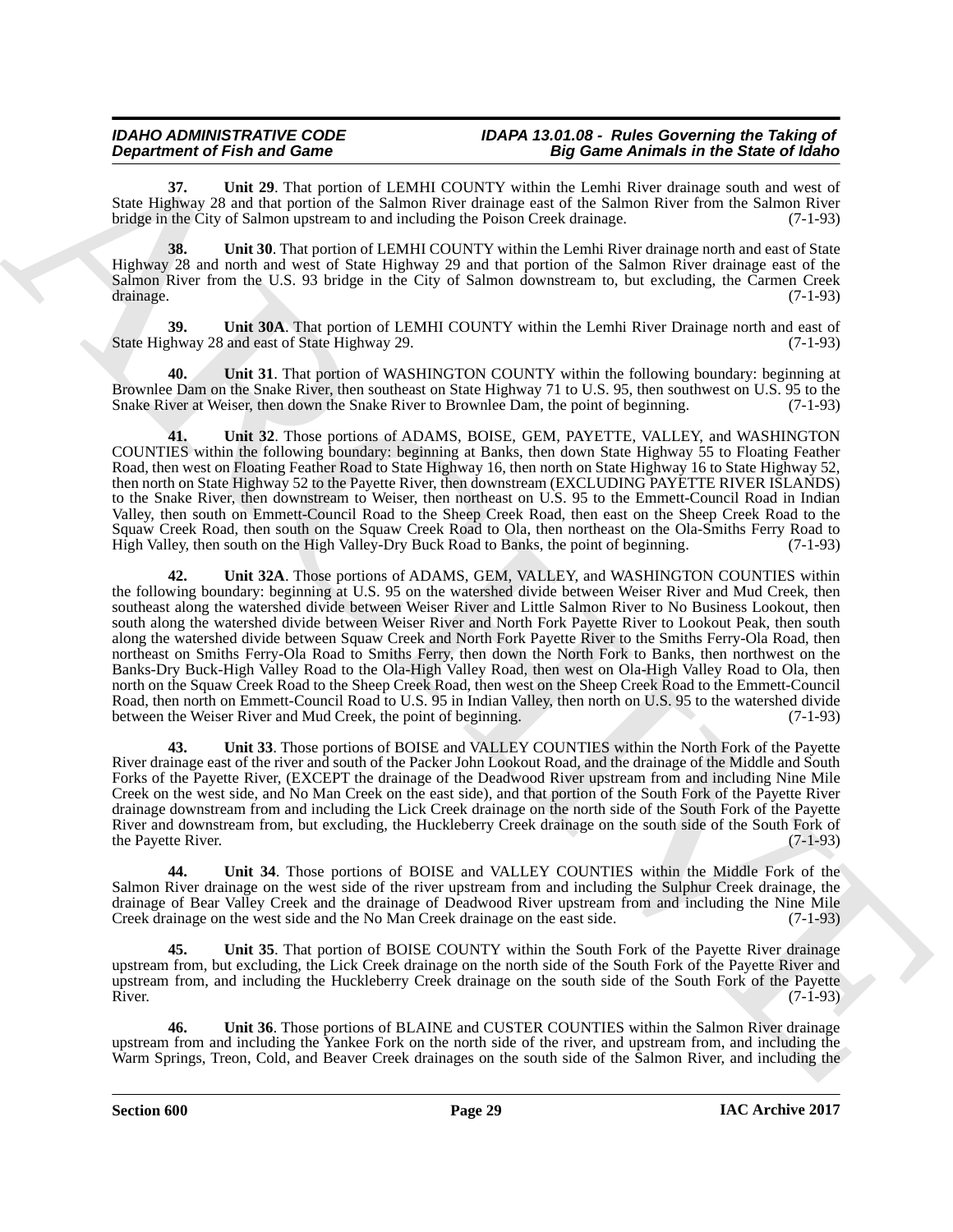**37. Unit 29**. That portion of LEMHI COUNTY within the Lemhi River drainage south and west of State Highway 28 and that portion of the Salmon River drainage east of the Salmon River from the Salmon River bridge in the City of Salmon upstream to and including the Poison Creek drainage. (7-1-93)

**38. Unit 30**. That portion of LEMHI COUNTY within the Lemhi River drainage north and east of State Highway 28 and north and west of State Highway 29 and that portion of the Salmon River drainage east of the Salmon River from the U.S. 93 bridge in the City of Salmon downstream to, but excluding, the Carmen Creek drainage. (7-1-93)

**39. Unit 30A**. That portion of LEMHI COUNTY within the Lemhi River Drainage north and east of State Highway 28 and east of State Highway 29. (7-1-93)

**40. Unit 31**. That portion of WASHINGTON COUNTY within the following boundary: beginning at Brownlee Dam on the Snake River, then southeast on State Highway 71 to U.S. 95, then southwest on U.S. 95 to the Snake River at Weiser, then down the Snake River to Brownlee Dam, the point of beginning. (7-1-93)

**41. Unit 32**. Those portions of ADAMS, BOISE, GEM, PAYETTE, VALLEY, and WASHINGTON COUNTIES within the following boundary: beginning at Banks, then down State Highway 55 to Floating Feather Road, then west on Floating Feather Road to State Highway 16, then north on State Highway 16 to State Highway 52, then north on State Highway 52 to the Payette River, then downstream (EXCLUDING PAYETTE RIVER ISLANDS) to the Snake River, then downstream to Weiser, then northeast on U.S. 95 to the Emmett-Council Road in Indian Valley, then south on Emmett-Council Road to the Sheep Creek Road, then east on the Sheep Creek Road to the Squaw Creek Road, then south on the Squaw Creek Road to Ola, then northeast on the Ola-Smiths Ferry Road to High Valley, then south on the High Valley-Dry Buck Road to Banks, the point of beginning. (7-1-93)

**42. Unit 32A**. Those portions of ADAMS, GEM, VALLEY, and WASHINGTON COUNTIES within the following boundary: beginning at U.S. 95 on the watershed divide between Weiser River and Mud Creek, then southeast along the watershed divide between Weiser River and Little Salmon River to No Business Lookout, then south along the watershed divide between Weiser River and North Fork Payette River to Lookout Peak, then south along the watershed divide between Squaw Creek and North Fork Payette River to the Smiths Ferry-Ola Road, then northeast on Smiths Ferry-Ola Road to Smiths Ferry, then down the North Fork to Banks, then northwest on the Banks-Dry Buck-High Valley Road to the Ola-High Valley Road, then west on Ola-High Valley Road to Ola, then north on the Squaw Creek Road to the Sheep Creek Road, then west on the Sheep Creek Road to the Emmett-Council Road, then north on Emmett-Council Road to U.S. 95 in Indian Valley, then north on U.S. 95 to the watershed divide between the Weiser River and Mud Creek, the point of beginning. (7-1-93)

**43. Unit 33**. Those portions of BOISE and VALLEY COUNTIES within the North Fork of the Payette River drainage east of the river and south of the Packer John Lookout Road, and the drainage of the Middle and South Forks of the Payette River, (EXCEPT the drainage of the Deadwood River upstream from and including Nine Mile Creek on the west side, and No Man Creek on the east side), and that portion of the South Fork of the Payette River drainage downstream from and including the Lick Creek drainage on the north side of the South Fork of the Payette River and downstream from, but excluding, the Huckleberry Creek drainage on the south side of the South Fork of the Payette River. (7-1-93)

**44. Unit 34**. Those portions of BOISE and VALLEY COUNTIES within the Middle Fork of the Salmon River drainage on the west side of the river upstream from and including the Sulphur Creek drainage, the drainage of Bear Valley Creek and the drainage of Deadwood River upstream from and including the Nine Mile Creek drainage on the west side and the No Man Creek drainage on the east side. (7-1-93)

**45. Unit 35**. That portion of BOISE COUNTY within the South Fork of the Payette River drainage upstream from, but excluding, the Lick Creek drainage on the north side of the South Fork of the Payette River and upstream from, and including the Huckleberry Creek drainage on the south side of the South Fork of the Payette River. (7-1-93)

**46. Unit 36**. Those portions of BLAINE and CUSTER COUNTIES within the Salmon River drainage upstream from and including the Yankee Fork on the north side of the river, and upstream from, and including the Warm Springs, Treon, Cold, and Beaver Creek drainages on the south side of the Salmon River, and including the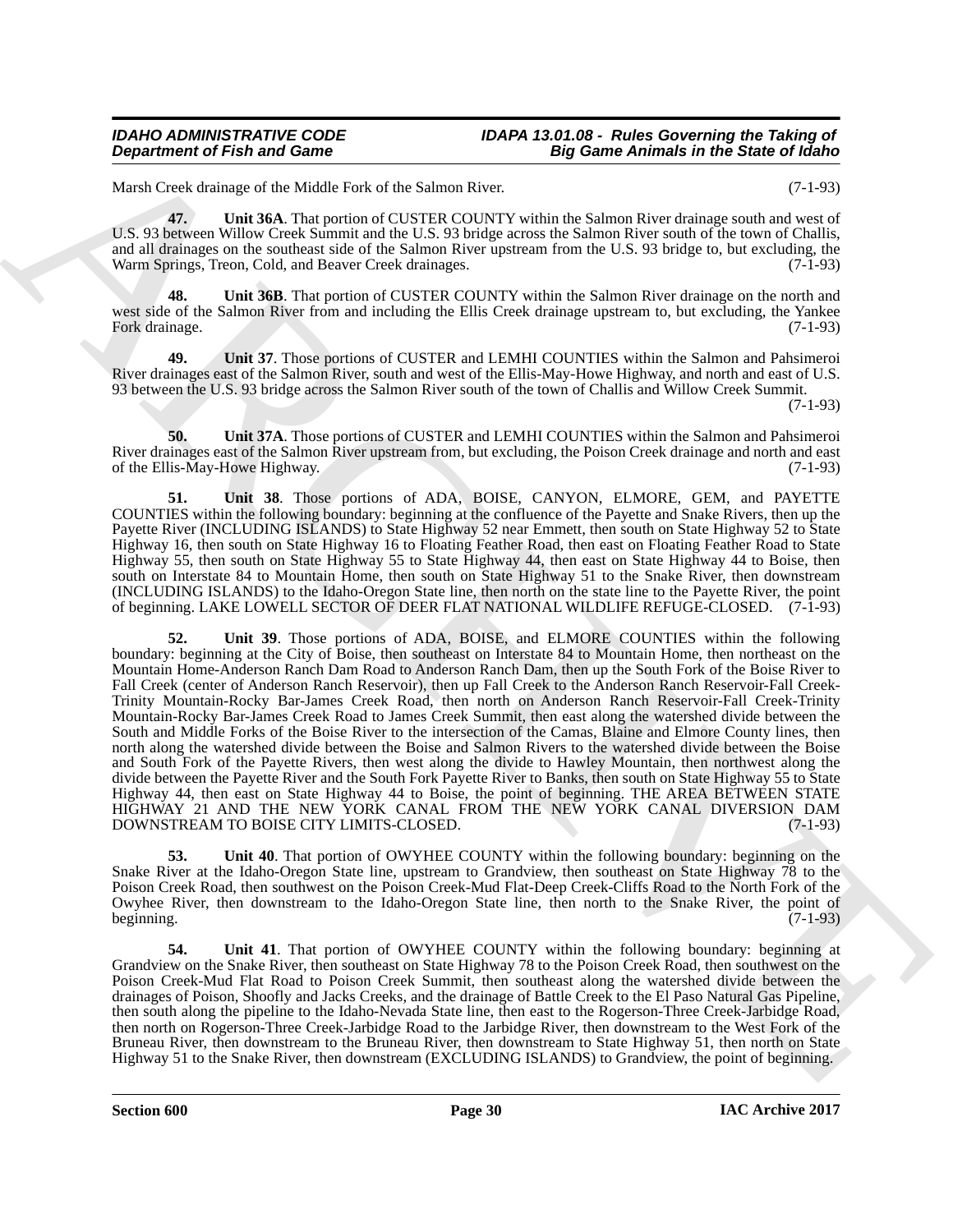Marsh Creek drainage of the Middle Fork of the Salmon River. (7-1-93)

**47. Unit 36A**. That portion of CUSTER COUNTY within the Salmon River drainage south and west of U.S. 93 between Willow Creek Summit and the U.S. 93 bridge across the Salmon River south of the town of Challis, and all drainages on the southeast side of the Salmon River upstream from the U.S. 93 bridge to, but excluding, the Warm Springs, Treon, Cold, and Beaver Creek drainages. (7-1-93)

**48. Unit 36B**. That portion of CUSTER COUNTY within the Salmon River drainage on the north and west side of the Salmon River from and including the Ellis Creek drainage upstream to, but excluding, the Yankee Fork drainage. (7-1-93)

**49. Unit 37**. Those portions of CUSTER and LEMHI COUNTIES within the Salmon and Pahsimeroi River drainages east of the Salmon River, south and west of the Ellis-May-Howe Highway, and north and east of U.S. 93 between the U.S. 93 bridge across the Salmon River south of the town of Challis and Willow Creek Summit. (7-1-93)

**50. Unit 37A**. Those portions of CUSTER and LEMHI COUNTIES within the Salmon and Pahsimeroi River drainages east of the Salmon River upstream from, but excluding, the Poison Creek drainage and north and east of the Ellis-May-Howe Highway. (7-1-93)

**51. Unit 38**. Those portions of ADA, BOISE, CANYON, ELMORE, GEM, and PAYETTE COUNTIES within the following boundary: beginning at the confluence of the Payette and Snake Rivers, then up the Payette River (INCLUDING ISLANDS) to State Highway 52 near Emmett, then south on State Highway 52 to State Highway 16, then south on State Highway 16 to Floating Feather Road, then east on Floating Feather Road to State Highway 55, then south on State Highway 55 to State Highway 44, then east on State Highway 44 to Boise, then south on Interstate 84 to Mountain Home, then south on State Highway 51 to the Snake River, then downstream (INCLUDING ISLANDS) to the Idaho-Oregon State line, then north on the state line to the Payette River, the point of beginning. LAKE LOWELL SECTOR OF DEER FLAT NATIONAL WILDLIFE REFUGE-CLOSED. (7-1-93)

**52. Unit 39**. Those portions of ADA, BOISE, and ELMORE COUNTIES within the following boundary: beginning at the City of Boise, then southeast on Interstate 84 to Mountain Home, then northeast on the Mountain Home-Anderson Ranch Dam Road to Anderson Ranch Dam, then up the South Fork of the Boise River to Fall Creek (center of Anderson Ranch Reservoir), then up Fall Creek to the Anderson Ranch Reservoir-Fall Creek-Trinity Mountain-Rocky Bar-James Creek Road, then north on Anderson Ranch Reservoir-Fall Creek-Trinity Mountain-Rocky Bar-James Creek Road to James Creek Summit, then east along the watershed divide between the South and Middle Forks of the Boise River to the intersection of the Camas, Blaine and Elmore County lines, then north along the watershed divide between the Boise and Salmon Rivers to the watershed divide between the Boise and South Fork of the Payette Rivers, then west along the divide to Hawley Mountain, then northwest along the divide between the Payette River and the South Fork Payette River to Banks, then south on State Highway 55 to State Highway 44, then east on State Highway 44 to Boise, the point of beginning. THE AREA BETWEEN STATE HIGHWAY 21 AND THE NEW YORK CANAL FROM THE NEW YORK CANAL DIVERSION DAM DOWNSTREAM TO BOISE CITY LIMITS-CLOSED. (7-1-93)

**53. Unit 40**. That portion of OWYHEE COUNTY within the following boundary: beginning on the Snake River at the Idaho-Oregon State line, upstream to Grandview, then southeast on State Highway 78 to the Poison Creek Road, then southwest on the Poison Creek-Mud Flat-Deep Creek-Cliffs Road to the North Fork of the Owyhee River, then downstream to the Idaho-Oregon State line, then north to the Snake River, the point of beginning. (7-1-93)

**54. Unit 41**. That portion of OWYHEE COUNTY within the following boundary: beginning at Grandview on the Snake River, then southeast on State Highway 78 to the Poison Creek Road, then southwest on the Poison Creek-Mud Flat Road to Poison Creek Summit, then southeast along the watershed divide between the drainages of Poison, Shoofly and Jacks Creeks, and the drainage of Battle Creek to the El Paso Natural Gas Pipeline, then south along the pipeline to the Idaho-Nevada State line, then east to the Rogerson-Three Creek-Jarbidge Road, then north on Rogerson-Three Creek-Jarbidge Road to the Jarbidge River, then downstream to the West Fork of the Bruneau River, then downstream to the Bruneau River, then downstream to State Highway 51, then north on State Highway 51 to the Snake River, then downstream (EXCLUDING ISLANDS) to Grandview, the point of beginning.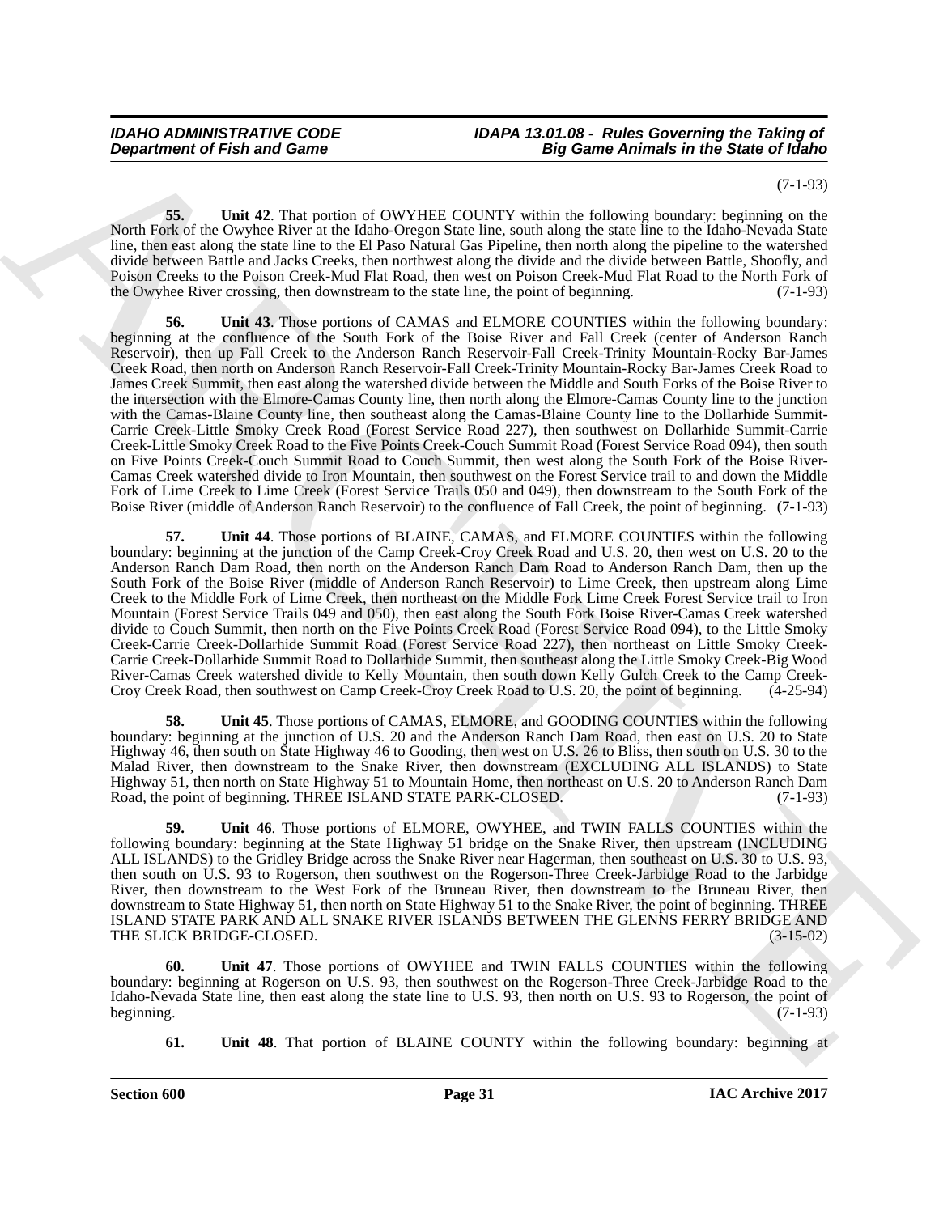(7-1-93)

**55. Unit 42**. That portion of OWYHEE COUNTY within the following boundary: beginning on the North Fork of the Owyhee River at the Idaho-Oregon State line, south along the state line to the Idaho-Nevada State line, then east along the state line to the El Paso Natural Gas Pipeline, then north along the pipeline to the watershed divide between Battle and Jacks Creeks, then northwest along the divide and the divide between Battle, Shoofly, and Poison Creeks to the Poison Creek-Mud Flat Road, then west on Poison Creek-Mud Flat Road to the North Fork of the Owyhee River crossing, then downstream to the state line, the point of beginning. (7-1-93)

**56. Unit 43**. Those portions of CAMAS and ELMORE COUNTIES within the following boundary: beginning at the confluence of the South Fork of the Boise River and Fall Creek (center of Anderson Ranch Reservoir), then up Fall Creek to the Anderson Ranch Reservoir-Fall Creek-Trinity Mountain-Rocky Bar-James Creek Road, then north on Anderson Ranch Reservoir-Fall Creek-Trinity Mountain-Rocky Bar-James Creek Road to James Creek Summit, then east along the watershed divide between the Middle and South Forks of the Boise River to the intersection with the Elmore-Camas County line, then north along the Elmore-Camas County line to the junction with the Camas-Blaine County line, then southeast along the Camas-Blaine County line to the Dollarhide Summit-Carrie Creek-Little Smoky Creek Road (Forest Service Road 227), then southwest on Dollarhide Summit-Carrie Creek-Little Smoky Creek Road to the Five Points Creek-Couch Summit Road (Forest Service Road 094), then south on Five Points Creek-Couch Summit Road to Couch Summit, then west along the South Fork of the Boise River-Camas Creek watershed divide to Iron Mountain, then southwest on the Forest Service trail to and down the Middle Fork of Lime Creek to Lime Creek (Forest Service Trails 050 and 049), then downstream to the South Fork of the Boise River (middle of Anderson Ranch Reservoir) to the confluence of Fall Creek, the point of beginning. (7-1-93)

**57. Unit 44**. Those portions of BLAINE, CAMAS, and ELMORE COUNTIES within the following boundary: beginning at the junction of the Camp Creek-Croy Creek Road and U.S. 20, then west on U.S. 20 to the Anderson Ranch Dam Road, then north on the Anderson Ranch Dam Road to Anderson Ranch Dam, then up the South Fork of the Boise River (middle of Anderson Ranch Reservoir) to Lime Creek, then upstream along Lime Creek to the Middle Fork of Lime Creek, then northeast on the Middle Fork Lime Creek Forest Service trail to Iron Mountain (Forest Service Trails 049 and 050), then east along the South Fork Boise River-Camas Creek watershed divide to Couch Summit, then north on the Five Points Creek Road (Forest Service Road 094), to the Little Smoky Creek-Carrie Creek-Dollarhide Summit Road (Forest Service Road 227), then northeast on Little Smoky Creek-Carrie Creek-Dollarhide Summit Road to Dollarhide Summit, then southeast along the Little Smoky Creek-Big Wood River-Camas Creek watershed divide to Kelly Mountain, then south down Kelly Gulch Creek to the Camp Creek-Croy Creek Road, then southwest on Camp Creek-Croy Creek Road to U.S. 20, the point of beginning. (4-25-94)

**58. Unit 45**. Those portions of CAMAS, ELMORE, and GOODING COUNTIES within the following boundary: beginning at the junction of U.S. 20 and the Anderson Ranch Dam Road, then east on U.S. 20 to State Highway 46, then south on State Highway 46 to Gooding, then west on U.S. 26 to Bliss, then south on U.S. 30 to the Malad River, then downstream to the Snake River, then downstream (EXCLUDING ALL ISLANDS) to State Highway 51, then north on State Highway 51 to Mountain Home, then northeast on U.S. 20 to Anderson Ranch Dam Road, the point of beginning. THREE ISLAND STATE PARK-CLOSED. (7-1-93)

**59. Unit 46**. Those portions of ELMORE, OWYHEE, and TWIN FALLS COUNTIES within the following boundary: beginning at the State Highway 51 bridge on the Snake River, then upstream (INCLUDING ALL ISLANDS) to the Gridley Bridge across the Snake River near Hagerman, then southeast on U.S. 30 to U.S. 93, then south on U.S. 93 to Rogerson, then southwest on the Rogerson-Three Creek-Jarbidge Road to the Jarbidge River, then downstream to the West Fork of the Bruneau River, then downstream to the Bruneau River, then downstream to State Highway 51, then north on State Highway 51 to the Snake River, the point of beginning. THREE ISLAND STATE PARK AND ALL SNAKE RIVER ISLANDS BETWEEN THE GLENNS FERRY BRIDGE AND THE SLICK BRIDGE-CLOSED. (3-15-02)

**60. Unit 47**. Those portions of OWYHEE and TWIN FALLS COUNTIES within the following boundary: beginning at Rogerson on U.S. 93, then southwest on the Rogerson-Three Creek-Jarbidge Road to the Idaho-Nevada State line, then east along the state line to U.S. 93, then north on U.S. 93 to Rogerson, the point of beginning. (7-1-93)

**61. Unit 48**. That portion of BLAINE COUNTY within the following boundary: beginning at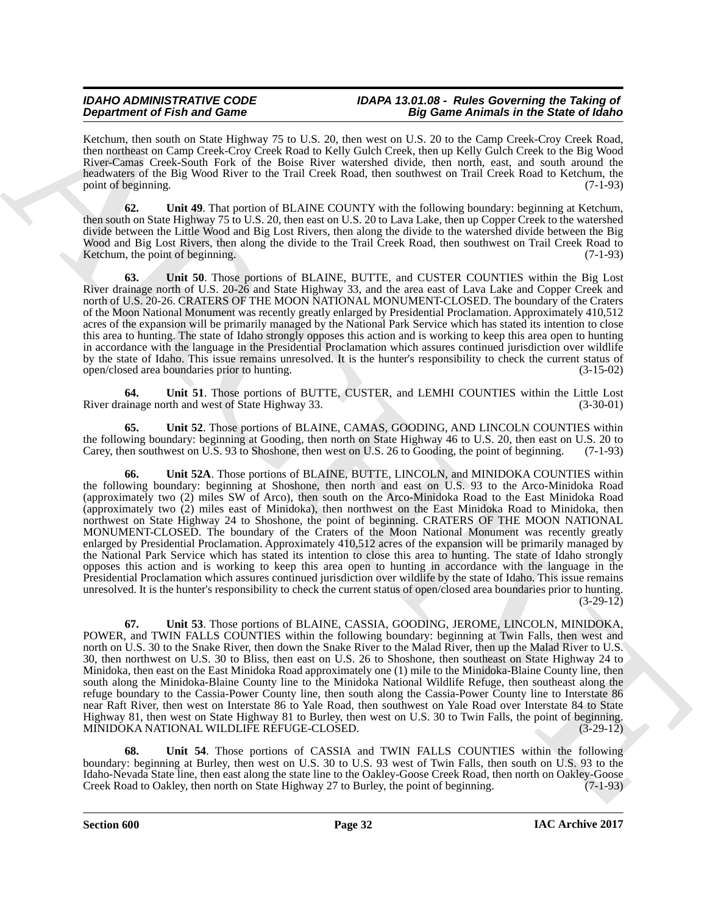Ketchum, then south on State Highway 75 to U.S. 20, then west on U.S. 20 to the Camp Creek-Croy Creek Road, then northeast on Camp Creek-Croy Creek Road to Kelly Gulch Creek, then up Kelly Gulch Creek to the Big Wood River-Camas Creek-South Fork of the Boise River watershed divide, then north, east, and south around the headwaters of the Big Wood River to the Trail Creek Road, then southwest on Trail Creek Road to Ketchum, the point of beginning. (7-1-93)

**62. Unit 49**. That portion of BLAINE COUNTY with the following boundary: beginning at Ketchum, then south on State Highway 75 to U.S. 20, then east on U.S. 20 to Lava Lake, then up Copper Creek to the watershed divide between the Little Wood and Big Lost Rivers, then along the divide to the watershed divide between the Big Wood and Big Lost Rivers, then along the divide to the Trail Creek Road, then southwest on Trail Creek Road to Ketchum, the point of beginning. (7-1-93)

**63. Unit 50**. Those portions of BLAINE, BUTTE, and CUSTER COUNTIES within the Big Lost River drainage north of U.S. 20-26 and State Highway 33, and the area east of Lava Lake and Copper Creek and north of U.S. 20-26. CRATERS OF THE MOON NATIONAL MONUMENT-CLOSED. The boundary of the Craters of the Moon National Monument was recently greatly enlarged by Presidential Proclamation. Approximately 410,512 acres of the expansion will be primarily managed by the National Park Service which has stated its intention to close this area to hunting. The state of Idaho strongly opposes this action and is working to keep this area open to hunting in accordance with the language in the Presidential Proclamation which assures continued jurisdiction over wildlife by the state of Idaho. This issue remains unresolved. It is the hunter's responsibility to check the current status of open/closed area boundaries prior to hunting. (3-15-02)

**64. Unit 51**. Those portions of BUTTE, CUSTER, and LEMHI COUNTIES within the Little Lost River drainage north and west of State Highway 33. (3-30-01)

**65. Unit 52**. Those portions of BLAINE, CAMAS, GOODING, AND LINCOLN COUNTIES within the following boundary: beginning at Gooding, then north on State Highway 46 to U.S. 20, then east on U.S. 20 to Carey, then southwest on U.S. 93 to Shoshone, then west on U.S. 26 to Gooding, the point of beginning. (7-1-93)

**66. Unit 52A**. Those portions of BLAINE, BUTTE, LINCOLN, and MINIDOKA COUNTIES within the following boundary: beginning at Shoshone, then north and east on U.S. 93 to the Arco-Minidoka Road (approximately two (2) miles SW of Arco), then south on the Arco-Minidoka Road to the East Minidoka Road (approximately two (2) miles east of Minidoka), then northwest on the East Minidoka Road to Minidoka, then northwest on State Highway 24 to Shoshone, the point of beginning. CRATERS OF THE MOON NATIONAL MONUMENT-CLOSED. The boundary of the Craters of the Moon National Monument was recently greatly enlarged by Presidential Proclamation. Approximately 410,512 acres of the expansion will be primarily managed by the National Park Service which has stated its intention to close this area to hunting. The state of Idaho strongly opposes this action and is working to keep this area open to hunting in accordance with the language in the Presidential Proclamation which assures continued jurisdiction over wildlife by the state of Idaho. This issue remains unresolved. It is the hunter's responsibility to check the current status of open/closed area boundaries prior to hunting. (3-29-12)

**67. Unit 53**. Those portions of BLAINE, CASSIA, GOODING, JEROME, LINCOLN, MINIDOKA, POWER, and TWIN FALLS COUNTIES within the following boundary: beginning at Twin Falls, then west and north on U.S. 30 to the Snake River, then down the Snake River to the Malad River, then up the Malad River to U.S. 30, then northwest on U.S. 30 to Bliss, then east on U.S. 26 to Shoshone, then southeast on State Highway 24 to Minidoka, then east on the East Minidoka Road approximately one (1) mile to the Minidoka-Blaine County line, then south along the Minidoka-Blaine County line to the Minidoka National Wildlife Refuge, then southeast along the refuge boundary to the Cassia-Power County line, then south along the Cassia-Power County line to Interstate 86 near Raft River, then west on Interstate 86 to Yale Road, then southwest on Yale Road over Interstate 84 to State Highway 81, then west on State Highway 81 to Burley, then west on U.S. 30 to Twin Falls, the point of beginning. MINIDOKA NATIONAL WILDLIFE REFUGE-CLOSED. (3-29-12)

**68. Unit 54**. Those portions of CASSIA and TWIN FALLS COUNTIES within the following boundary: beginning at Burley, then west on U.S. 30 to U.S. 93 west of Twin Falls, then south on U.S. 93 to the Idaho-Nevada State line, then east along the state line to the Oakley-Goose Creek Road, then north on Oakley-Goose Creek Road to Oakley, then north on State Highway 27 to Burley, the point of beginning. (7-1-93)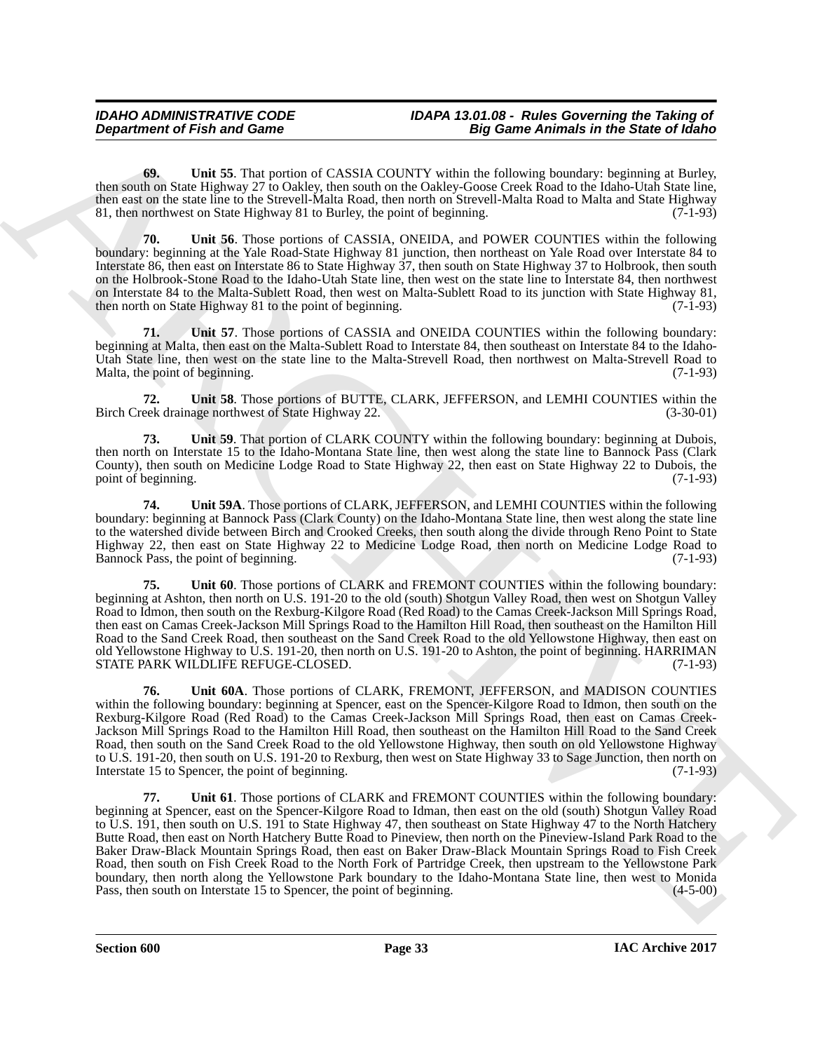**69. Unit 55**. That portion of CASSIA COUNTY within the following boundary: beginning at Burley, then south on State Highway 27 to Oakley, then south on the Oakley-Goose Creek Road to the Idaho-Utah State line, then east on the state line to the Strevell-Malta Road, then north on Strevell-Malta Road to Malta and State Highway 81, then northwest on State Highway 81 to Burley, the point of beginning. (7-1-93)

**70. Unit 56**. Those portions of CASSIA, ONEIDA, and POWER COUNTIES within the following boundary: beginning at the Yale Road-State Highway 81 junction, then northeast on Yale Road over Interstate 84 to Interstate 86, then east on Interstate 86 to State Highway 37, then south on State Highway 37 to Holbrook, then south on the Holbrook-Stone Road to the Idaho-Utah State line, then west on the state line to Interstate 84, then northwest on Interstate 84 to the Malta-Sublett Road, then west on Malta-Sublett Road to its junction with State Highway 81, then north on State Highway 81 to the point of beginning. (7-1-93)

**71. Unit 57**. Those portions of CASSIA and ONEIDA COUNTIES within the following boundary: beginning at Malta, then east on the Malta-Sublett Road to Interstate 84, then southeast on Interstate 84 to the Idaho-Utah State line, then west on the state line to the Malta-Strevell Road, then northwest on Malta-Strevell Road to Malta, the point of beginning. (7-1-93)

**72. Unit 58**. Those portions of BUTTE, CLARK, JEFFERSON, and LEMHI COUNTIES within the Birch Creek drainage northwest of State Highway 22. (3-30-01)

**73. Unit 59**. That portion of CLARK COUNTY within the following boundary: beginning at Dubois, then north on Interstate 15 to the Idaho-Montana State line, then west along the state line to Bannock Pass (Clark County), then south on Medicine Lodge Road to State Highway 22, then east on State Highway 22 to Dubois, the point of beginning. (7-1-93)

**74. Unit 59A**. Those portions of CLARK, JEFFERSON, and LEMHI COUNTIES within the following boundary: beginning at Bannock Pass (Clark County) on the Idaho-Montana State line, then west along the state line to the watershed divide between Birch and Crooked Creeks, then south along the divide through Reno Point to State Highway 22, then east on State Highway 22 to Medicine Lodge Road, then north on Medicine Lodge Road to Bannock Pass, the point of beginning. (7-1-93)

**75. Unit 60**. Those portions of CLARK and FREMONT COUNTIES within the following boundary: beginning at Ashton, then north on U.S. 191-20 to the old (south) Shotgun Valley Road, then west on Shotgun Valley Road to Idmon, then south on the Rexburg-Kilgore Road (Red Road) to the Camas Creek-Jackson Mill Springs Road, then east on Camas Creek-Jackson Mill Springs Road to the Hamilton Hill Road, then southeast on the Hamilton Hill Road to the Sand Creek Road, then southeast on the Sand Creek Road to the old Yellowstone Highway, then east on old Yellowstone Highway to U.S. 191-20, then north on U.S. 191-20 to Ashton, the point of beginning. HARRIMAN STATE PARK WILDLIFE REFUGE-CLOSED. (7-1-93)

**76. Unit 60A**. Those portions of CLARK, FREMONT, JEFFERSON, and MADISON COUNTIES within the following boundary: beginning at Spencer, east on the Spencer-Kilgore Road to Idmon, then south on the Rexburg-Kilgore Road (Red Road) to the Camas Creek-Jackson Mill Springs Road, then east on Camas Creek-Jackson Mill Springs Road to the Hamilton Hill Road, then southeast on the Hamilton Hill Road to the Sand Creek Road, then south on the Sand Creek Road to the old Yellowstone Highway, then south on old Yellowstone Highway to U.S. 191-20, then south on U.S. 191-20 to Rexburg, then west on State Highway 33 to Sage Junction, then north on Interstate 15 to Spencer, the point of beginning. (7-1-93)

**77. Unit 61**. Those portions of CLARK and FREMONT COUNTIES within the following boundary: beginning at Spencer, east on the Spencer-Kilgore Road to Idman, then east on the old (south) Shotgun Valley Road to U.S. 191, then south on U.S. 191 to State Highway 47, then southeast on State Highway 47 to the North Hatchery Butte Road, then east on North Hatchery Butte Road to Pineview, then north on the Pineview-Island Park Road to the Baker Draw-Black Mountain Springs Road, then east on Baker Draw-Black Mountain Springs Road to Fish Creek Road, then south on Fish Creek Road to the North Fork of Partridge Creek, then upstream to the Yellowstone Park boundary, then north along the Yellowstone Park boundary to the Idaho-Montana State line, then west to Monida Pass, then south on Interstate 15 to Spencer, the point of beginning. (4-5-00)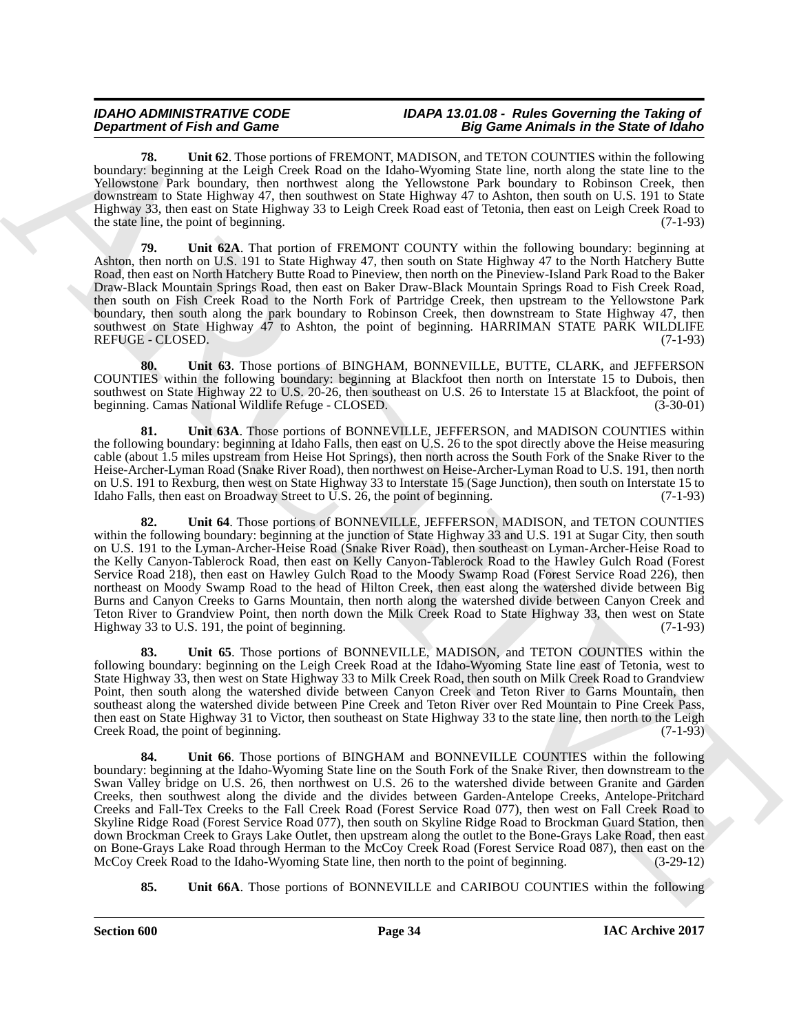**78. Unit 62**. Those portions of FREMONT, MADISON, and TETON COUNTIES within the following boundary: beginning at the Leigh Creek Road on the Idaho-Wyoming State line, north along the state line to the Yellowstone Park boundary, then northwest along the Yellowstone Park boundary to Robinson Creek, then downstream to State Highway 47, then southwest on State Highway 47 to Ashton, then south on U.S. 191 to State Highway 33, then east on State Highway 33 to Leigh Creek Road east of Tetonia, then east on Leigh Creek Road to the state line, the point of beginning. (7-1-93)

**79. Unit 62A**. That portion of FREMONT COUNTY within the following boundary: beginning at Ashton, then north on U.S. 191 to State Highway 47, then south on State Highway 47 to the North Hatchery Butte Road, then east on North Hatchery Butte Road to Pineview, then north on the Pineview-Island Park Road to the Baker Draw-Black Mountain Springs Road, then east on Baker Draw-Black Mountain Springs Road to Fish Creek Road, then south on Fish Creek Road to the North Fork of Partridge Creek, then upstream to the Yellowstone Park boundary, then south along the park boundary to Robinson Creek, then downstream to State Highway 47, then southwest on State Highway 47 to Ashton, the point of beginning. HARRIMAN STATE PARK WILDLIFE REFUGE - CLOSED. (7-1-93)

**80. Unit 63**. Those portions of BINGHAM, BONNEVILLE, BUTTE, CLARK, and JEFFERSON COUNTIES within the following boundary: beginning at Blackfoot then north on Interstate 15 to Dubois, then southwest on State Highway 22 to U.S. 20-26, then southeast on U.S. 26 to Interstate 15 at Blackfoot, the point of beginning. Camas National Wildlife Refuge - CLOSED. (3-30-01)

**81. Unit 63A**. Those portions of BONNEVILLE, JEFFERSON, and MADISON COUNTIES within the following boundary: beginning at Idaho Falls, then east on U.S. 26 to the spot directly above the Heise measuring cable (about 1.5 miles upstream from Heise Hot Springs), then north across the South Fork of the Snake River to the Heise-Archer-Lyman Road (Snake River Road), then northwest on Heise-Archer-Lyman Road to U.S. 191, then north on U.S. 191 to Rexburg, then west on State Highway 33 to Interstate 15 (Sage Junction), then south on Interstate 15 to Idaho Falls, then east on Broadway Street to U.S. 26, the point of beginning. (7-1-93)

**82. Unit 64**. Those portions of BONNEVILLE, JEFFERSON, MADISON, and TETON COUNTIES within the following boundary: beginning at the junction of State Highway 33 and U.S. 191 at Sugar City, then south on U.S. 191 to the Lyman-Archer-Heise Road (Snake River Road), then southeast on Lyman-Archer-Heise Road to the Kelly Canyon-Tablerock Road, then east on Kelly Canyon-Tablerock Road to the Hawley Gulch Road (Forest Service Road 218), then east on Hawley Gulch Road to the Moody Swamp Road (Forest Service Road 226), then northeast on Moody Swamp Road to the head of Hilton Creek, then east along the watershed divide between Big Burns and Canyon Creeks to Garns Mountain, then north along the watershed divide between Canyon Creek and Teton River to Grandview Point, then north down the Milk Creek Road to State Highway 33, then west on State Highway 33 to U.S. 191, the point of beginning. (7-1-93)

**83. Unit 65**. Those portions of BONNEVILLE, MADISON, and TETON COUNTIES within the following boundary: beginning on the Leigh Creek Road at the Idaho-Wyoming State line east of Tetonia, west to State Highway 33, then west on State Highway 33 to Milk Creek Road, then south on Milk Creek Road to Grandview Point, then south along the watershed divide between Canyon Creek and Teton River to Garns Mountain, then southeast along the watershed divide between Pine Creek and Teton River over Red Mountain to Pine Creek Pass, then east on State Highway 31 to Victor, then southeast on State Highway 33 to the state line, then north to the Leigh Creek Road, the point of beginning. (7-1-93)

**84. Unit 66**. Those portions of BINGHAM and BONNEVILLE COUNTIES within the following boundary: beginning at the Idaho-Wyoming State line on the South Fork of the Snake River, then downstream to the Swan Valley bridge on U.S. 26, then northwest on U.S. 26 to the watershed divide between Granite and Garden Creeks, then southwest along the divide and the divides between Garden-Antelope Creeks, Antelope-Pritchard Creeks and Fall-Tex Creeks to the Fall Creek Road (Forest Service Road 077), then west on Fall Creek Road to Skyline Ridge Road (Forest Service Road 077), then south on Skyline Ridge Road to Brockman Guard Station, then down Brockman Creek to Grays Lake Outlet, then upstream along the outlet to the Bone-Grays Lake Road, then east on Bone-Grays Lake Road through Herman to the McCoy Creek Road (Forest Service Road 087), then east on the McCoy Creek Road to the Idaho-Wyoming State line, then north to the point of beginning. (3-29-12)

**85. Unit 66A**. Those portions of BONNEVILLE and CARIBOU COUNTIES within the following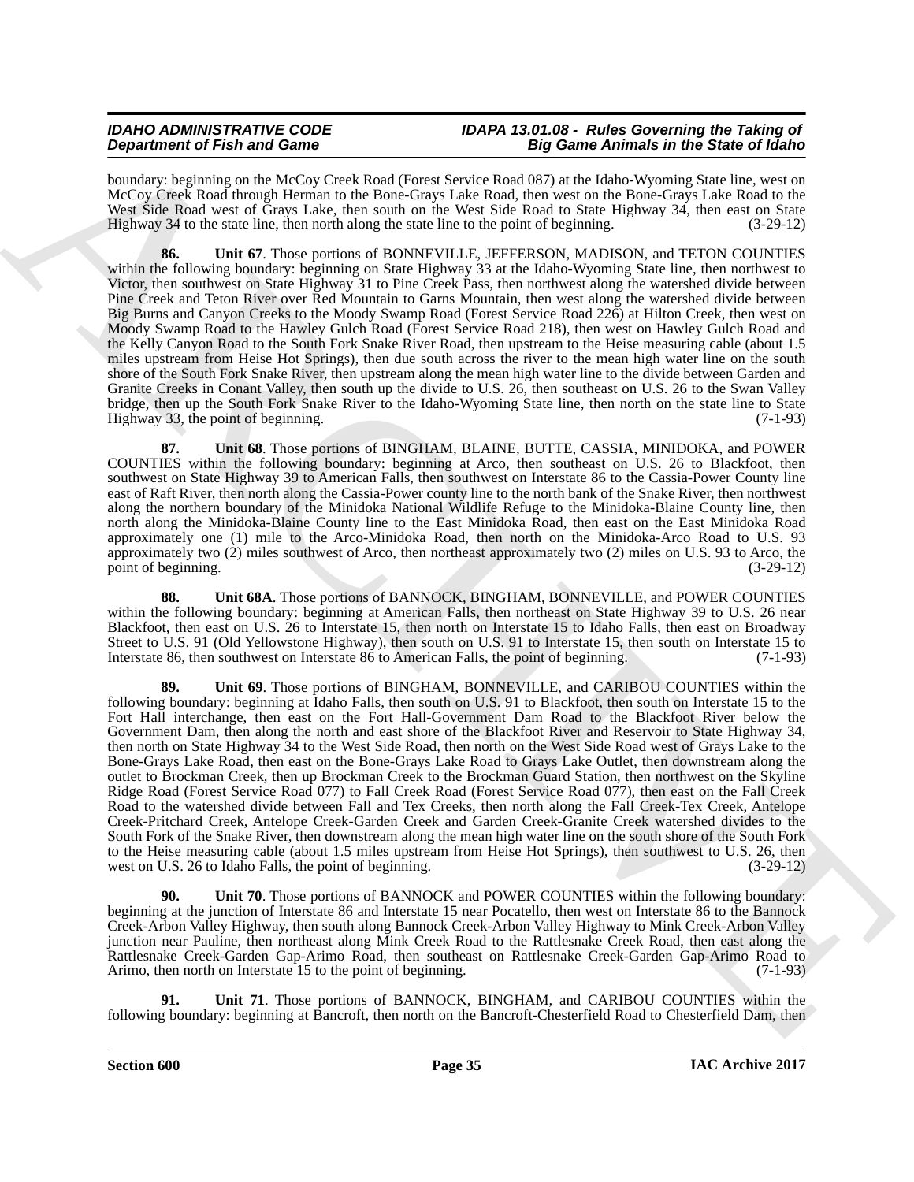boundary: beginning on the McCoy Creek Road (Forest Service Road 087) at the Idaho-Wyoming State line, west on McCoy Creek Road through Herman to the Bone-Grays Lake Road, then west on the Bone-Grays Lake Road to the West Side Road west of Grays Lake, then south on the West Side Road to State Highway 34, then east on State Highway 34 to the state line, then north along the state line to the point of beginning. (3-29-12)

**86. Unit 67**. Those portions of BONNEVILLE, JEFFERSON, MADISON, and TETON COUNTIES within the following boundary: beginning on State Highway 33 at the Idaho-Wyoming State line, then northwest to Victor, then southwest on State Highway 31 to Pine Creek Pass, then northwest along the watershed divide between Pine Creek and Teton River over Red Mountain to Garns Mountain, then west along the watershed divide between Big Burns and Canyon Creeks to the Moody Swamp Road (Forest Service Road 226) at Hilton Creek, then west on Moody Swamp Road to the Hawley Gulch Road (Forest Service Road 218), then west on Hawley Gulch Road and the Kelly Canyon Road to the South Fork Snake River Road, then upstream to the Heise measuring cable (about 1.5 miles upstream from Heise Hot Springs), then due south across the river to the mean high water line on the south shore of the South Fork Snake River, then upstream along the mean high water line to the divide between Garden and Granite Creeks in Conant Valley, then south up the divide to U.S. 26, then southeast on U.S. 26 to the Swan Valley bridge, then up the South Fork Snake River to the Idaho-Wyoming State line, then north on the state line to State Highway 33, the point of beginning. (7-1-93)

**87. Unit 68**. Those portions of BINGHAM, BLAINE, BUTTE, CASSIA, MINIDOKA, and POWER COUNTIES within the following boundary: beginning at Arco, then southeast on U.S. 26 to Blackfoot, then southwest on State Highway 39 to American Falls, then southwest on Interstate 86 to the Cassia-Power County line east of Raft River, then north along the Cassia-Power county line to the north bank of the Snake River, then northwest along the northern boundary of the Minidoka National Wildlife Refuge to the Minidoka-Blaine County line, then north along the Minidoka-Blaine County line to the East Minidoka Road, then east on the East Minidoka Road approximately one (1) mile to the Arco-Minidoka Road, then north on the Minidoka-Arco Road to U.S. 93 approximately two (2) miles southwest of Arco, then northeast approximately two (2) miles on U.S. 93 to Arco, the point of beginning. (3-29-12)

**88. Unit 68A**. Those portions of BANNOCK, BINGHAM, BONNEVILLE, and POWER COUNTIES within the following boundary: beginning at American Falls, then northeast on State Highway 39 to U.S. 26 near Blackfoot, then east on U.S. 26 to Interstate 15, then north on Interstate 15 to Idaho Falls, then east on Broadway Street to U.S. 91 (Old Yellowstone Highway), then south on U.S. 91 to Interstate 15, then south on Interstate 15 to Interstate 86, then southwest on Interstate 86 to American Falls, the point of beginning. (7-1-93)

**89. Unit 69**. Those portions of BINGHAM, BONNEVILLE, and CARIBOU COUNTIES within the following boundary: beginning at Idaho Falls, then south on U.S. 91 to Blackfoot, then south on Interstate 15 to the Fort Hall interchange, then east on the Fort Hall-Government Dam Road to the Blackfoot River below the Government Dam, then along the north and east shore of the Blackfoot River and Reservoir to State Highway 34, then north on State Highway 34 to the West Side Road, then north on the West Side Road west of Grays Lake to the Bone-Grays Lake Road, then east on the Bone-Grays Lake Road to Grays Lake Outlet, then downstream along the outlet to Brockman Creek, then up Brockman Creek to the Brockman Guard Station, then northwest on the Skyline Ridge Road (Forest Service Road 077) to Fall Creek Road (Forest Service Road 077), then east on the Fall Creek Road to the watershed divide between Fall and Tex Creeks, then north along the Fall Creek-Tex Creek, Antelope Creek-Pritchard Creek, Antelope Creek-Garden Creek and Garden Creek-Granite Creek watershed divides to the South Fork of the Snake River, then downstream along the mean high water line on the south shore of the South Fork to the Heise measuring cable (about 1.5 miles upstream from Heise Hot Springs), then southwest to U.S. 26, then west on U.S. 26 to Idaho Falls, the point of beginning. (3-29-12)

**90. Unit 70**. Those portions of BANNOCK and POWER COUNTIES within the following boundary: beginning at the junction of Interstate 86 and Interstate 15 near Pocatello, then west on Interstate 86 to the Bannock Creek-Arbon Valley Highway, then south along Bannock Creek-Arbon Valley Highway to Mink Creek-Arbon Valley junction near Pauline, then northeast along Mink Creek Road to the Rattlesnake Creek Road, then east along the Rattlesnake Creek-Garden Gap-Arimo Road, then southeast on Rattlesnake Creek-Garden Gap-Arimo Road to Arimo, then north on Interstate 15 to the point of beginning. (7-1-93)

**91. Unit 71**. Those portions of BANNOCK, BINGHAM, and CARIBOU COUNTIES within the following boundary: beginning at Bancroft, then north on the Bancroft-Chesterfield Road to Chesterfield Dam, then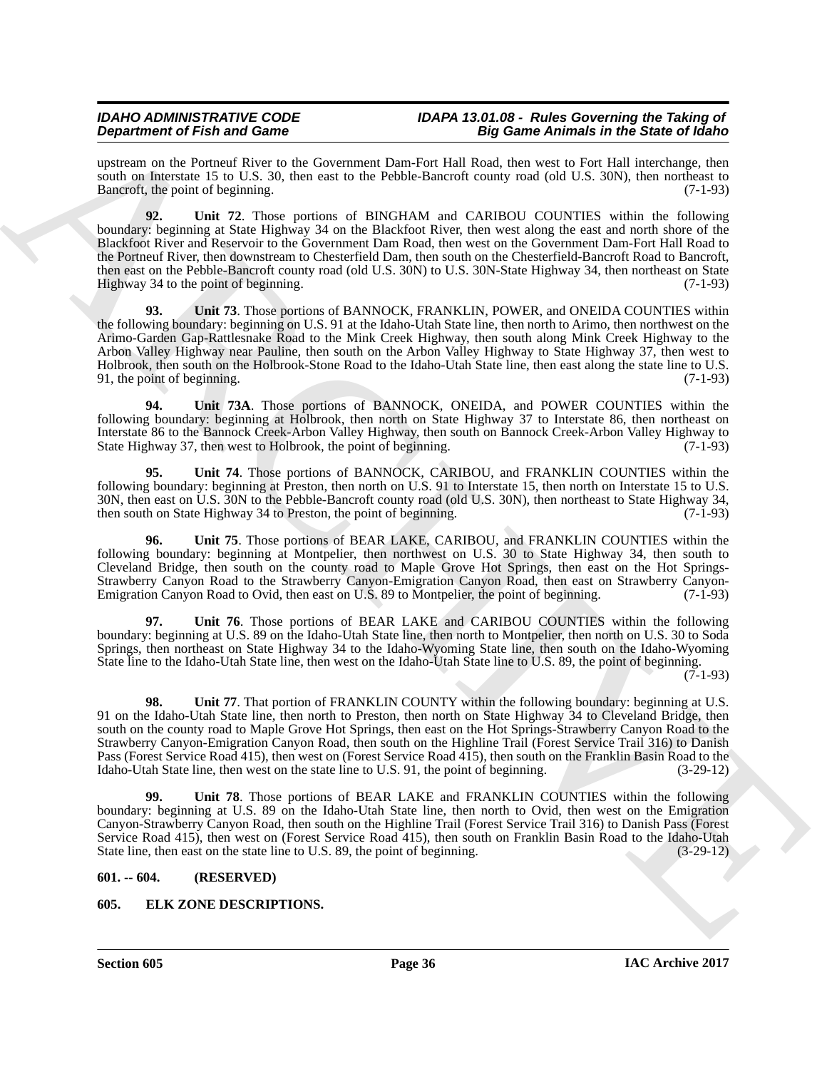upstream on the Portneuf River to the Government Dam-Fort Hall Road, then west to Fort Hall interchange, then south on Interstate 15 to U.S. 30, then east to the Pebble-Bancroft county road (old U.S. 30N), then northeast to Bancroft, the point of beginning. (7-1-93)

**92. Unit 72**. Those portions of BINGHAM and CARIBOU COUNTIES within the following boundary: beginning at State Highway 34 on the Blackfoot River, then west along the east and north shore of the Blackfoot River and Reservoir to the Government Dam Road, then west on the Government Dam-Fort Hall Road to the Portneuf River, then downstream to Chesterfield Dam, then south on the Chesterfield-Bancroft Road to Bancroft, then east on the Pebble-Bancroft county road (old U.S. 30N) to U.S. 30N-State Highway 34, then northeast on State Highway 34 to the point of beginning. (7-1-93)

**93. Unit 73**. Those portions of BANNOCK, FRANKLIN, POWER, and ONEIDA COUNTIES within the following boundary: beginning on U.S. 91 at the Idaho-Utah State line, then north to Arimo, then northwest on the Arimo-Garden Gap-Rattlesnake Road to the Mink Creek Highway, then south along Mink Creek Highway to the Arbon Valley Highway near Pauline, then south on the Arbon Valley Highway to State Highway 37, then west to Holbrook, then south on the Holbrook-Stone Road to the Idaho-Utah State line, then east along the state line to U.S. 91, the point of beginning. (7-1-93)

**94. Unit 73A**. Those portions of BANNOCK, ONEIDA, and POWER COUNTIES within the following boundary: beginning at Holbrook, then north on State Highway 37 to Interstate 86, then northeast on Interstate 86 to the Bannock Creek-Arbon Valley Highway, then south on Bannock Creek-Arbon Valley Highway to State Highway 37, then west to Holbrook, the point of beginning. (7-1-93)

**95. Unit 74**. Those portions of BANNOCK, CARIBOU, and FRANKLIN COUNTIES within the following boundary: beginning at Preston, then north on U.S. 91 to Interstate 15, then north on Interstate 15 to U.S. 30N, then east on U.S. 30N to the Pebble-Bancroft county road (old U.S. 30N), then northeast to State Highway 34, then south on State Highway 34 to Preston, the point of beginning. (7-1-93)

**96. Unit 75**. Those portions of BEAR LAKE, CARIBOU, and FRANKLIN COUNTIES within the following boundary: beginning at Montpelier, then northwest on U.S. 30 to State Highway 34, then south to Cleveland Bridge, then south on the county road to Maple Grove Hot Springs, then east on the Hot Springs-Strawberry Canyon Road to the Strawberry Canyon-Emigration Canyon Road, then east on Strawberry Canyon-Emigration Canyon Road to Ovid, then east on U.S. 89 to Montpelier, the point of beginning. (7-1-93)

**97. Unit 76**. Those portions of BEAR LAKE and CARIBOU COUNTIES within the following boundary: beginning at U.S. 89 on the Idaho-Utah State line, then north to Montpelier, then north on U.S. 30 to Soda Springs, then northeast on State Highway 34 to the Idaho-Wyoming State line, then south on the Idaho-Wyoming State line to the Idaho-Utah State line, then west on the Idaho-Utah State line to U.S. 89, the point of beginning. (7-1-93)

**98. Unit 77**. That portion of FRANKLIN COUNTY within the following boundary: beginning at U.S. 91 on the Idaho-Utah State line, then north to Preston, then north on State Highway 34 to Cleveland Bridge, then south on the county road to Maple Grove Hot Springs, then east on the Hot Springs-Strawberry Canyon Road to the Strawberry Canyon-Emigration Canyon Road, then south on the Highline Trail (Forest Service Trail 316) to Danish Pass (Forest Service Road 415), then west on (Forest Service Road 415), then south on the Franklin Basin Road to the Idaho-Utah State line, then west on the state line to U.S. 91, the point of beginning. (3-29-12)

**99. Unit 78**. Those portions of BEAR LAKE and FRANKLIN COUNTIES within the following boundary: beginning at U.S. 89 on the Idaho-Utah State line, then north to Ovid, then west on the Emigration Canyon-Strawberry Canyon Road, then south on the Highline Trail (Forest Service Trail 316) to Danish Pass (Forest Service Road 415), then west on (Forest Service Road 415), then south on Franklin Basin Road to the Idaho-Utah State line, then east on the state line to U.S. 89, the point of beginning. (3-29-12)

## 601. -- 604. (RESERVED)

## 605. ELK ZONE DESCRIPTIONS.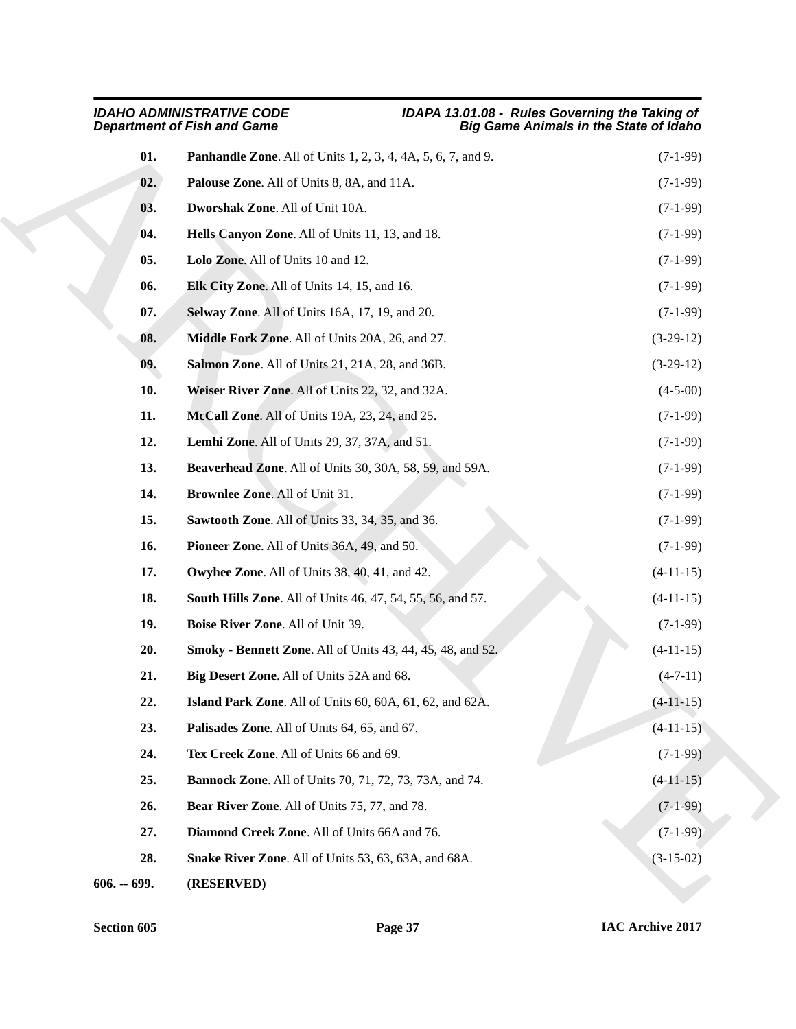**01. Panhandle Zone**. All of Units 1, 2, 3, 4, 4A, 5, 6, 7, and 9. (7-1-99)

**02. Palouse Zone**. All of Units 8, 8A, and 11A. (7-1-99)

**03. Dworshak Zone**. All of Unit 10A. (7-1-99)

**04. Hells Canyon Zone**. All of Units 11, 13, and 18. (7-1-99)

**05. Lolo Zone**. All of Units 10 and 12. (7-1-99)

**06. Elk City Zone**. All of Units 14, 15, and 16. (7-1-99)

**07. Selway Zone**. All of Units 16A, 17, 19, and 20. (7-1-99)

**08. Middle Fork Zone**. All of Units 20A, 26, and 27. (3-29-12)

**09. Salmon Zone**. All of Units 21, 21A, 28, and 36B. (3-29-12)

**10. Weiser River Zone**. All of Units 22, 32, and 32A. (4-5-00)

**11. McCall Zone**. All of Units 19A, 23, 24, and 25. (7-1-99)

**12. Lemhi Zone**. All of Units 29, 37, 37A, and 51. (7-1-99)

**13. Beaverhead Zone**. All of Units 30, 30A, 58, 59, and 59A. (7-1-99)

**14. Brownlee Zone**. All of Unit 31. (7-1-99)

**15. Sawtooth Zone**. All of Units 33, 34, 35, and 36. (7-1-99)

**16. Pioneer Zone**. All of Units 36A, 49, and 50. (7-1-99)

**17. Owyhee Zone**. All of Units 38, 40, 41, and 42. (4-11-15)

**18. South Hills Zone**. All of Units 46, 47, 54, 55, 56, and 57. (4-11-15)

**19. Boise River Zone**. All of Unit 39. (7-1-99)

**20. Smoky - Bennett Zone**. All of Units 43, 44, 45, 48, and 52. (4-11-15)

**21. Big Desert Zone**. All of Units 52A and 68. (4-7-11)

**22. Island Park Zone**. All of Units 60, 60A, 61, 62, and 62A. (4-11-15)

**23. Palisades Zone**. All of Units 64, 65, and 67. (4-11-15)

**24. Tex Creek Zone**. All of Units 66 and 69. (7-1-99)

**25. Bannock Zone**. All of Units 70, 71, 72, 73, 73A, and 74. (4-11-15)

**26. Bear River Zone**. All of Units 75, 77, and 78. (7-1-99)

**27. Diamond Creek Zone**. All of Units 66A and 76. (7-1-99)

**28. Snake River Zone**. All of Units 53, 63, 63A, and 68A. (3-15-02)

**606. -- 699. (RESERVED)**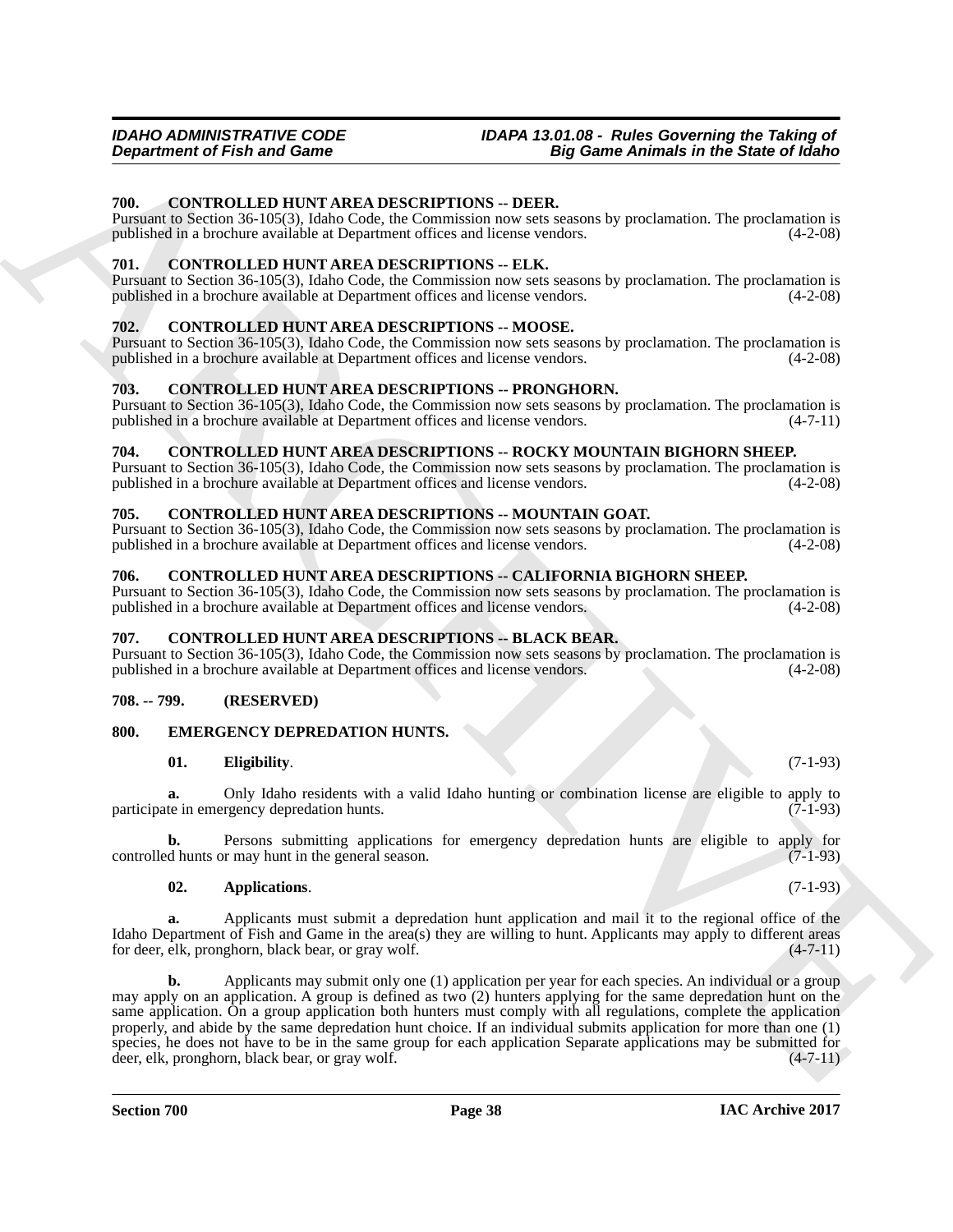## 700. CONTROLLED HUNT AREA DESCRIPTIONS -- DEER.

Pursuant to Section 36-105(3), Idaho Code, the Commission now sets seasons by proclamation. The proclamation is published in a brochure available at Department offices and license vendors. (4-2-08)

## 701. CONTROLLED HUNT AREA DESCRIPTIONS -- ELK.

Pursuant to Section 36-105(3), Idaho Code, the Commission now sets seasons by proclamation. The proclamation is published in a brochure available at Department offices and license vendors. (4-2-08)

## 702. CONTROLLED HUNT AREA DESCRIPTIONS -- MOOSE.

Pursuant to Section 36-105(3), Idaho Code, the Commission now sets seasons by proclamation. The proclamation is published in a brochure available at Department offices and license vendors. (4-2-08)

## 703. CONTROLLED HUNT AREA DESCRIPTIONS -- PRONGHORN.

Pursuant to Section 36-105(3), Idaho Code, the Commission now sets seasons by proclamation. The proclamation is published in a brochure available at Department offices and license vendors. (4-7-11)

## 704. CONTROLLED HUNT AREA DESCRIPTIONS -- ROCKY MOUNTAIN BIGHORN SHEEP.

Pursuant to Section 36-105(3), Idaho Code, the Commission now sets seasons by proclamation. The proclamation is published in a brochure available at Department offices and license vendors. (4-2-08)

## 705. CONTROLLED HUNT AREA DESCRIPTIONS -- MOUNTAIN GOAT.

Pursuant to Section 36-105(3), Idaho Code, the Commission now sets seasons by proclamation. The proclamation is published in a brochure available at Department offices and license vendors. (4-2-08)

## 706. CONTROLLED HUNT AREA DESCRIPTIONS -- CALIFORNIA BIGHORN SHEEP.

Pursuant to Section 36-105(3), Idaho Code, the Commission now sets seasons by proclamation. The proclamation is published in a brochure available at Department offices and license vendors. (4-2-08)

## 707. CONTROLLED HUNT AREA DESCRIPTIONS -- BLACK BEAR.

Pursuant to Section 36-105(3), Idaho Code, the Commission now sets seasons by proclamation. The proclamation is published in a brochure available at Department offices and license vendors. (4-2-08)

## 708. -- 799. (RESERVED)

## 800. EMERGENCY DEPREDATION HUNTS.

**01. Eligibility**. (7-1-93)

**a.** Only Idaho residents with a valid Idaho hunting or combination license are eligible to apply to participate in emergency depredation hunts. (7-1-93)

**b.** Persons submitting applications for emergency depredation hunts are eligible to apply for controlled hunts or may hunt in the general season. (7-1-93)

**02. Applications**. (7-1-93)

**a.** Applicants must submit a depredation hunt application and mail it to the regional office of the Idaho Department of Fish and Game in the area(s) they are willing to hunt. Applicants may apply to different areas for deer, elk, pronghorn, black bear, or gray wolf. (4-7-11)

**b.** Applicants may submit only one (1) application per year for each species. An individual or a group may apply on an application. A group is defined as two (2) hunters applying for the same depredation hunt on the same application. On a group application both hunters must comply with all regulations, complete the application properly, and abide by the same depredation hunt choice. If an individual submits application for more than one (1) species, he does not have to be in the same group for each application Separate applications may be submitted for deer, elk, pronghorn, black bear, or gray wolf. (4-7-11)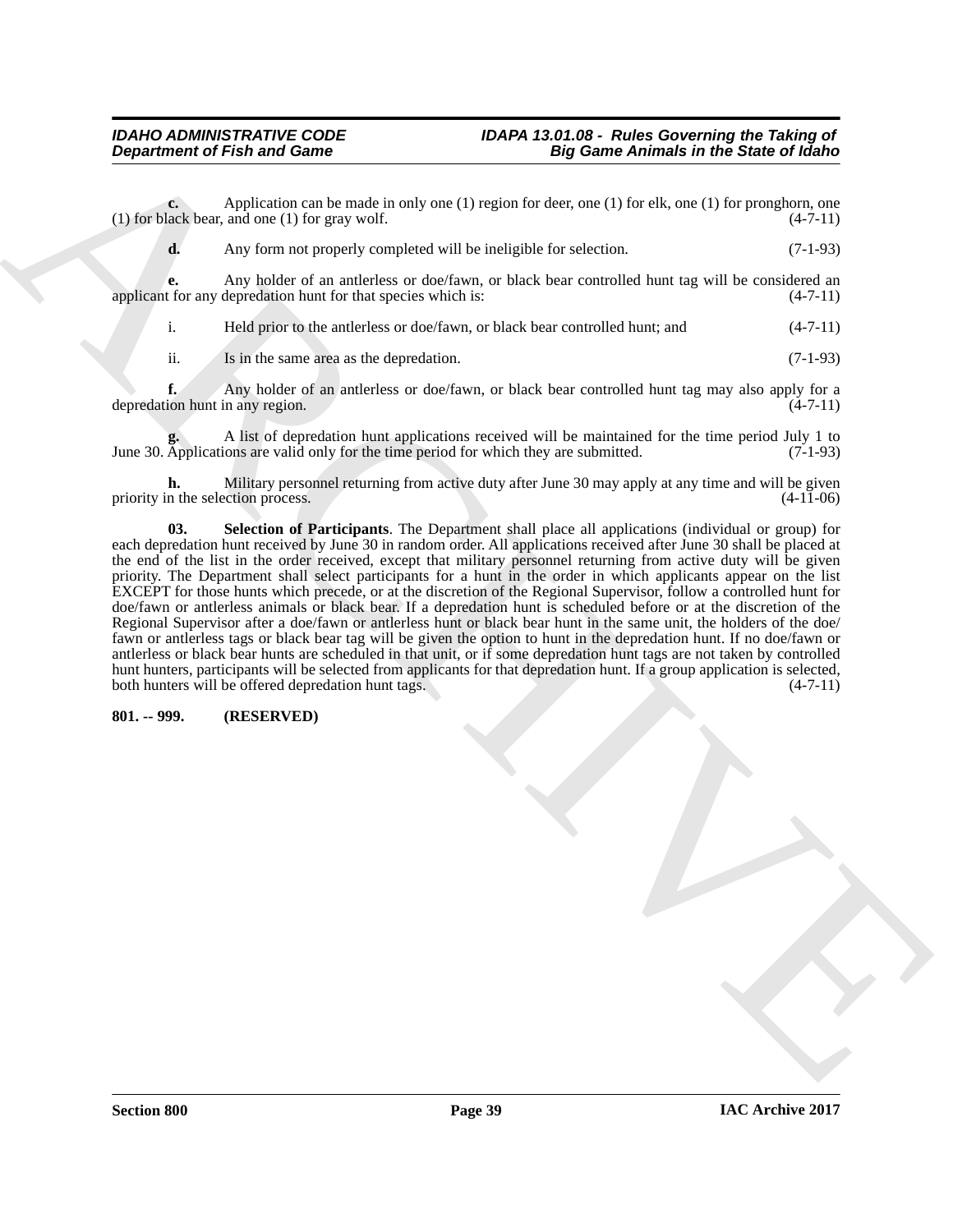**c.** Application can be made in only one (1) region for deer, one (1) for elk, one (1) for pronghorn, one (1) for black bear, and one (1) for gray wolf. (4-7-11)

**d.** Any form not properly completed will be ineligible for selection. (7-1-93)

**e.** Any holder of an antlerless or doe/fawn, or black bear controlled hunt tag will be considered an applicant for any depredation hunt for that species which is: (4-7-11)

i. Held prior to the antlerless or doe/fawn, or black bear controlled hunt; and (4-7-11)

ii. Is in the same area as the depredation. (7-1-93)

**f.** Any holder of an antlerless or doe/fawn, or black bear controlled hunt tag may also apply for a depredation hunt in any region. (4-7-11)

**g.** A list of depredation hunt applications received will be maintained for the time period July 1 to June 30. Applications are valid only for the time period for which they are submitted. (7-1-93)

**h.** Military personnel returning from active duty after June 30 may apply at any time and will be given priority in the selection process. (4-11-06)

**03. Selection of Participants**. The Department shall place all applications (individual or group) for each depredation hunt received by June 30 in random order. All applications received after June 30 shall be placed at the end of the list in the order received, except that military personnel returning from active duty will be given priority. The Department shall select participants for a hunt in the order in which applicants appear on the list EXCEPT for those hunts which precede, or at the discretion of the Regional Supervisor, follow a controlled hunt for doe/fawn or antlerless animals or black bear. If a depredation hunt is scheduled before or at the discretion of the Regional Supervisor after a doe/fawn or antlerless hunt or black bear hunt in the same unit, the holders of the doe/fawn or antlerless tags or black bear tag will be given the option to hunt in the depredation hunt. If no doe/fawn or antlerless or black bear hunts are scheduled in that unit, or if some depredation hunt tags are not taken by controlled hunt hunters, participants will be selected from applicants for that depredation hunt. If a group application is selected, both hunters will be offered depredation hunt tags. (4-7-11)

**801. -- 999. (RESERVED)**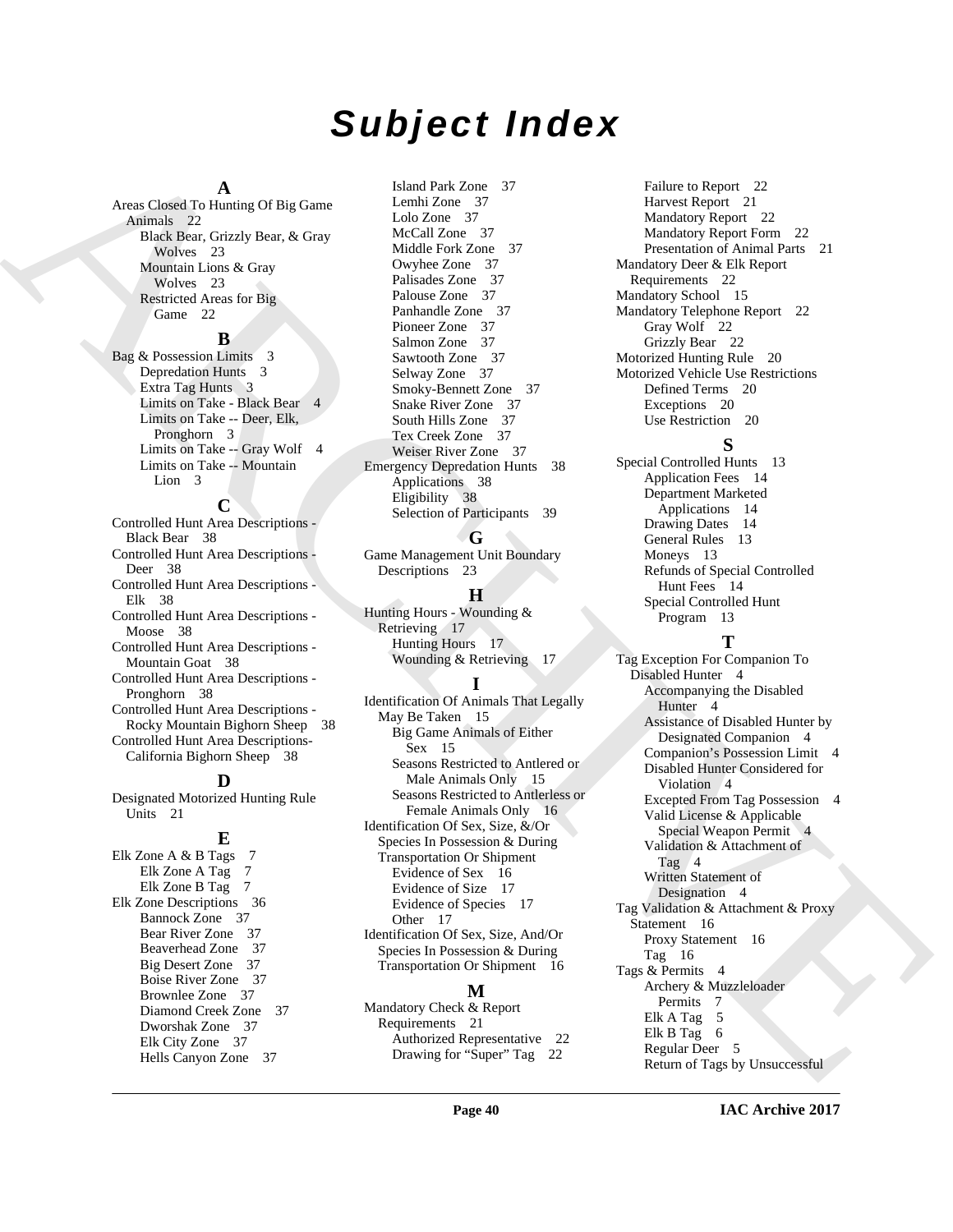# Subject Index

## A

Areas Closed To Hunting Of Big Game Animals 22
- Black Bear, Grizzly Bear, & Gray Wolves 23
- Mountain Lions & Gray Wolves 23
- Restricted Areas for Big Game 22

## B

Bag & Possession Limits 3
- Depredation Hunts 3
- Extra Tag Hunts 3
- Limits on Take - Black Bear 4
- Limits on Take -- Deer, Elk, Pronghorn 3
- Limits on Take -- Gray Wolf 4
- Limits on Take -- Mountain Lion 3

## C

Controlled Hunt Area Descriptions - Black Bear 38

Controlled Hunt Area Descriptions - Deer 38

Controlled Hunt Area Descriptions - Elk 38

Controlled Hunt Area Descriptions - Moose 38

Controlled Hunt Area Descriptions - Mountain Goat 38

Controlled Hunt Area Descriptions - Pronghorn 38

Controlled Hunt Area Descriptions - Rocky Mountain Bighorn Sheep 38

Controlled Hunt Area Descriptions- California Bighorn Sheep 38

## D

Designated Motorized Hunting Rule Units 21

## E

Elk Zone A & B Tags 7
- Elk Zone A Tag 7
- Elk Zone B Tag 7

Elk Zone Descriptions 36
- Bannock Zone 37
- Bear River Zone 37
- Beaverhead Zone 37
- Big Desert Zone 37
- Boise River Zone 37
- Brownlee Zone 37
- Diamond Creek Zone 37
- Dworshak Zone 37
- Elk City Zone 37
- Hells Canyon Zone 37
- Island Park Zone 37
- Lemhi Zone 37
- Lolo Zone 37
- McCall Zone 37
- Middle Fork Zone 37
- Owyhee Zone 37
- Palisades Zone 37
- Palouse Zone 37
- Panhandle Zone 37
- Pioneer Zone 37
- Salmon Zone 37
- Sawtooth Zone 37
- Selway Zone 37
- Smoky-Bennett Zone 37
- Snake River Zone 37
- South Hills Zone 37
- Tex Creek Zone 37
- Weiser River Zone 37

Emergency Depredation Hunts 38
- Applications 38
- Eligibility 38
- Selection of Participants 39

## G

Game Management Unit Boundary Descriptions 23

## H

Hunting Hours - Wounding & Retrieving 17
- Hunting Hours 17
- Wounding & Retrieving 17

## I

Identification Of Animals That Legally May Be Taken 15
- Big Game Animals of Either Sex 15
- Seasons Restricted to Antlered or Male Animals Only 15
- Seasons Restricted to Antlerless or Female Animals Only 16

Identification Of Sex, Size, &/Or Species In Possession & During Transportation Or Shipment
- Evidence of Sex 16
- Evidence of Size 17
- Evidence of Species 17
- Other 17

Identification Of Sex, Size, And/Or Species In Possession & During Transportation Or Shipment 16

## M

Mandatory Check & Report Requirements 21
- Authorized Representative 22
- Drawing for "Super" Tag 22
- Failure to Report 22
- Harvest Report 21
- Mandatory Report 22
- Mandatory Report Form 22
- Presentation of Animal Parts 21

Mandatory Deer & Elk Report Requirements 22

Mandatory School 15

Mandatory Telephone Report 22
- Gray Wolf 22
- Grizzly Bear 22

Motorized Hunting Rule 20

Motorized Vehicle Use Restrictions
- Defined Terms 20
- Exceptions 20
- Use Restriction 20

## S

Special Controlled Hunts 13
- Application Fees 14
- Department Marketed Applications 14
- Drawing Dates 14
- General Rules 13
- Moneys 13
- Refunds of Special Controlled Hunt Fees 14
- Special Controlled Hunt Program 13

## T

Tag Exception For Companion To Disabled Hunter 4
- Accompanying the Disabled Hunter 4
- Assistance of Disabled Hunter by Designated Companion 4
- Companion's Possession Limit 4
- Disabled Hunter Considered for Violation 4
- Excepted From Tag Possession 4
- Valid License & Applicable Special Weapon Permit 4
- Validation & Attachment of Tag 4
- Written Statement of Designation 4

Tag Validation & Attachment & Proxy Statement 16
- Proxy Statement 16
- Tag 16

Tags & Permits 4
- Archery & Muzzleloader Permits 7
- Elk A Tag 5
- Elk B Tag 6
- Regular Deer 5
- Return of Tags by Unsuccessful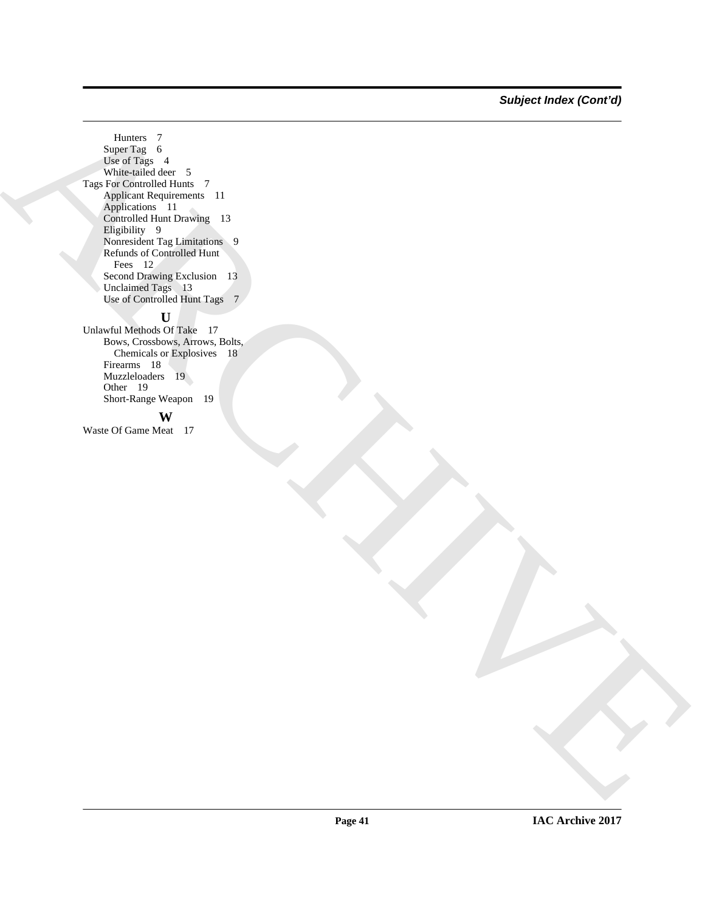Hunters 7
Super Tag 6
Use of Tags 4
White-tailed deer 5

Tags For Controlled Hunts 7
Applicant Requirements 11
Applications 11
Controlled Hunt Drawing 13
Eligibility 9
Nonresident Tag Limitations 9
Refunds of Controlled Hunt Fees 12
Second Drawing Exclusion 13
Unclaimed Tags 13
Use of Controlled Hunt Tags 7

## U

Unlawful Methods Of Take 17
Bows, Crossbows, Arrows, Bolts, Chemicals or Explosives 18
Firearms 18
Muzzleloaders 19
Other 19
Short-Range Weapon 19

## W

Waste Of Game Meat 17